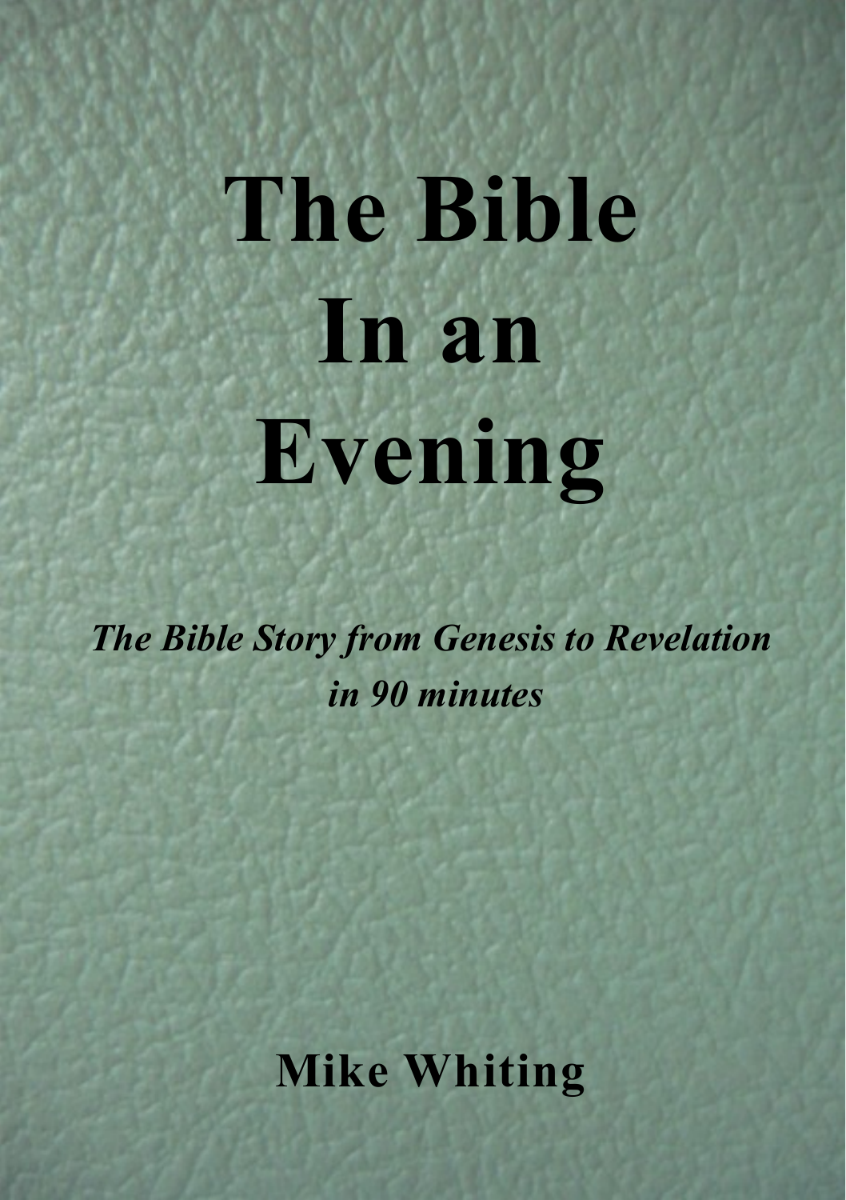# The Bible In an Evening

***The Bible Story from Genesis to Revelation in 90 minutes***

**Mike Whiting**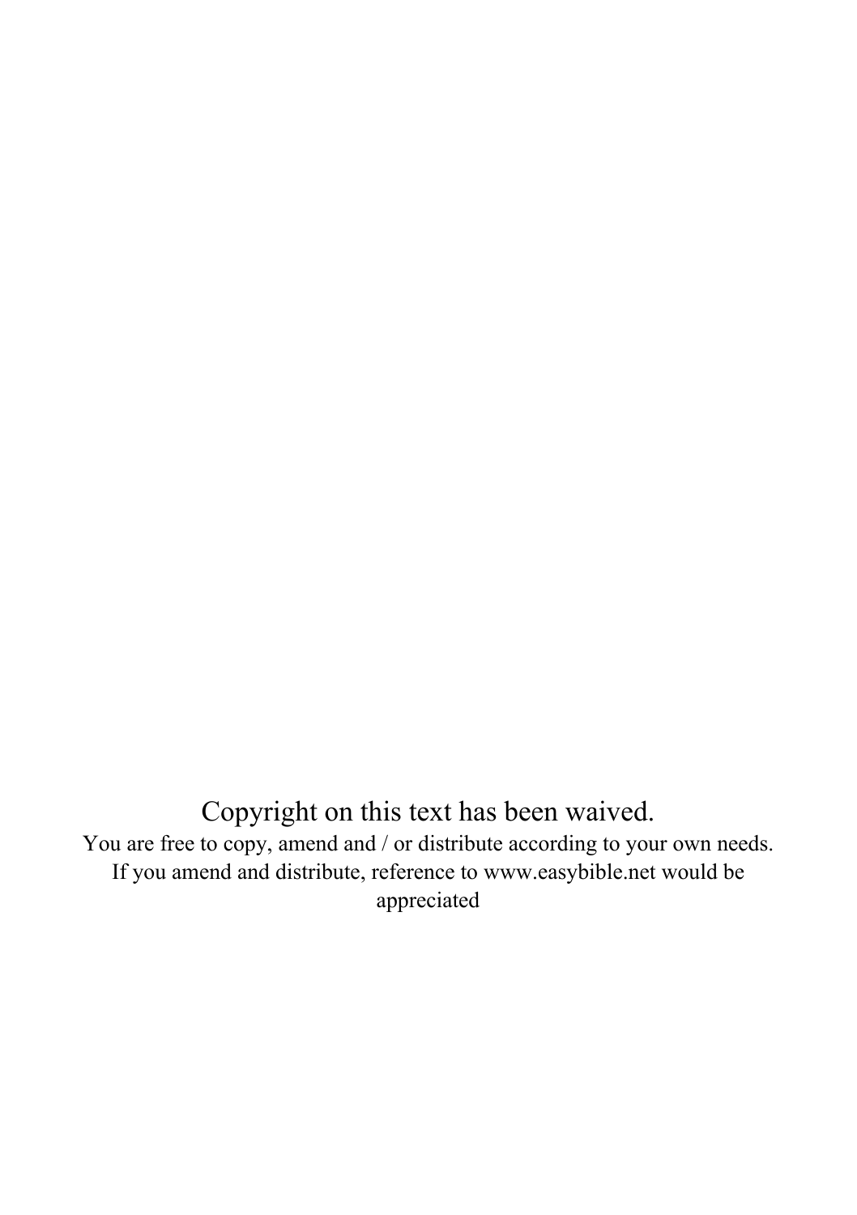Copyright on this text has been waived.

You are free to copy, amend and / or distribute according to your own needs.
If you amend and distribute, reference to www.easybible.net would be appreciated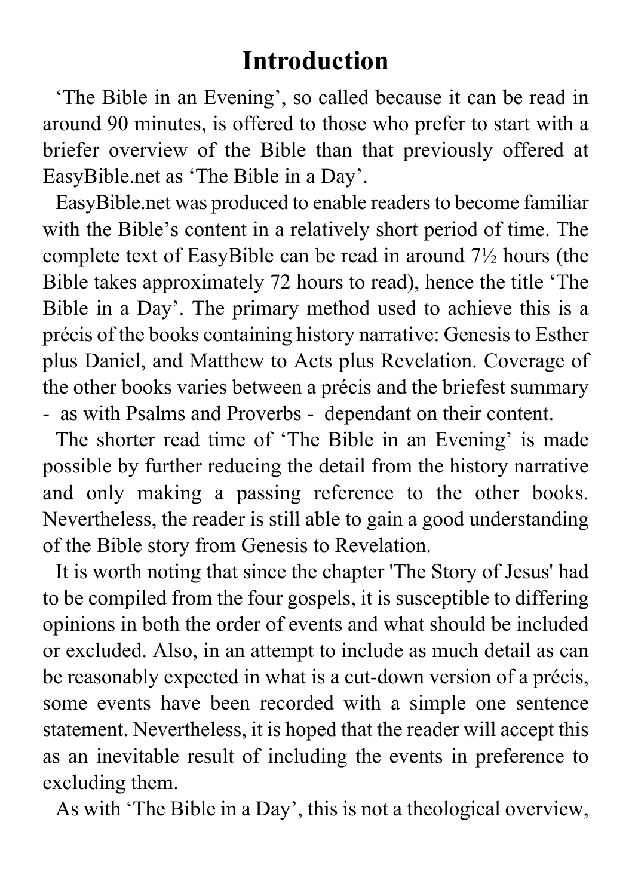# Introduction

'The Bible in an Evening', so called because it can be read in around 90 minutes, is offered to those who prefer to start with a briefer overview of the Bible than that previously offered at EasyBible.net as 'The Bible in a Day'.

EasyBible.net was produced to enable readers to become familiar with the Bible's content in a relatively short period of time. The complete text of EasyBible can be read in around 7½ hours (the Bible takes approximately 72 hours to read), hence the title 'The Bible in a Day'. The primary method used to achieve this is a précis of the books containing history narrative: Genesis to Esther plus Daniel, and Matthew to Acts plus Revelation. Coverage of the other books varies between a précis and the briefest summary - as with Psalms and Proverbs - dependant on their content.

The shorter read time of 'The Bible in an Evening' is made possible by further reducing the detail from the history narrative and only making a passing reference to the other books. Nevertheless, the reader is still able to gain a good understanding of the Bible story from Genesis to Revelation.

It is worth noting that since the chapter 'The Story of Jesus' had to be compiled from the four gospels, it is susceptible to differing opinions in both the order of events and what should be included or excluded. Also, in an attempt to include as much detail as can be reasonably expected in what is a cut-down version of a précis, some events have been recorded with a simple one sentence statement. Nevertheless, it is hoped that the reader will accept this as an inevitable result of including the events in preference to excluding them.

As with 'The Bible in a Day', this is not a theological overview,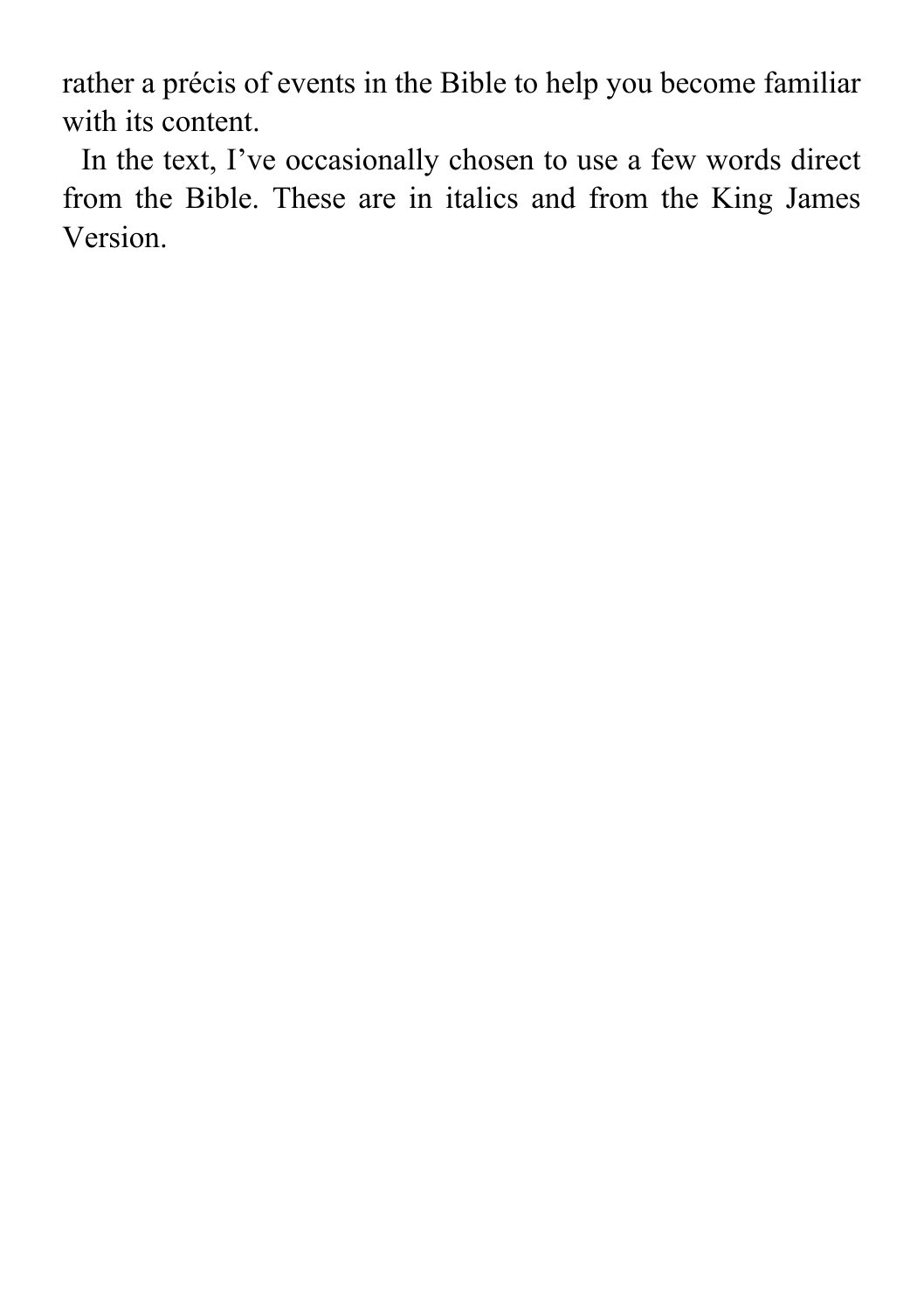rather a précis of events in the Bible to help you become familiar with its content.

In the text, I've occasionally chosen to use a few words direct from the Bible. These are in italics and from the King James Version.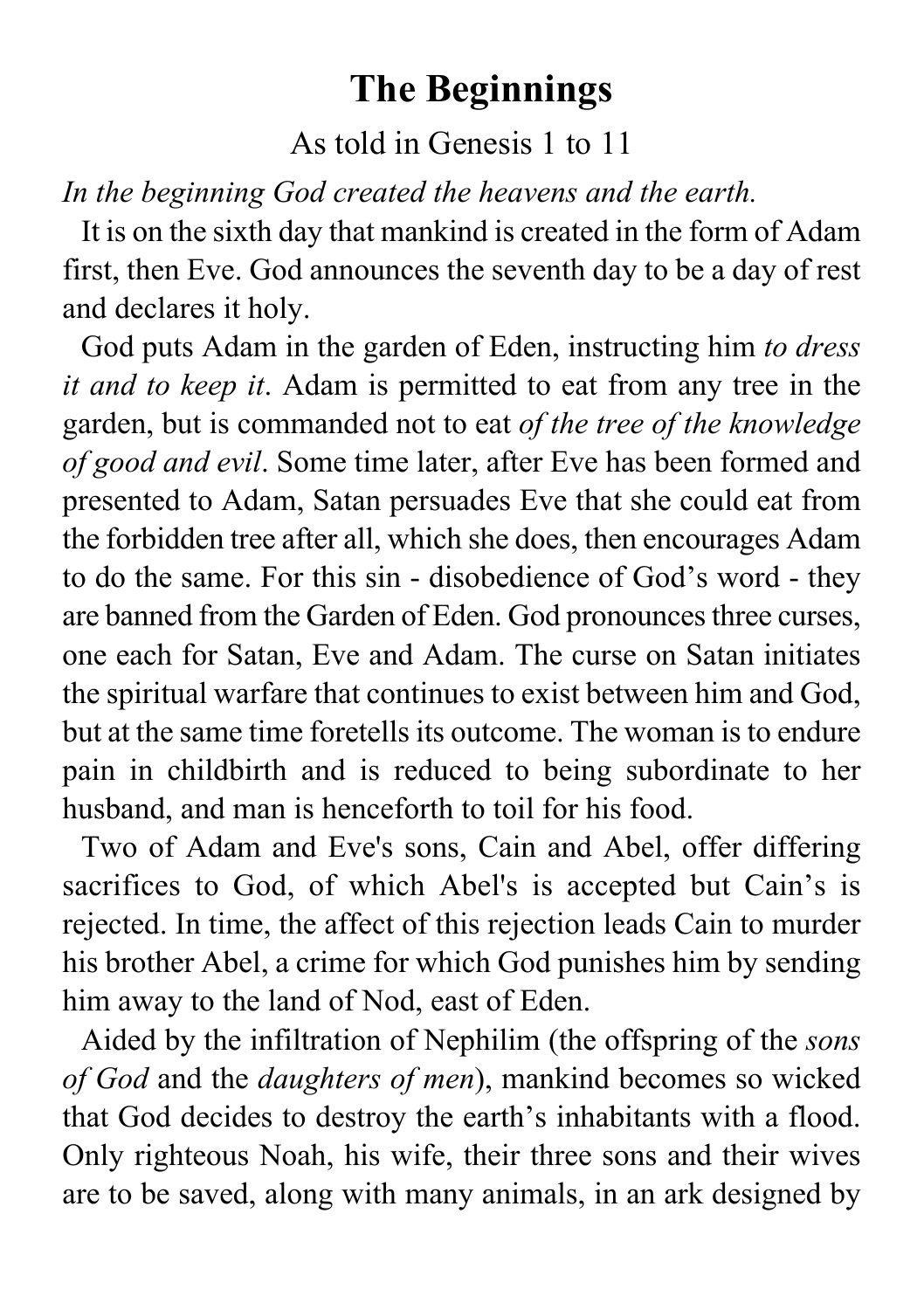# The Beginnings

As told in Genesis 1 to 11

*In the beginning God created the heavens and the earth.*

It is on the sixth day that mankind is created in the form of Adam first, then Eve. God announces the seventh day to be a day of rest and declares it holy.

God puts Adam in the garden of Eden, instructing him *to dress it and to keep it*. Adam is permitted to eat from any tree in the garden, but is commanded not to eat *of the tree of the knowledge of good and evil*. Some time later, after Eve has been formed and presented to Adam, Satan persuades Eve that she could eat from the forbidden tree after all, which she does, then encourages Adam to do the same. For this sin - disobedience of God's word - they are banned from the Garden of Eden. God pronounces three curses, one each for Satan, Eve and Adam. The curse on Satan initiates the spiritual warfare that continues to exist between him and God, but at the same time foretells its outcome. The woman is to endure pain in childbirth and is reduced to being subordinate to her husband, and man is henceforth to toil for his food.

Two of Adam and Eve's sons, Cain and Abel, offer differing sacrifices to God, of which Abel's is accepted but Cain's is rejected. In time, the affect of this rejection leads Cain to murder his brother Abel, a crime for which God punishes him by sending him away to the land of Nod, east of Eden.

Aided by the infiltration of Nephilim (the offspring of the *sons of God* and the *daughters of men*), mankind becomes so wicked that God decides to destroy the earth's inhabitants with a flood. Only righteous Noah, his wife, their three sons and their wives are to be saved, along with many animals, in an ark designed by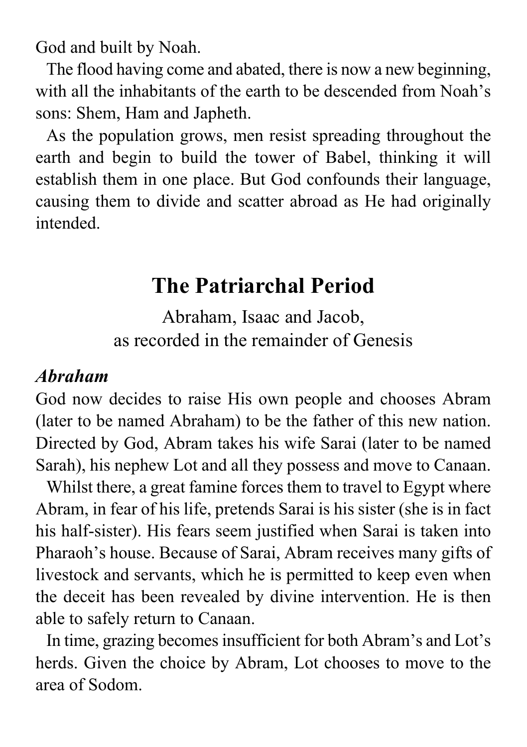God and built by Noah.

The flood having come and abated, there is now a new beginning, with all the inhabitants of the earth to be descended from Noah's sons: Shem, Ham and Japheth.

As the population grows, men resist spreading throughout the earth and begin to build the tower of Babel, thinking it will establish them in one place. But God confounds their language, causing them to divide and scatter abroad as He had originally intended.

## The Patriarchal Period

Abraham, Isaac and Jacob,
as recorded in the remainder of Genesis

### *Abraham*

God now decides to raise His own people and chooses Abram (later to be named Abraham) to be the father of this new nation. Directed by God, Abram takes his wife Sarai (later to be named Sarah), his nephew Lot and all they possess and move to Canaan.

Whilst there, a great famine forces them to travel to Egypt where Abram, in fear of his life, pretends Sarai is his sister (she is in fact his half-sister). His fears seem justified when Sarai is taken into Pharaoh's house. Because of Sarai, Abram receives many gifts of livestock and servants, which he is permitted to keep even when the deceit has been revealed by divine intervention. He is then able to safely return to Canaan.

In time, grazing becomes insufficient for both Abram's and Lot's herds. Given the choice by Abram, Lot chooses to move to the area of Sodom.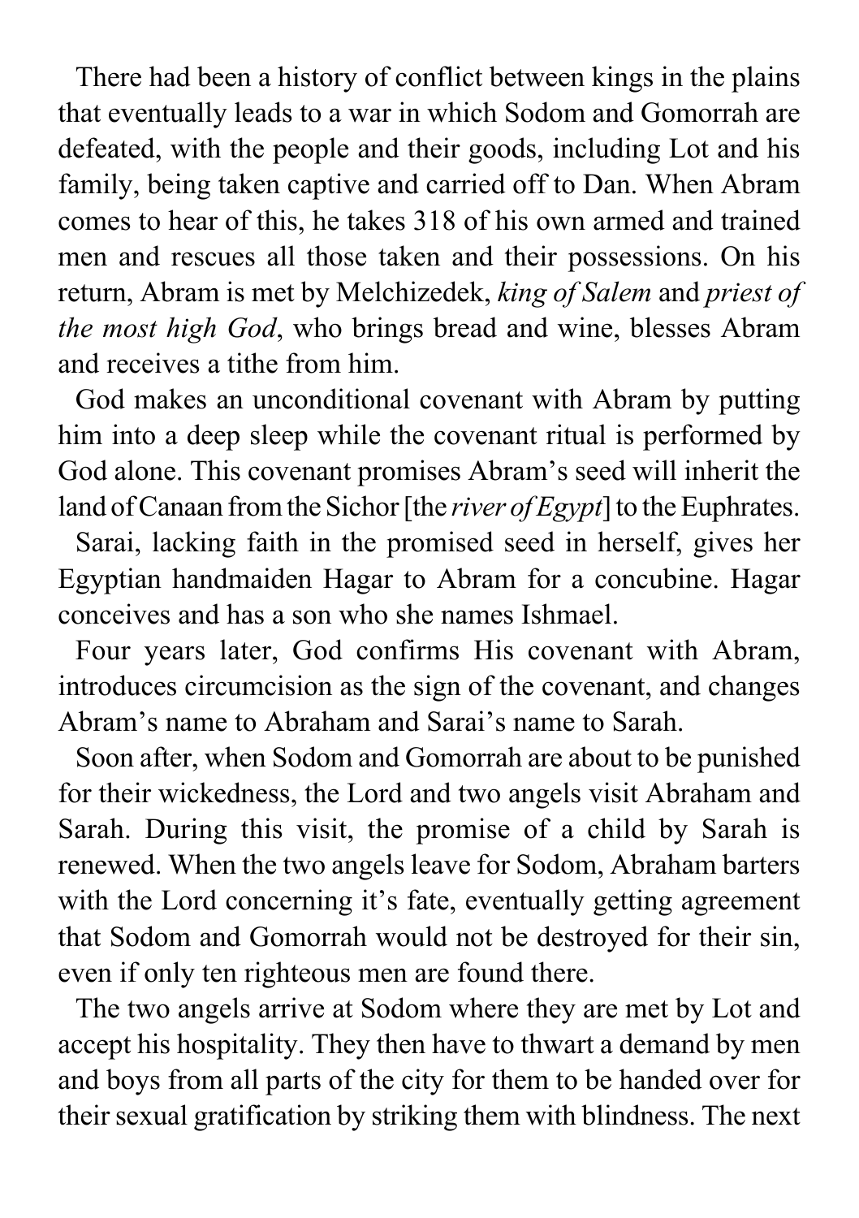There had been a history of conflict between kings in the plains that eventually leads to a war in which Sodom and Gomorrah are defeated, with the people and their goods, including Lot and his family, being taken captive and carried off to Dan. When Abram comes to hear of this, he takes 318 of his own armed and trained men and rescues all those taken and their possessions. On his return, Abram is met by Melchizedek, *king of Salem* and *priest of the most high God*, who brings bread and wine, blesses Abram and receives a tithe from him.

God makes an unconditional covenant with Abram by putting him into a deep sleep while the covenant ritual is performed by God alone. This covenant promises Abram's seed will inherit the land of Canaan from the Sichor [the *river of Egypt*] to the Euphrates.

Sarai, lacking faith in the promised seed in herself, gives her Egyptian handmaiden Hagar to Abram for a concubine. Hagar conceives and has a son who she names Ishmael.

Four years later, God confirms His covenant with Abram, introduces circumcision as the sign of the covenant, and changes Abram's name to Abraham and Sarai's name to Sarah.

Soon after, when Sodom and Gomorrah are about to be punished for their wickedness, the Lord and two angels visit Abraham and Sarah. During this visit, the promise of a child by Sarah is renewed. When the two angels leave for Sodom, Abraham barters with the Lord concerning it's fate, eventually getting agreement that Sodom and Gomorrah would not be destroyed for their sin, even if only ten righteous men are found there.

The two angels arrive at Sodom where they are met by Lot and accept his hospitality. They then have to thwart a demand by men and boys from all parts of the city for them to be handed over for their sexual gratification by striking them with blindness. The next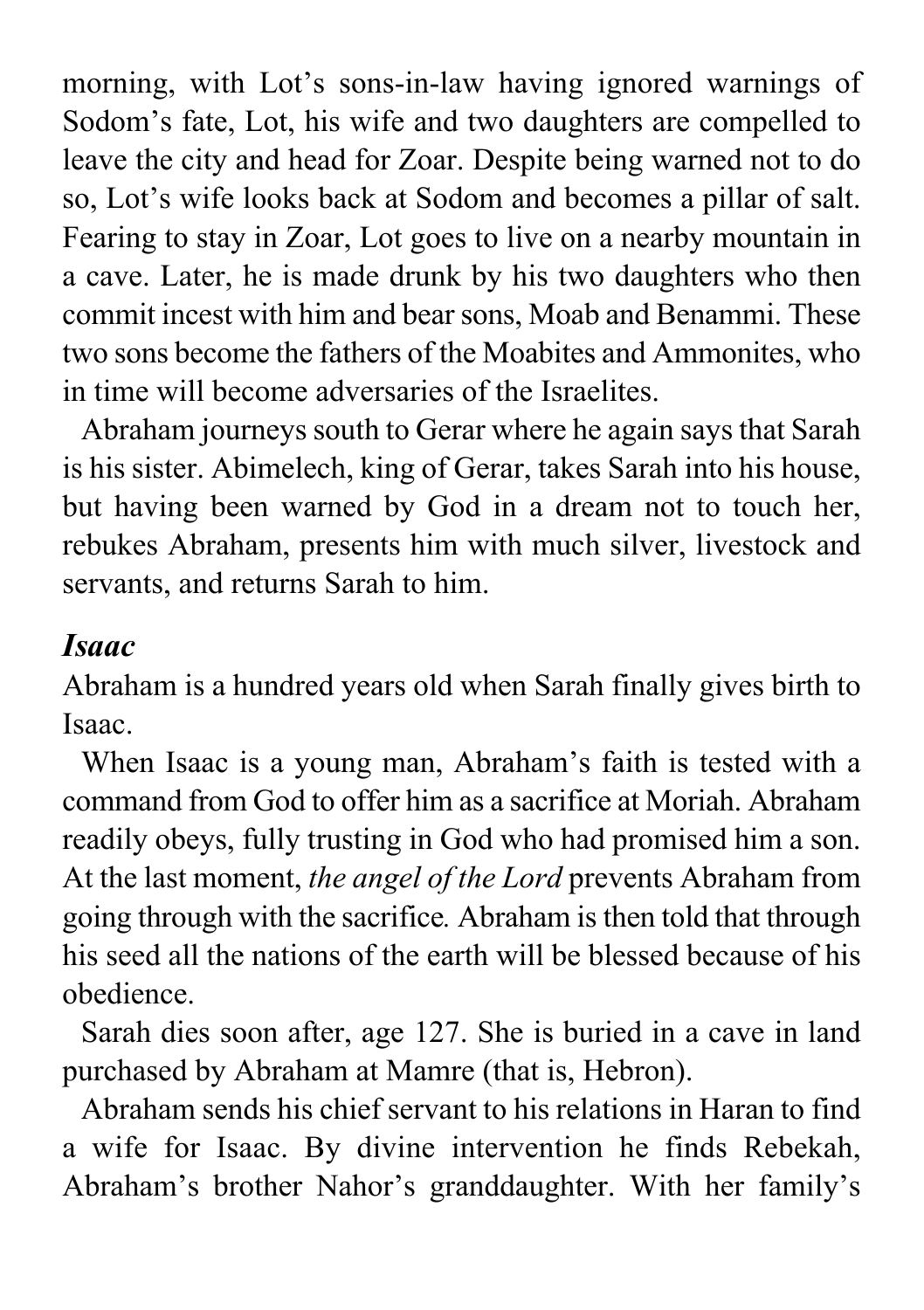morning, with Lot's sons-in-law having ignored warnings of Sodom's fate, Lot, his wife and two daughters are compelled to leave the city and head for Zoar. Despite being warned not to do so, Lot's wife looks back at Sodom and becomes a pillar of salt. Fearing to stay in Zoar, Lot goes to live on a nearby mountain in a cave. Later, he is made drunk by his two daughters who then commit incest with him and bear sons, Moab and Benammi. These two sons become the fathers of the Moabites and Ammonites, who in time will become adversaries of the Israelites.

Abraham journeys south to Gerar where he again says that Sarah is his sister. Abimelech, king of Gerar, takes Sarah into his house, but having been warned by God in a dream not to touch her, rebukes Abraham, presents him with much silver, livestock and servants, and returns Sarah to him.

### *Isaac*

Abraham is a hundred years old when Sarah finally gives birth to Isaac.

When Isaac is a young man, Abraham's faith is tested with a command from God to offer him as a sacrifice at Moriah. Abraham readily obeys, fully trusting in God who had promised him a son. At the last moment, *the angel of the Lord* prevents Abraham from going through with the sacrifice. Abraham is then told that through his seed all the nations of the earth will be blessed because of his obedience.

Sarah dies soon after, age 127. She is buried in a cave in land purchased by Abraham at Mamre (that is, Hebron).

Abraham sends his chief servant to his relations in Haran to find a wife for Isaac. By divine intervention he finds Rebekah, Abraham's brother Nahor's granddaughter. With her family's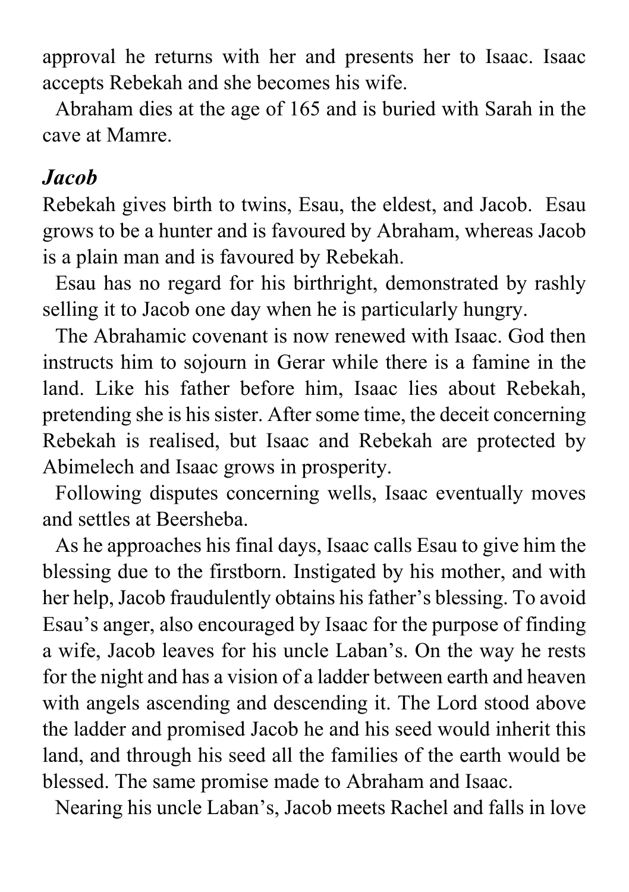approval he returns with her and presents her to Isaac. Isaac accepts Rebekah and she becomes his wife.

Abraham dies at the age of 165 and is buried with Sarah in the cave at Mamre.

### *Jacob*

Rebekah gives birth to twins, Esau, the eldest, and Jacob. Esau grows to be a hunter and is favoured by Abraham, whereas Jacob is a plain man and is favoured by Rebekah.

Esau has no regard for his birthright, demonstrated by rashly selling it to Jacob one day when he is particularly hungry.

The Abrahamic covenant is now renewed with Isaac. God then instructs him to sojourn in Gerar while there is a famine in the land. Like his father before him, Isaac lies about Rebekah, pretending she is his sister. After some time, the deceit concerning Rebekah is realised, but Isaac and Rebekah are protected by Abimelech and Isaac grows in prosperity.

Following disputes concerning wells, Isaac eventually moves and settles at Beersheba.

As he approaches his final days, Isaac calls Esau to give him the blessing due to the firstborn. Instigated by his mother, and with her help, Jacob fraudulently obtains his father's blessing. To avoid Esau's anger, also encouraged by Isaac for the purpose of finding a wife, Jacob leaves for his uncle Laban's. On the way he rests for the night and has a vision of a ladder between earth and heaven with angels ascending and descending it. The Lord stood above the ladder and promised Jacob he and his seed would inherit this land, and through his seed all the families of the earth would be blessed. The same promise made to Abraham and Isaac.

Nearing his uncle Laban's, Jacob meets Rachel and falls in love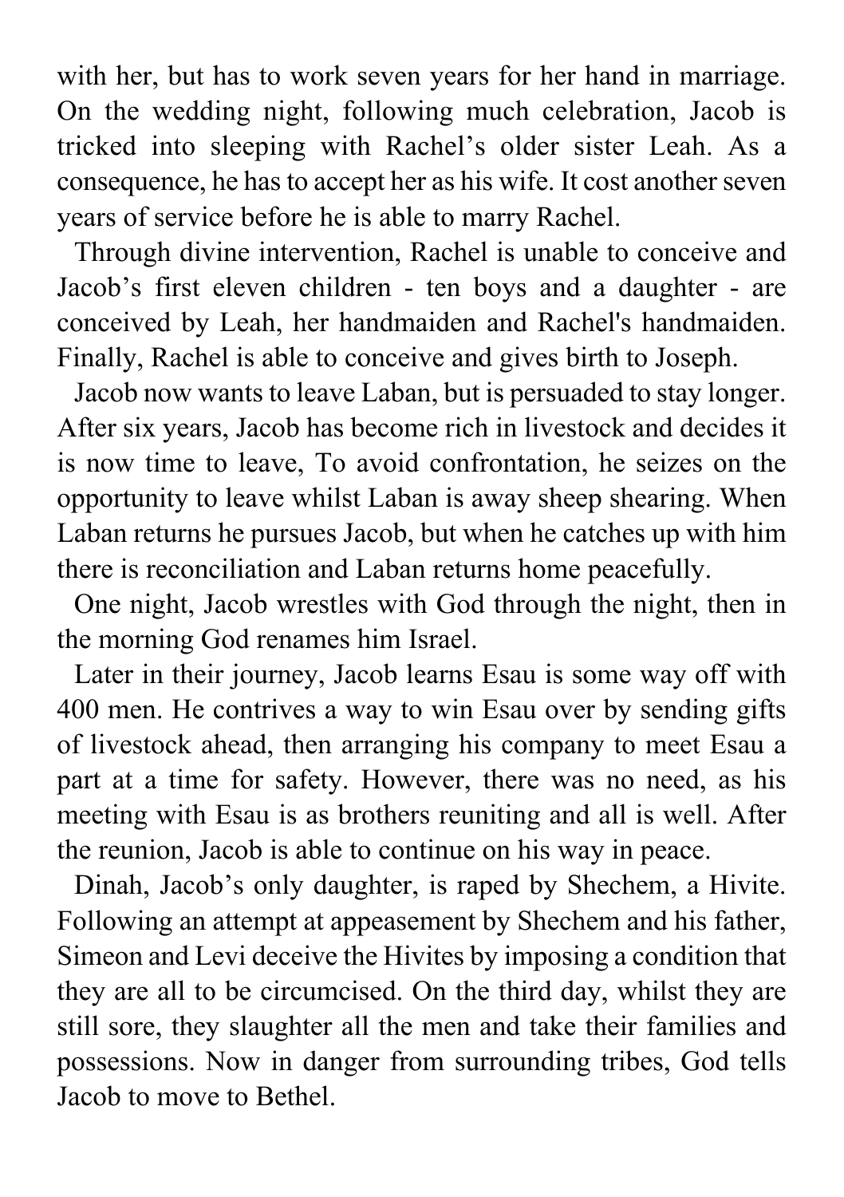with her, but has to work seven years for her hand in marriage. On the wedding night, following much celebration, Jacob is tricked into sleeping with Rachel's older sister Leah. As a consequence, he has to accept her as his wife. It cost another seven years of service before he is able to marry Rachel.

Through divine intervention, Rachel is unable to conceive and Jacob's first eleven children - ten boys and a daughter - are conceived by Leah, her handmaiden and Rachel's handmaiden. Finally, Rachel is able to conceive and gives birth to Joseph.

Jacob now wants to leave Laban, but is persuaded to stay longer. After six years, Jacob has become rich in livestock and decides it is now time to leave, To avoid confrontation, he seizes on the opportunity to leave whilst Laban is away sheep shearing. When Laban returns he pursues Jacob, but when he catches up with him there is reconciliation and Laban returns home peacefully.

One night, Jacob wrestles with God through the night, then in the morning God renames him Israel.

Later in their journey, Jacob learns Esau is some way off with 400 men. He contrives a way to win Esau over by sending gifts of livestock ahead, then arranging his company to meet Esau a part at a time for safety. However, there was no need, as his meeting with Esau is as brothers reuniting and all is well. After the reunion, Jacob is able to continue on his way in peace.

Dinah, Jacob's only daughter, is raped by Shechem, a Hivite. Following an attempt at appeasement by Shechem and his father, Simeon and Levi deceive the Hivites by imposing a condition that they are all to be circumcised. On the third day, whilst they are still sore, they slaughter all the men and take their families and possessions. Now in danger from surrounding tribes, God tells Jacob to move to Bethel.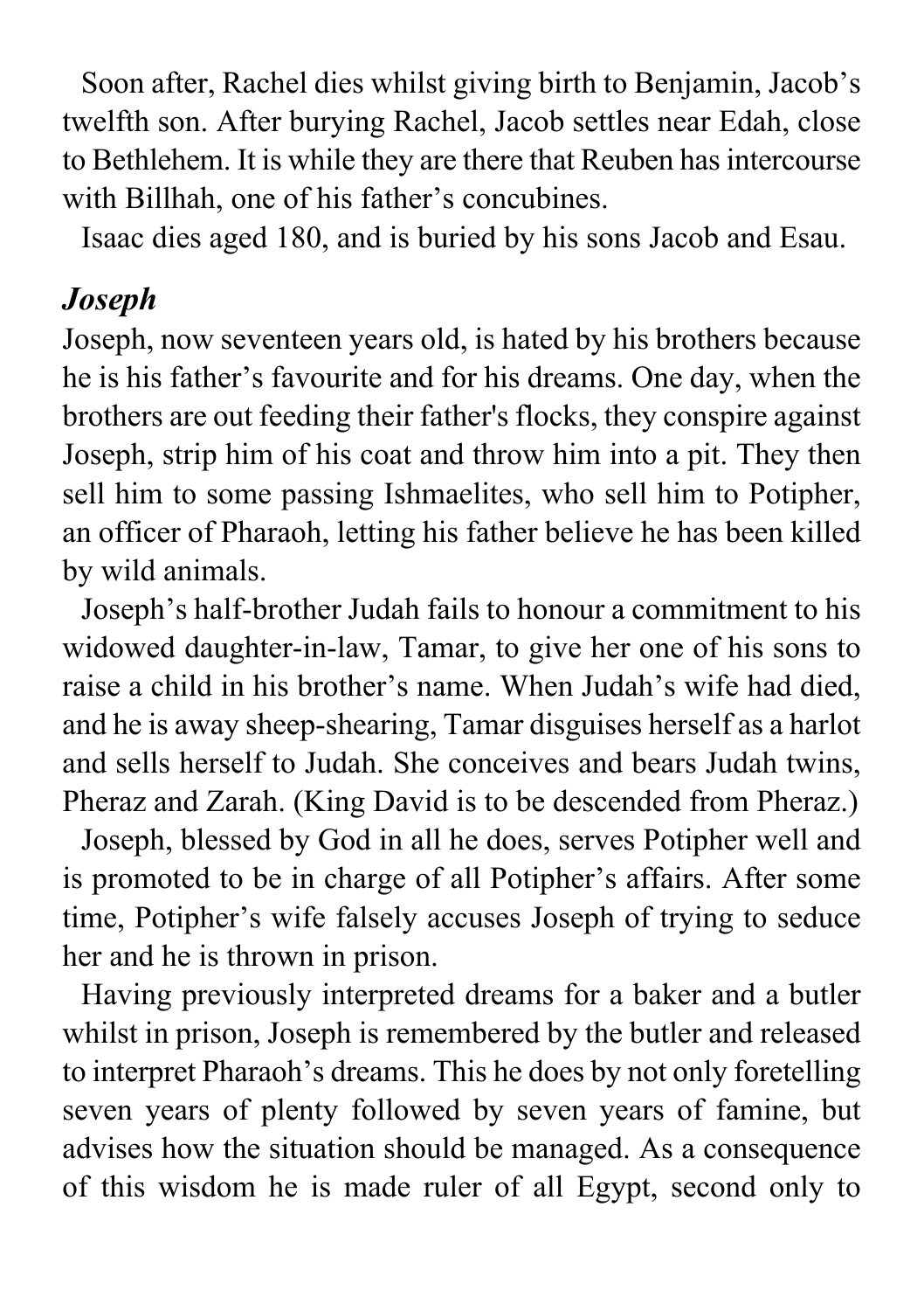Soon after, Rachel dies whilst giving birth to Benjamin, Jacob's twelfth son. After burying Rachel, Jacob settles near Edah, close to Bethlehem. It is while they are there that Reuben has intercourse with Billhah, one of his father's concubines.

Isaac dies aged 180, and is buried by his sons Jacob and Esau.

### *Joseph*

Joseph, now seventeen years old, is hated by his brothers because he is his father's favourite and for his dreams. One day, when the brothers are out feeding their father's flocks, they conspire against Joseph, strip him of his coat and throw him into a pit. They then sell him to some passing Ishmaelites, who sell him to Potipher, an officer of Pharaoh, letting his father believe he has been killed by wild animals.

Joseph's half-brother Judah fails to honour a commitment to his widowed daughter-in-law, Tamar, to give her one of his sons to raise a child in his brother's name. When Judah's wife had died, and he is away sheep-shearing, Tamar disguises herself as a harlot and sells herself to Judah. She conceives and bears Judah twins, Pheraz and Zarah. (King David is to be descended from Pheraz.)

Joseph, blessed by God in all he does, serves Potipher well and is promoted to be in charge of all Potipher's affairs. After some time, Potipher's wife falsely accuses Joseph of trying to seduce her and he is thrown in prison.

Having previously interpreted dreams for a baker and a butler whilst in prison, Joseph is remembered by the butler and released to interpret Pharaoh's dreams. This he does by not only foretelling seven years of plenty followed by seven years of famine, but advises how the situation should be managed. As a consequence of this wisdom he is made ruler of all Egypt, second only to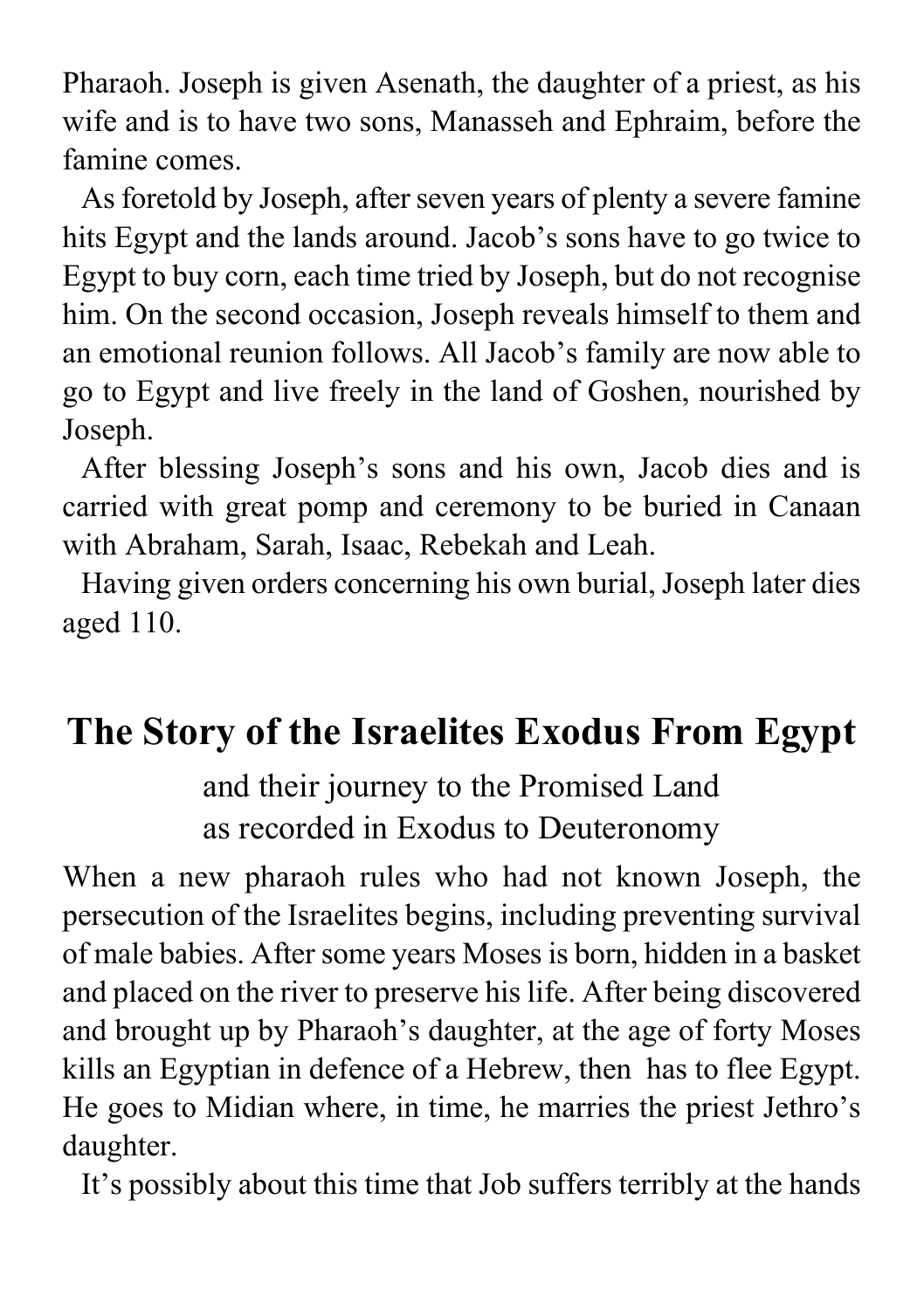Pharaoh. Joseph is given Asenath, the daughter of a priest, as his wife and is to have two sons, Manasseh and Ephraim, before the famine comes.

As foretold by Joseph, after seven years of plenty a severe famine hits Egypt and the lands around. Jacob's sons have to go twice to Egypt to buy corn, each time tried by Joseph, but do not recognise him. On the second occasion, Joseph reveals himself to them and an emotional reunion follows. All Jacob's family are now able to go to Egypt and live freely in the land of Goshen, nourished by Joseph.

After blessing Joseph's sons and his own, Jacob dies and is carried with great pomp and ceremony to be buried in Canaan with Abraham, Sarah, Isaac, Rebekah and Leah.

Having given orders concerning his own burial, Joseph later dies aged 110.

## The Story of the Israelites Exodus From Egypt

and their journey to the Promised Land
as recorded in Exodus to Deuteronomy

When a new pharaoh rules who had not known Joseph, the persecution of the Israelites begins, including preventing survival of male babies. After some years Moses is born, hidden in a basket and placed on the river to preserve his life. After being discovered and brought up by Pharaoh's daughter, at the age of forty Moses kills an Egyptian in defence of a Hebrew, then has to flee Egypt. He goes to Midian where, in time, he marries the priest Jethro's daughter.

It's possibly about this time that Job suffers terribly at the hands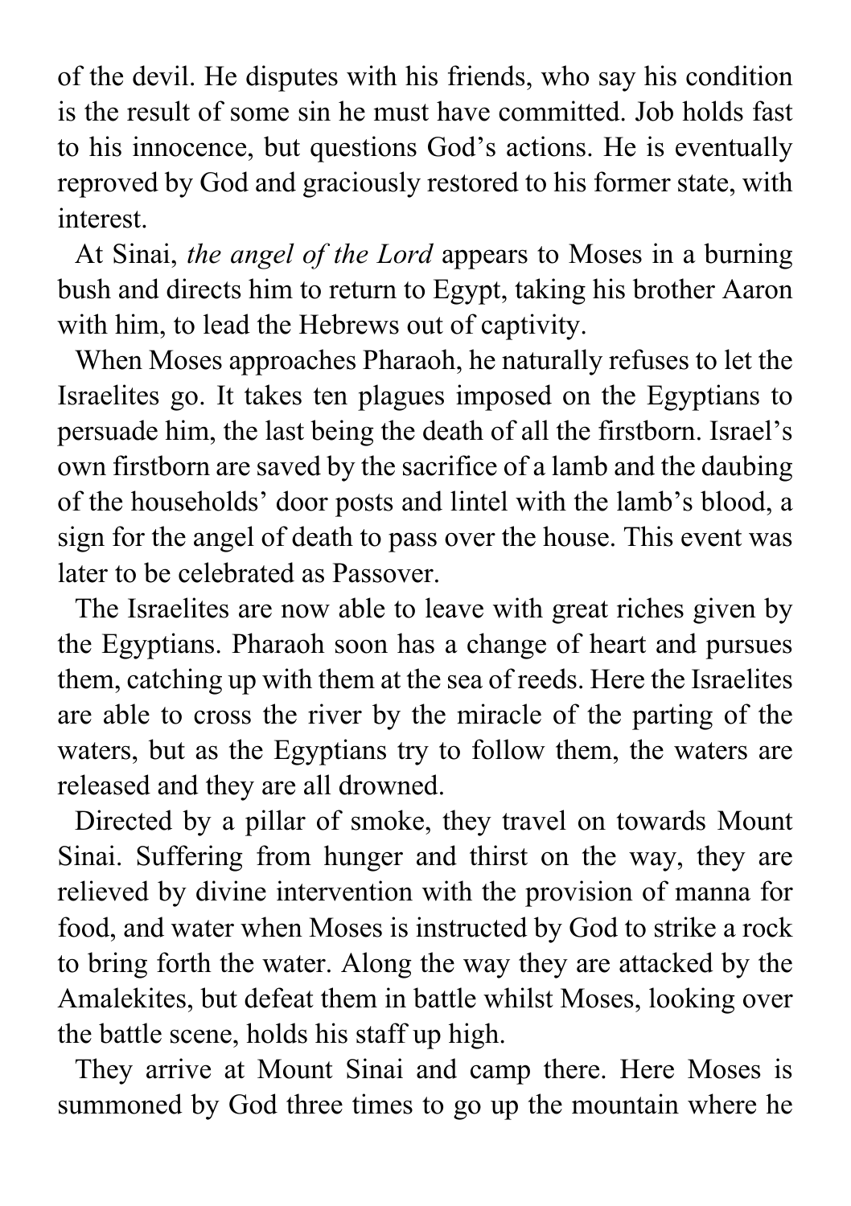of the devil. He disputes with his friends, who say his condition is the result of some sin he must have committed. Job holds fast to his innocence, but questions God's actions. He is eventually reproved by God and graciously restored to his former state, with interest.

At Sinai, *the angel of the Lord* appears to Moses in a burning bush and directs him to return to Egypt, taking his brother Aaron with him, to lead the Hebrews out of captivity.

When Moses approaches Pharaoh, he naturally refuses to let the Israelites go. It takes ten plagues imposed on the Egyptians to persuade him, the last being the death of all the firstborn. Israel's own firstborn are saved by the sacrifice of a lamb and the daubing of the households' door posts and lintel with the lamb's blood, a sign for the angel of death to pass over the house. This event was later to be celebrated as Passover.

The Israelites are now able to leave with great riches given by the Egyptians. Pharaoh soon has a change of heart and pursues them, catching up with them at the sea of reeds. Here the Israelites are able to cross the river by the miracle of the parting of the waters, but as the Egyptians try to follow them, the waters are released and they are all drowned.

Directed by a pillar of smoke, they travel on towards Mount Sinai. Suffering from hunger and thirst on the way, they are relieved by divine intervention with the provision of manna for food, and water when Moses is instructed by God to strike a rock to bring forth the water. Along the way they are attacked by the Amalekites, but defeat them in battle whilst Moses, looking over the battle scene, holds his staff up high.

They arrive at Mount Sinai and camp there. Here Moses is summoned by God three times to go up the mountain where he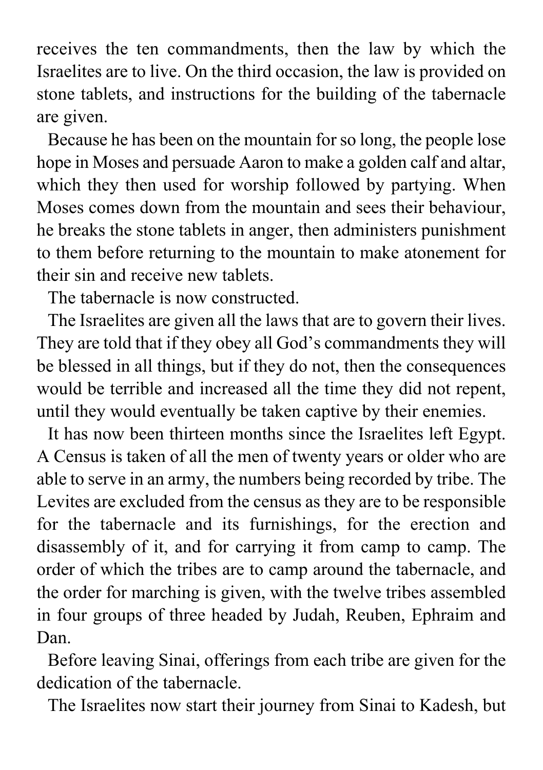receives the ten commandments, then the law by which the Israelites are to live. On the third occasion, the law is provided on stone tablets, and instructions for the building of the tabernacle are given.

Because he has been on the mountain for so long, the people lose hope in Moses and persuade Aaron to make a golden calf and altar, which they then used for worship followed by partying. When Moses comes down from the mountain and sees their behaviour, he breaks the stone tablets in anger, then administers punishment to them before returning to the mountain to make atonement for their sin and receive new tablets.

The tabernacle is now constructed.

The Israelites are given all the laws that are to govern their lives. They are told that if they obey all God's commandments they will be blessed in all things, but if they do not, then the consequences would be terrible and increased all the time they did not repent, until they would eventually be taken captive by their enemies.

It has now been thirteen months since the Israelites left Egypt. A Census is taken of all the men of twenty years or older who are able to serve in an army, the numbers being recorded by tribe. The Levites are excluded from the census as they are to be responsible for the tabernacle and its furnishings, for the erection and disassembly of it, and for carrying it from camp to camp. The order of which the tribes are to camp around the tabernacle, and the order for marching is given, with the twelve tribes assembled in four groups of three headed by Judah, Reuben, Ephraim and Dan.

Before leaving Sinai, offerings from each tribe are given for the dedication of the tabernacle.

The Israelites now start their journey from Sinai to Kadesh, but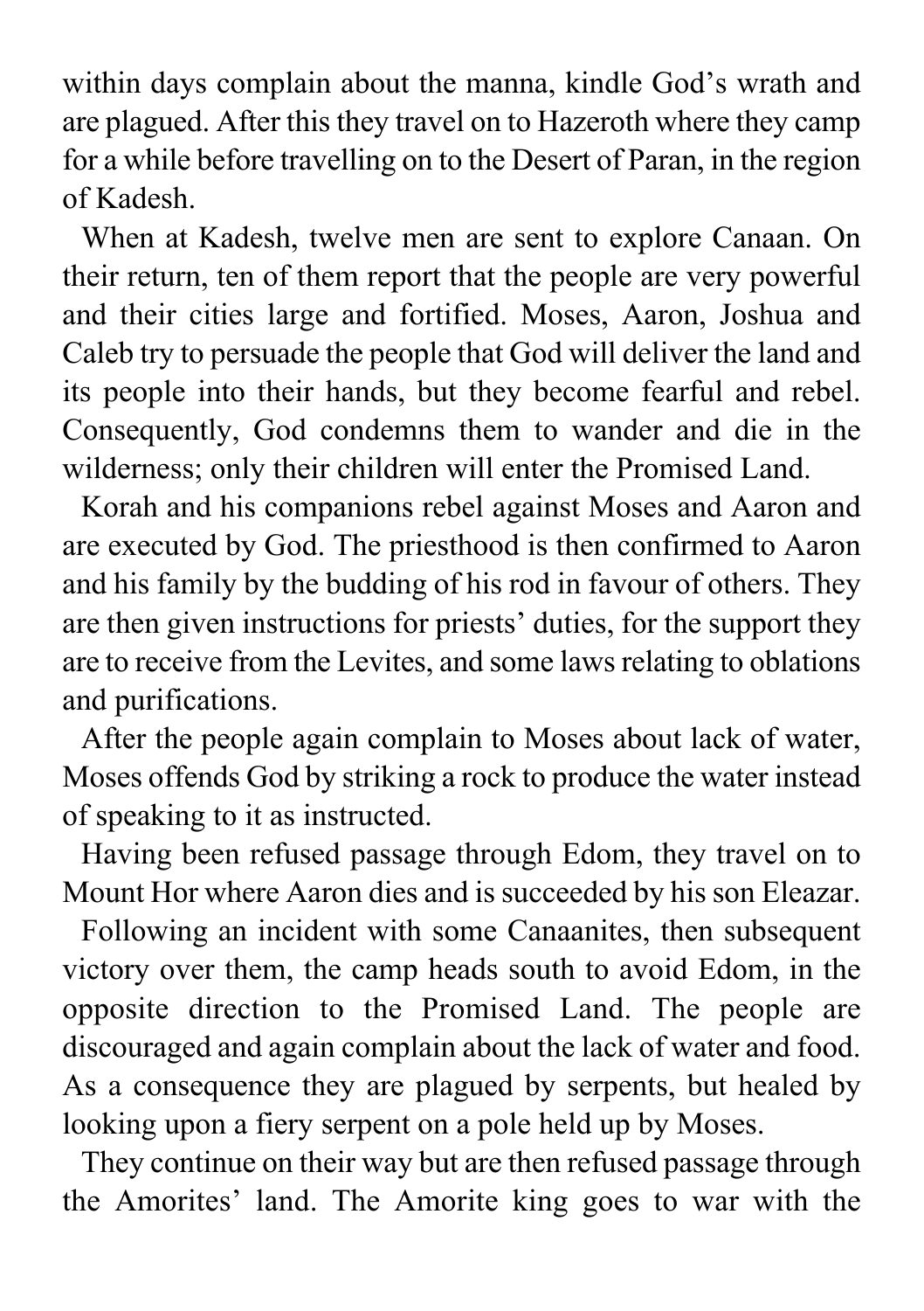within days complain about the manna, kindle God's wrath and are plagued. After this they travel on to Hazeroth where they camp for a while before travelling on to the Desert of Paran, in the region of Kadesh.

When at Kadesh, twelve men are sent to explore Canaan. On their return, ten of them report that the people are very powerful and their cities large and fortified. Moses, Aaron, Joshua and Caleb try to persuade the people that God will deliver the land and its people into their hands, but they become fearful and rebel. Consequently, God condemns them to wander and die in the wilderness; only their children will enter the Promised Land.

Korah and his companions rebel against Moses and Aaron and are executed by God. The priesthood is then confirmed to Aaron and his family by the budding of his rod in favour of others. They are then given instructions for priests' duties, for the support they are to receive from the Levites, and some laws relating to oblations and purifications.

After the people again complain to Moses about lack of water, Moses offends God by striking a rock to produce the water instead of speaking to it as instructed.

Having been refused passage through Edom, they travel on to Mount Hor where Aaron dies and is succeeded by his son Eleazar.

Following an incident with some Canaanites, then subsequent victory over them, the camp heads south to avoid Edom, in the opposite direction to the Promised Land. The people are discouraged and again complain about the lack of water and food. As a consequence they are plagued by serpents, but healed by looking upon a fiery serpent on a pole held up by Moses.

They continue on their way but are then refused passage through the Amorites' land. The Amorite king goes to war with the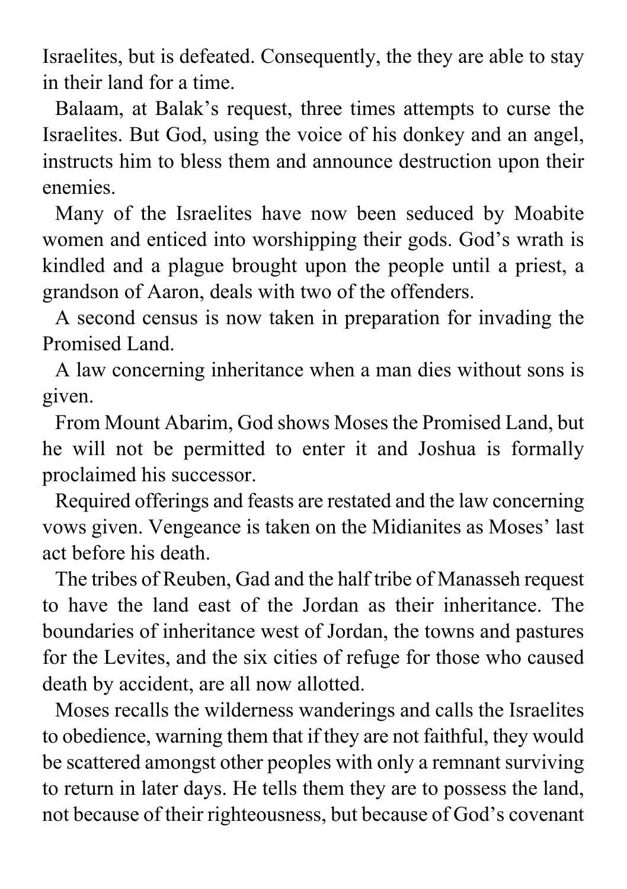Israelites, but is defeated. Consequently, the they are able to stay in their land for a time.

Balaam, at Balak's request, three times attempts to curse the Israelites. But God, using the voice of his donkey and an angel, instructs him to bless them and announce destruction upon their enemies.

Many of the Israelites have now been seduced by Moabite women and enticed into worshipping their gods. God's wrath is kindled and a plague brought upon the people until a priest, a grandson of Aaron, deals with two of the offenders.

A second census is now taken in preparation for invading the Promised Land.

A law concerning inheritance when a man dies without sons is given.

From Mount Abarim, God shows Moses the Promised Land, but he will not be permitted to enter it and Joshua is formally proclaimed his successor.

Required offerings and feasts are restated and the law concerning vows given. Vengeance is taken on the Midianites as Moses' last act before his death.

The tribes of Reuben, Gad and the half tribe of Manasseh request to have the land east of the Jordan as their inheritance. The boundaries of inheritance west of Jordan, the towns and pastures for the Levites, and the six cities of refuge for those who caused death by accident, are all now allotted.

Moses recalls the wilderness wanderings and calls the Israelites to obedience, warning them that if they are not faithful, they would be scattered amongst other peoples with only a remnant surviving to return in later days. He tells them they are to possess the land, not because of their righteousness, but because of God's covenant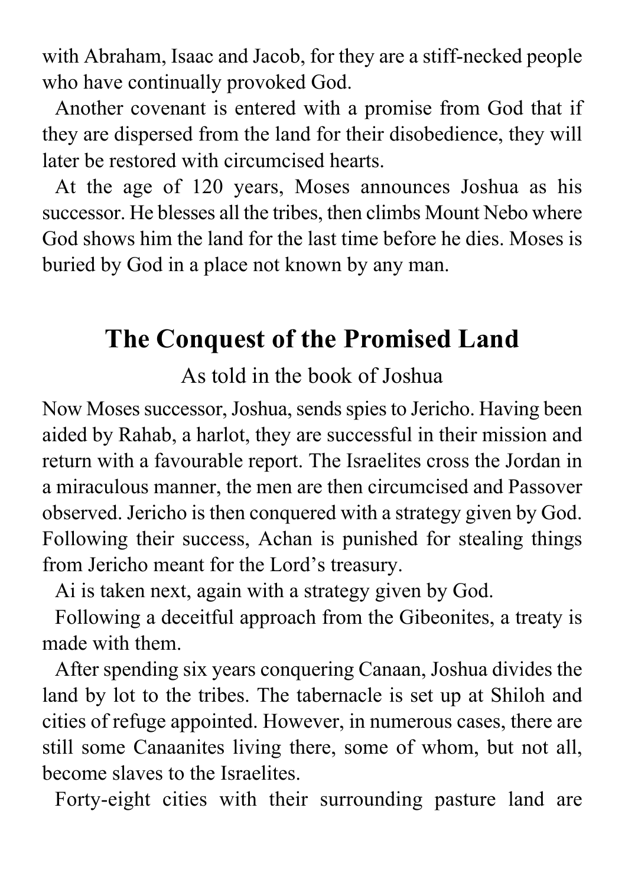with Abraham, Isaac and Jacob, for they are a stiff-necked people who have continually provoked God.

Another covenant is entered with a promise from God that if they are dispersed from the land for their disobedience, they will later be restored with circumcised hearts.

At the age of 120 years, Moses announces Joshua as his successor. He blesses all the tribes, then climbs Mount Nebo where God shows him the land for the last time before he dies. Moses is buried by God in a place not known by any man.

## The Conquest of the Promised Land

As told in the book of Joshua

Now Moses successor, Joshua, sends spies to Jericho. Having been aided by Rahab, a harlot, they are successful in their mission and return with a favourable report. The Israelites cross the Jordan in a miraculous manner, the men are then circumcised and Passover observed. Jericho is then conquered with a strategy given by God. Following their success, Achan is punished for stealing things from Jericho meant for the Lord's treasury.

Ai is taken next, again with a strategy given by God.

Following a deceitful approach from the Gibeonites, a treaty is made with them.

After spending six years conquering Canaan, Joshua divides the land by lot to the tribes. The tabernacle is set up at Shiloh and cities of refuge appointed. However, in numerous cases, there are still some Canaanites living there, some of whom, but not all, become slaves to the Israelites.

Forty-eight cities with their surrounding pasture land are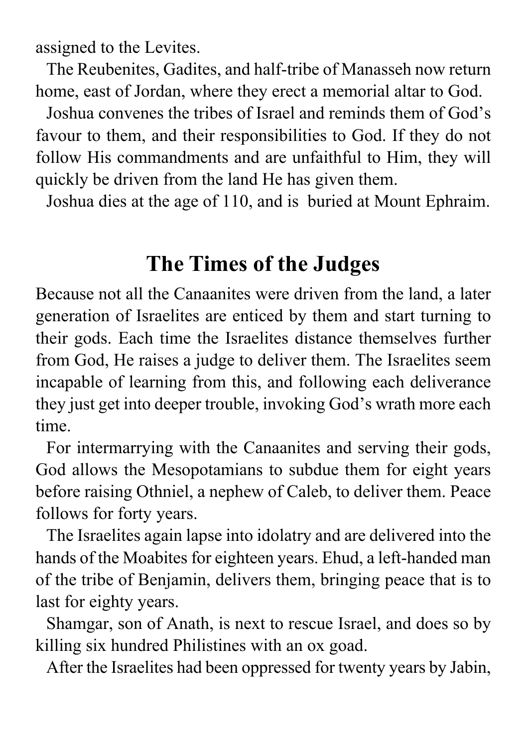assigned to the Levites.

The Reubenites, Gadites, and half-tribe of Manasseh now return home, east of Jordan, where they erect a memorial altar to God.

Joshua convenes the tribes of Israel and reminds them of God's favour to them, and their responsibilities to God. If they do not follow His commandments and are unfaithful to Him, they will quickly be driven from the land He has given them.

Joshua dies at the age of 110, and is buried at Mount Ephraim.

## The Times of the Judges

Because not all the Canaanites were driven from the land, a later generation of Israelites are enticed by them and start turning to their gods. Each time the Israelites distance themselves further from God, He raises a judge to deliver them. The Israelites seem incapable of learning from this, and following each deliverance they just get into deeper trouble, invoking God's wrath more each time.

For intermarrying with the Canaanites and serving their gods, God allows the Mesopotamians to subdue them for eight years before raising Othniel, a nephew of Caleb, to deliver them. Peace follows for forty years.

The Israelites again lapse into idolatry and are delivered into the hands of the Moabites for eighteen years. Ehud, a left-handed man of the tribe of Benjamin, delivers them, bringing peace that is to last for eighty years.

Shamgar, son of Anath, is next to rescue Israel, and does so by killing six hundred Philistines with an ox goad.

After the Israelites had been oppressed for twenty years by Jabin,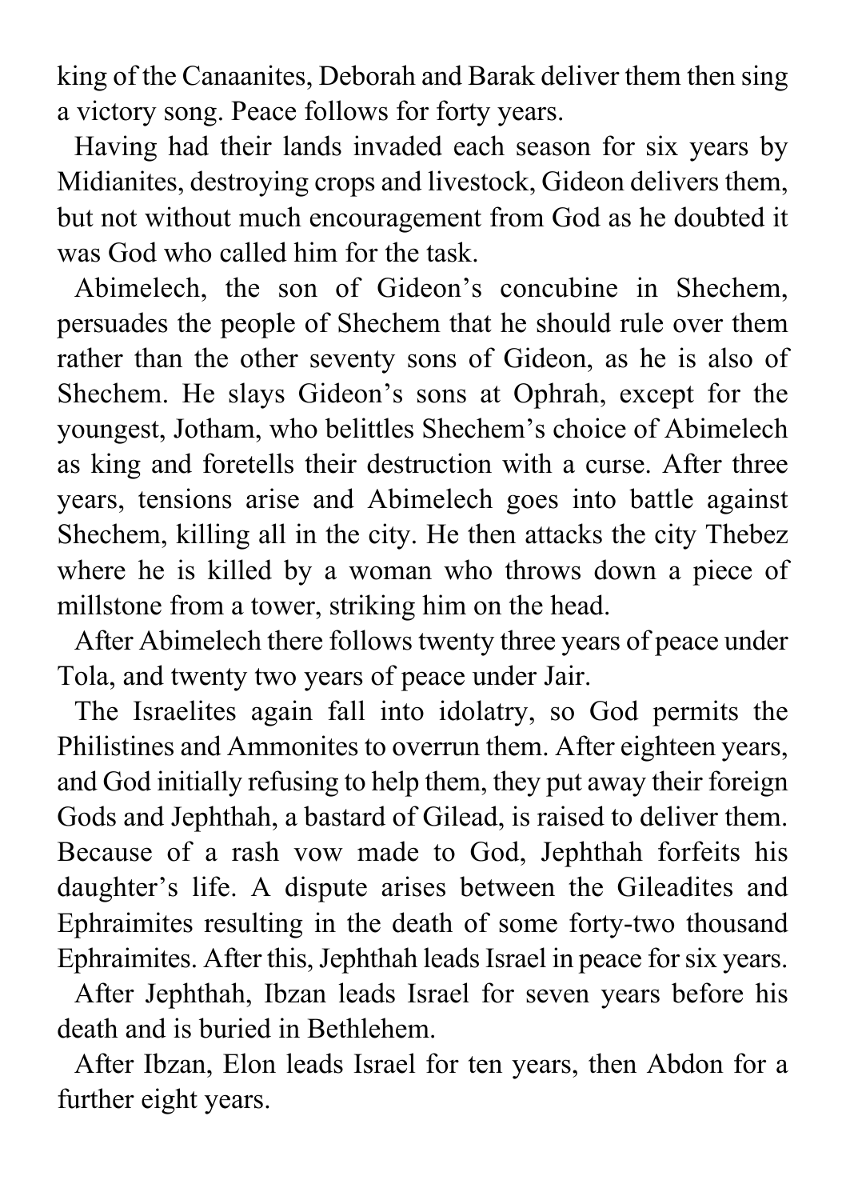king of the Canaanites, Deborah and Barak deliver them then sing a victory song. Peace follows for forty years.

Having had their lands invaded each season for six years by Midianites, destroying crops and livestock, Gideon delivers them, but not without much encouragement from God as he doubted it was God who called him for the task.

Abimelech, the son of Gideon's concubine in Shechem, persuades the people of Shechem that he should rule over them rather than the other seventy sons of Gideon, as he is also of Shechem. He slays Gideon's sons at Ophrah, except for the youngest, Jotham, who belittles Shechem's choice of Abimelech as king and foretells their destruction with a curse. After three years, tensions arise and Abimelech goes into battle against Shechem, killing all in the city. He then attacks the city Thebez where he is killed by a woman who throws down a piece of millstone from a tower, striking him on the head.

After Abimelech there follows twenty three years of peace under Tola, and twenty two years of peace under Jair.

The Israelites again fall into idolatry, so God permits the Philistines and Ammonites to overrun them. After eighteen years, and God initially refusing to help them, they put away their foreign Gods and Jephthah, a bastard of Gilead, is raised to deliver them. Because of a rash vow made to God, Jephthah forfeits his daughter's life. A dispute arises between the Gileadites and Ephraimites resulting in the death of some forty-two thousand Ephraimites. After this, Jephthah leads Israel in peace for six years.

After Jephthah, Ibzan leads Israel for seven years before his death and is buried in Bethlehem.

After Ibzan, Elon leads Israel for ten years, then Abdon for a further eight years.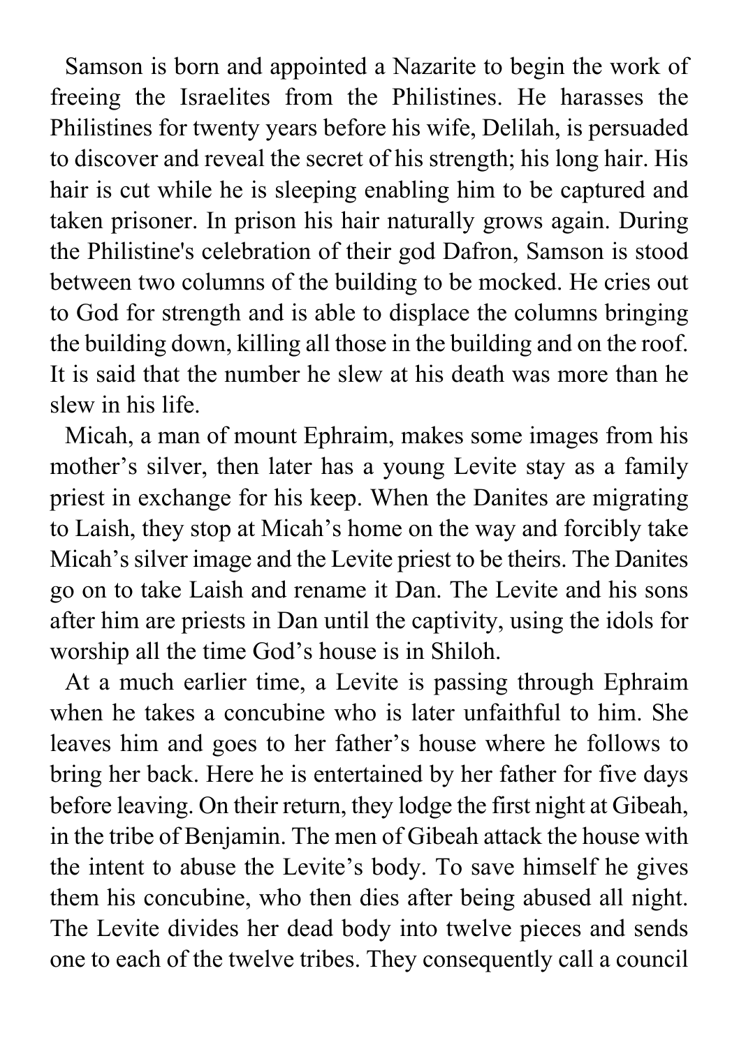Samson is born and appointed a Nazarite to begin the work of freeing the Israelites from the Philistines. He harasses the Philistines for twenty years before his wife, Delilah, is persuaded to discover and reveal the secret of his strength; his long hair. His hair is cut while he is sleeping enabling him to be captured and taken prisoner. In prison his hair naturally grows again. During the Philistine's celebration of their god Dafron, Samson is stood between two columns of the building to be mocked. He cries out to God for strength and is able to displace the columns bringing the building down, killing all those in the building and on the roof. It is said that the number he slew at his death was more than he slew in his life.

Micah, a man of mount Ephraim, makes some images from his mother's silver, then later has a young Levite stay as a family priest in exchange for his keep. When the Danites are migrating to Laish, they stop at Micah's home on the way and forcibly take Micah's silver image and the Levite priest to be theirs. The Danites go on to take Laish and rename it Dan. The Levite and his sons after him are priests in Dan until the captivity, using the idols for worship all the time God's house is in Shiloh.

At a much earlier time, a Levite is passing through Ephraim when he takes a concubine who is later unfaithful to him. She leaves him and goes to her father's house where he follows to bring her back. Here he is entertained by her father for five days before leaving. On their return, they lodge the first night at Gibeah, in the tribe of Benjamin. The men of Gibeah attack the house with the intent to abuse the Levite's body. To save himself he gives them his concubine, who then dies after being abused all night. The Levite divides her dead body into twelve pieces and sends one to each of the twelve tribes. They consequently call a council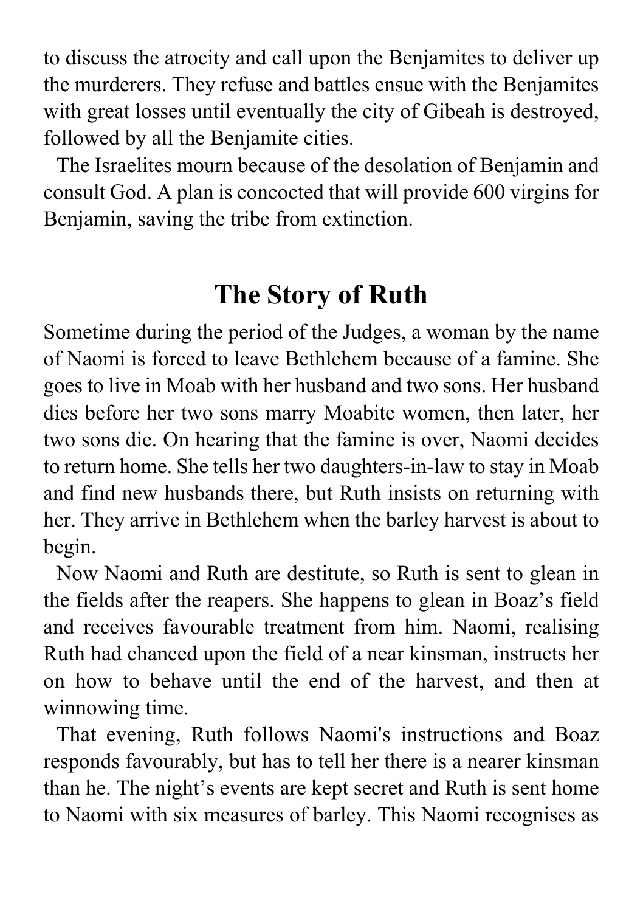to discuss the atrocity and call upon the Benjamites to deliver up the murderers. They refuse and battles ensue with the Benjamites with great losses until eventually the city of Gibeah is destroyed, followed by all the Benjamite cities.

The Israelites mourn because of the desolation of Benjamin and consult God. A plan is concocted that will provide 600 virgins for Benjamin, saving the tribe from extinction.

## The Story of Ruth

Sometime during the period of the Judges, a woman by the name of Naomi is forced to leave Bethlehem because of a famine. She goes to live in Moab with her husband and two sons. Her husband dies before her two sons marry Moabite women, then later, her two sons die. On hearing that the famine is over, Naomi decides to return home. She tells her two daughters-in-law to stay in Moab and find new husbands there, but Ruth insists on returning with her. They arrive in Bethlehem when the barley harvest is about to begin.

Now Naomi and Ruth are destitute, so Ruth is sent to glean in the fields after the reapers. She happens to glean in Boaz's field and receives favourable treatment from him. Naomi, realising Ruth had chanced upon the field of a near kinsman, instructs her on how to behave until the end of the harvest, and then at winnowing time.

That evening, Ruth follows Naomi's instructions and Boaz responds favourably, but has to tell her there is a nearer kinsman than he. The night's events are kept secret and Ruth is sent home to Naomi with six measures of barley. This Naomi recognises as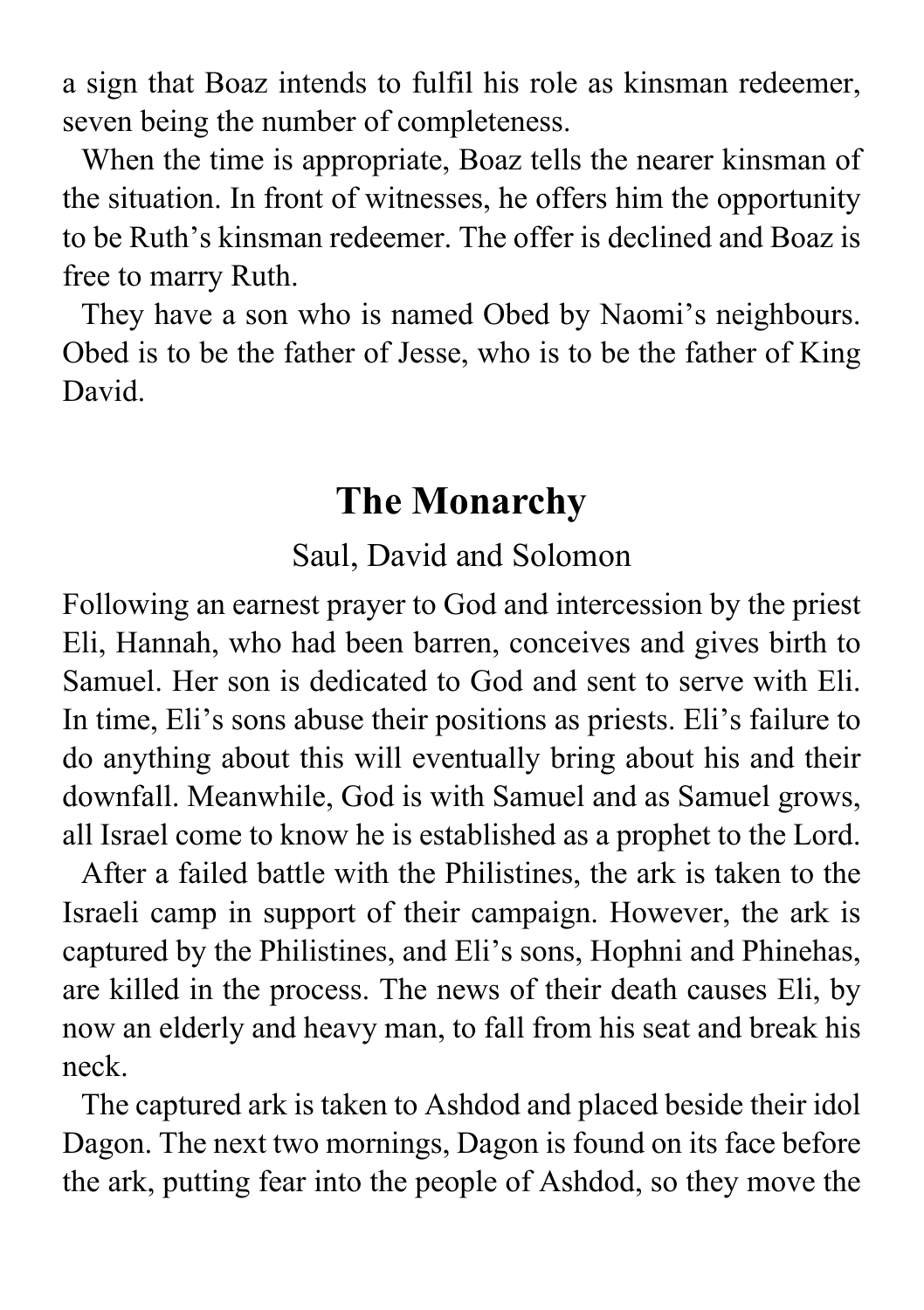a sign that Boaz intends to fulfil his role as kinsman redeemer, seven being the number of completeness.

When the time is appropriate, Boaz tells the nearer kinsman of the situation. In front of witnesses, he offers him the opportunity to be Ruth's kinsman redeemer. The offer is declined and Boaz is free to marry Ruth.

They have a son who is named Obed by Naomi's neighbours. Obed is to be the father of Jesse, who is to be the father of King David.

## The Monarchy

Saul, David and Solomon

Following an earnest prayer to God and intercession by the priest Eli, Hannah, who had been barren, conceives and gives birth to Samuel. Her son is dedicated to God and sent to serve with Eli. In time, Eli's sons abuse their positions as priests. Eli's failure to do anything about this will eventually bring about his and their downfall. Meanwhile, God is with Samuel and as Samuel grows, all Israel come to know he is established as a prophet to the Lord.

After a failed battle with the Philistines, the ark is taken to the Israeli camp in support of their campaign. However, the ark is captured by the Philistines, and Eli's sons, Hophni and Phinehas, are killed in the process. The news of their death causes Eli, by now an elderly and heavy man, to fall from his seat and break his neck.

The captured ark is taken to Ashdod and placed beside their idol Dagon. The next two mornings, Dagon is found on its face before the ark, putting fear into the people of Ashdod, so they move the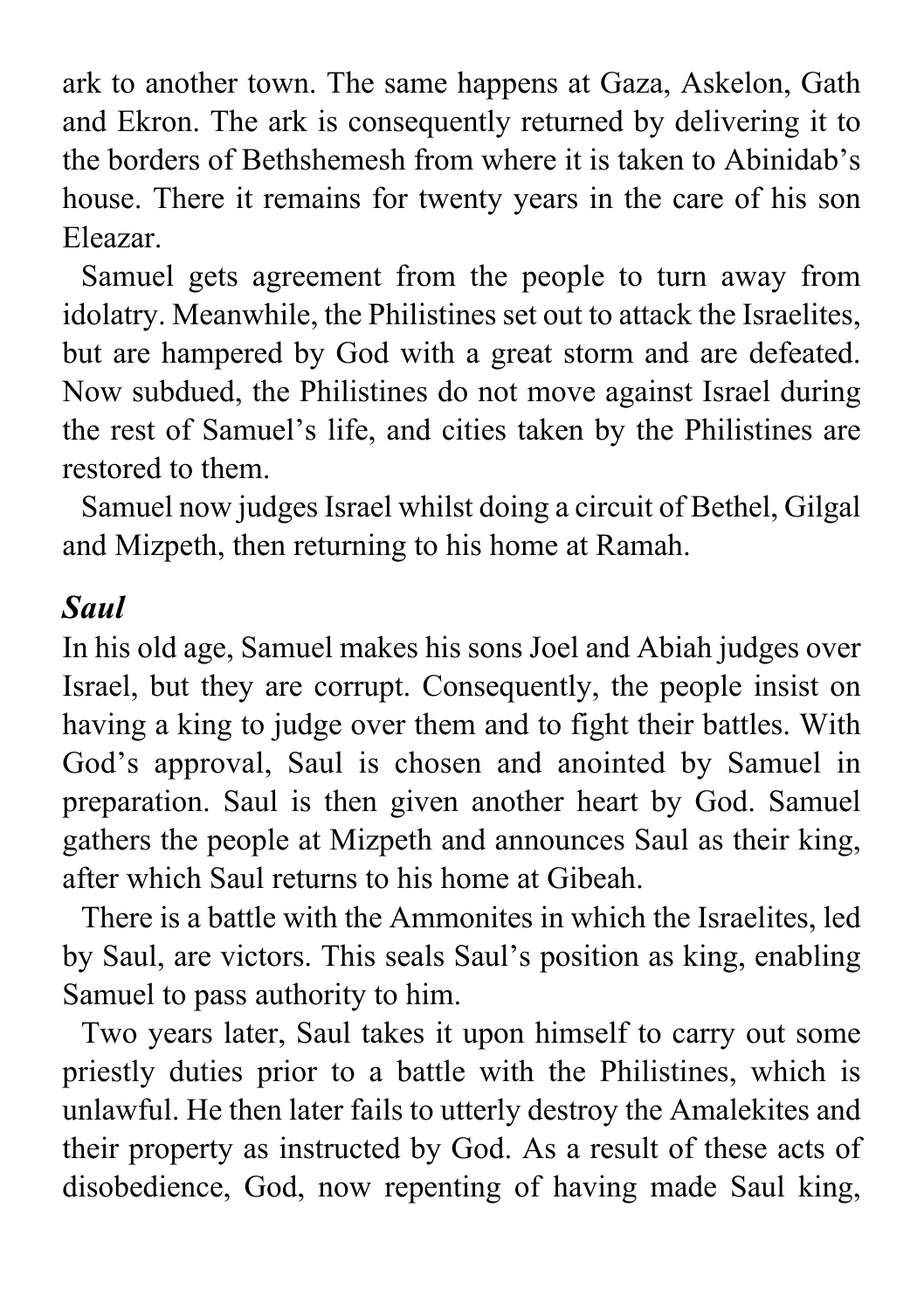ark to another town. The same happens at Gaza, Askelon, Gath and Ekron. The ark is consequently returned by delivering it to the borders of Bethshemesh from where it is taken to Abinidab's house. There it remains for twenty years in the care of his son Eleazar.

Samuel gets agreement from the people to turn away from idolatry. Meanwhile, the Philistines set out to attack the Israelites, but are hampered by God with a great storm and are defeated. Now subdued, the Philistines do not move against Israel during the rest of Samuel's life, and cities taken by the Philistines are restored to them.

Samuel now judges Israel whilst doing a circuit of Bethel, Gilgal and Mizpeth, then returning to his home at Ramah.

### *Saul*

In his old age, Samuel makes his sons Joel and Abiah judges over Israel, but they are corrupt. Consequently, the people insist on having a king to judge over them and to fight their battles. With God's approval, Saul is chosen and anointed by Samuel in preparation. Saul is then given another heart by God. Samuel gathers the people at Mizpeth and announces Saul as their king, after which Saul returns to his home at Gibeah.

There is a battle with the Ammonites in which the Israelites, led by Saul, are victors. This seals Saul's position as king, enabling Samuel to pass authority to him.

Two years later, Saul takes it upon himself to carry out some priestly duties prior to a battle with the Philistines, which is unlawful. He then later fails to utterly destroy the Amalekites and their property as instructed by God. As a result of these acts of disobedience, God, now repenting of having made Saul king,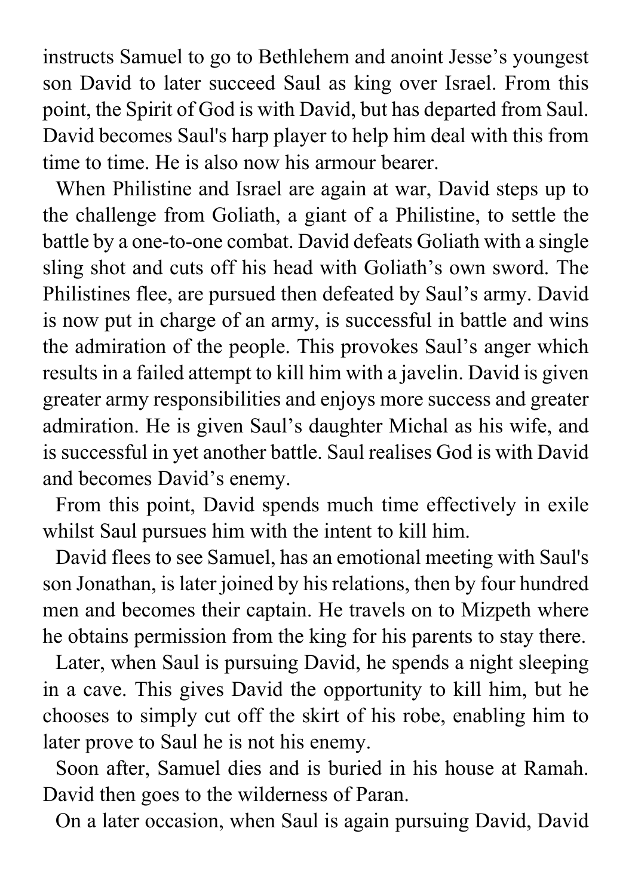instructs Samuel to go to Bethlehem and anoint Jesse’s youngest son David to later succeed Saul as king over Israel. From this point, the Spirit of God is with David, but has departed from Saul. David becomes Saul's harp player to help him deal with this from time to time. He is also now his armour bearer.

When Philistine and Israel are again at war, David steps up to the challenge from Goliath, a giant of a Philistine, to settle the battle by a one-to-one combat. David defeats Goliath with a single sling shot and cuts off his head with Goliath’s own sword. The Philistines flee, are pursued then defeated by Saul’s army. David is now put in charge of an army, is successful in battle and wins the admiration of the people. This provokes Saul’s anger which results in a failed attempt to kill him with a javelin. David is given greater army responsibilities and enjoys more success and greater admiration. He is given Saul’s daughter Michal as his wife, and is successful in yet another battle. Saul realises God is with David and becomes David’s enemy.

From this point, David spends much time effectively in exile whilst Saul pursues him with the intent to kill him.

David flees to see Samuel, has an emotional meeting with Saul's son Jonathan, is later joined by his relations, then by four hundred men and becomes their captain. He travels on to Mizpeth where he obtains permission from the king for his parents to stay there.

Later, when Saul is pursuing David, he spends a night sleeping in a cave. This gives David the opportunity to kill him, but he chooses to simply cut off the skirt of his robe, enabling him to later prove to Saul he is not his enemy.

Soon after, Samuel dies and is buried in his house at Ramah. David then goes to the wilderness of Paran.

On a later occasion, when Saul is again pursuing David, David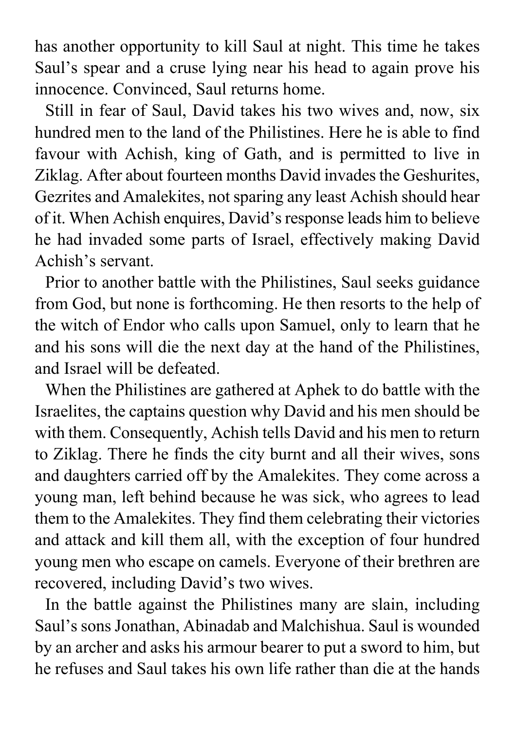has another opportunity to kill Saul at night. This time he takes Saul's spear and a cruse lying near his head to again prove his innocence. Convinced, Saul returns home.

Still in fear of Saul, David takes his two wives and, now, six hundred men to the land of the Philistines. Here he is able to find favour with Achish, king of Gath, and is permitted to live in Ziklag. After about fourteen months David invades the Geshurites, Gezrites and Amalekites, not sparing any least Achish should hear of it. When Achish enquires, David's response leads him to believe he had invaded some parts of Israel, effectively making David Achish's servant.

Prior to another battle with the Philistines, Saul seeks guidance from God, but none is forthcoming. He then resorts to the help of the witch of Endor who calls upon Samuel, only to learn that he and his sons will die the next day at the hand of the Philistines, and Israel will be defeated.

When the Philistines are gathered at Aphek to do battle with the Israelites, the captains question why David and his men should be with them. Consequently, Achish tells David and his men to return to Ziklag. There he finds the city burnt and all their wives, sons and daughters carried off by the Amalekites. They come across a young man, left behind because he was sick, who agrees to lead them to the Amalekites. They find them celebrating their victories and attack and kill them all, with the exception of four hundred young men who escape on camels. Everyone of their brethren are recovered, including David's two wives.

In the battle against the Philistines many are slain, including Saul's sons Jonathan, Abinadab and Malchishua. Saul is wounded by an archer and asks his armour bearer to put a sword to him, but he refuses and Saul takes his own life rather than die at the hands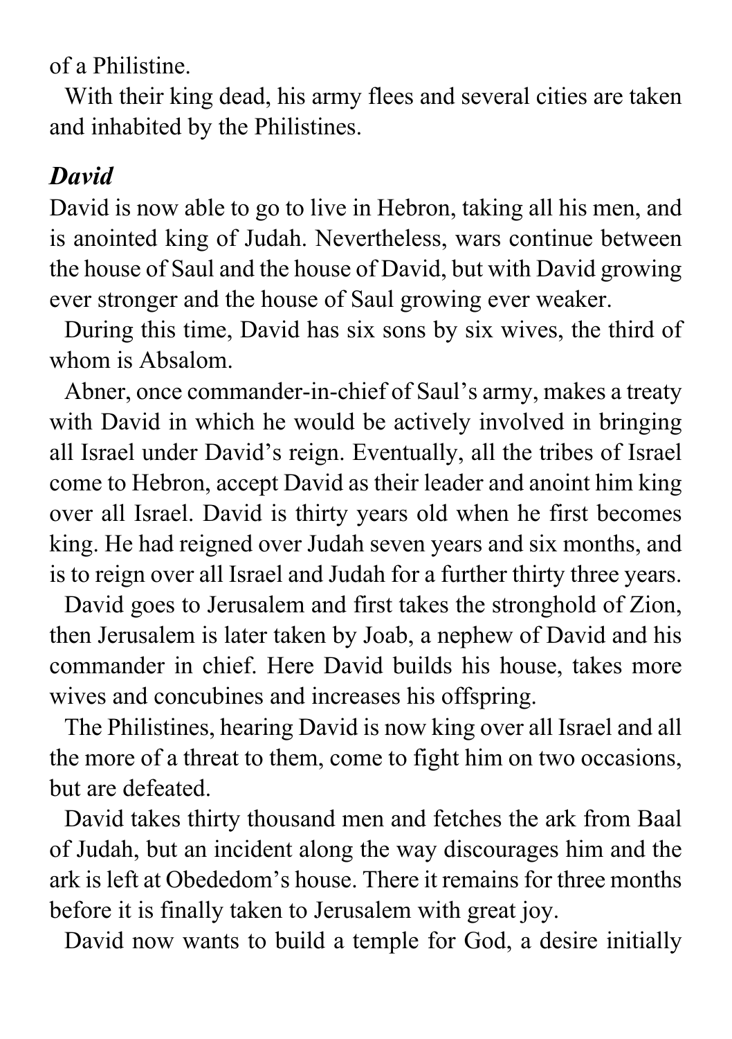of a Philistine.

With their king dead, his army flees and several cities are taken and inhabited by the Philistines.

### *David*

David is now able to go to live in Hebron, taking all his men, and is anointed king of Judah. Nevertheless, wars continue between the house of Saul and the house of David, but with David growing ever stronger and the house of Saul growing ever weaker.

During this time, David has six sons by six wives, the third of whom is Absalom.

Abner, once commander-in-chief of Saul's army, makes a treaty with David in which he would be actively involved in bringing all Israel under David's reign. Eventually, all the tribes of Israel come to Hebron, accept David as their leader and anoint him king over all Israel. David is thirty years old when he first becomes king. He had reigned over Judah seven years and six months, and is to reign over all Israel and Judah for a further thirty three years.

David goes to Jerusalem and first takes the stronghold of Zion, then Jerusalem is later taken by Joab, a nephew of David and his commander in chief. Here David builds his house, takes more wives and concubines and increases his offspring.

The Philistines, hearing David is now king over all Israel and all the more of a threat to them, come to fight him on two occasions, but are defeated.

David takes thirty thousand men and fetches the ark from Baal of Judah, but an incident along the way discourages him and the ark is left at Obededom's house. There it remains for three months before it is finally taken to Jerusalem with great joy.

David now wants to build a temple for God, a desire initially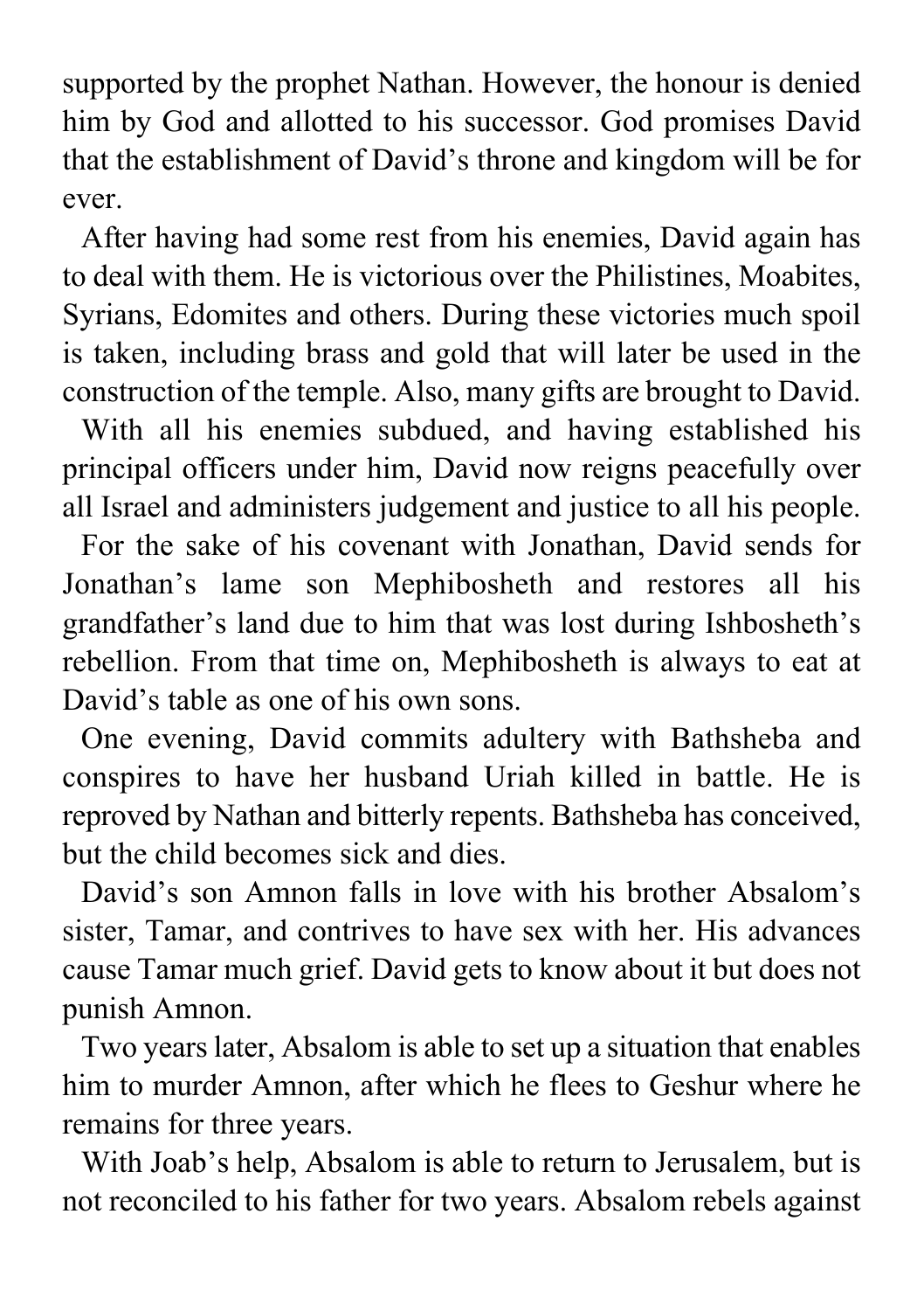supported by the prophet Nathan. However, the honour is denied him by God and allotted to his successor. God promises David that the establishment of David's throne and kingdom will be for ever.

After having had some rest from his enemies, David again has to deal with them. He is victorious over the Philistines, Moabites, Syrians, Edomites and others. During these victories much spoil is taken, including brass and gold that will later be used in the construction of the temple. Also, many gifts are brought to David.

With all his enemies subdued, and having established his principal officers under him, David now reigns peacefully over all Israel and administers judgement and justice to all his people.

For the sake of his covenant with Jonathan, David sends for Jonathan's lame son Mephibosheth and restores all his grandfather's land due to him that was lost during Ishbosheth's rebellion. From that time on, Mephibosheth is always to eat at David's table as one of his own sons.

One evening, David commits adultery with Bathsheba and conspires to have her husband Uriah killed in battle. He is reproved by Nathan and bitterly repents. Bathsheba has conceived, but the child becomes sick and dies.

David's son Amnon falls in love with his brother Absalom's sister, Tamar, and contrives to have sex with her. His advances cause Tamar much grief. David gets to know about it but does not punish Amnon.

Two years later, Absalom is able to set up a situation that enables him to murder Amnon, after which he flees to Geshur where he remains for three years.

With Joab's help, Absalom is able to return to Jerusalem, but is not reconciled to his father for two years. Absalom rebels against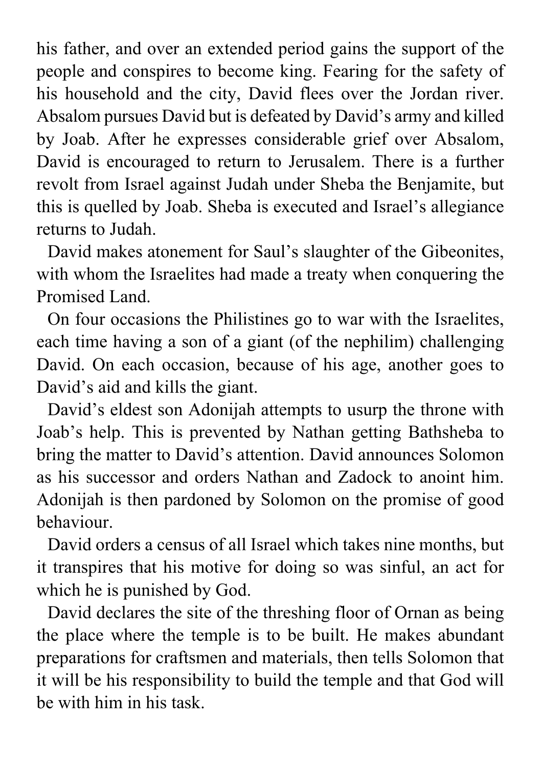his father, and over an extended period gains the support of the people and conspires to become king. Fearing for the safety of his household and the city, David flees over the Jordan river. Absalom pursues David but is defeated by David's army and killed by Joab. After he expresses considerable grief over Absalom, David is encouraged to return to Jerusalem. There is a further revolt from Israel against Judah under Sheba the Benjamite, but this is quelled by Joab. Sheba is executed and Israel's allegiance returns to Judah.

David makes atonement for Saul's slaughter of the Gibeonites, with whom the Israelites had made a treaty when conquering the Promised Land.

On four occasions the Philistines go to war with the Israelites, each time having a son of a giant (of the nephilim) challenging David. On each occasion, because of his age, another goes to David's aid and kills the giant.

David's eldest son Adonijah attempts to usurp the throne with Joab's help. This is prevented by Nathan getting Bathsheba to bring the matter to David's attention. David announces Solomon as his successor and orders Nathan and Zadock to anoint him. Adonijah is then pardoned by Solomon on the promise of good behaviour.

David orders a census of all Israel which takes nine months, but it transpires that his motive for doing so was sinful, an act for which he is punished by God.

David declares the site of the threshing floor of Ornan as being the place where the temple is to be built. He makes abundant preparations for craftsmen and materials, then tells Solomon that it will be his responsibility to build the temple and that God will be with him in his task.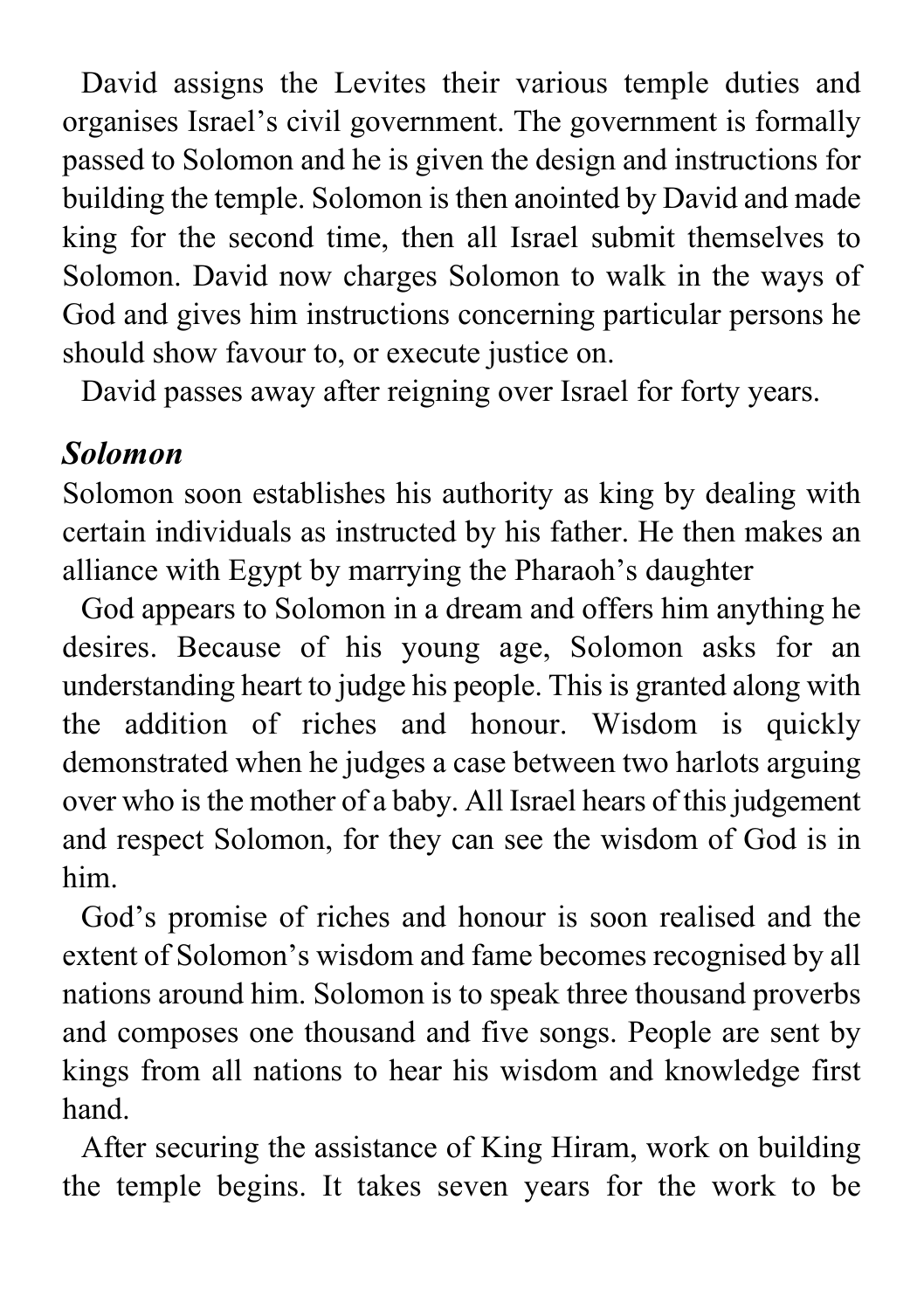David assigns the Levites their various temple duties and organises Israel's civil government. The government is formally passed to Solomon and he is given the design and instructions for building the temple. Solomon is then anointed by David and made king for the second time, then all Israel submit themselves to Solomon. David now charges Solomon to walk in the ways of God and gives him instructions concerning particular persons he should show favour to, or execute justice on.

David passes away after reigning over Israel for forty years.

### *Solomon*

Solomon soon establishes his authority as king by dealing with certain individuals as instructed by his father. He then makes an alliance with Egypt by marrying the Pharaoh's daughter

God appears to Solomon in a dream and offers him anything he desires. Because of his young age, Solomon asks for an understanding heart to judge his people. This is granted along with the addition of riches and honour. Wisdom is quickly demonstrated when he judges a case between two harlots arguing over who is the mother of a baby. All Israel hears of this judgement and respect Solomon, for they can see the wisdom of God is in him.

God's promise of riches and honour is soon realised and the extent of Solomon's wisdom and fame becomes recognised by all nations around him. Solomon is to speak three thousand proverbs and composes one thousand and five songs. People are sent by kings from all nations to hear his wisdom and knowledge first hand.

After securing the assistance of King Hiram, work on building the temple begins. It takes seven years for the work to be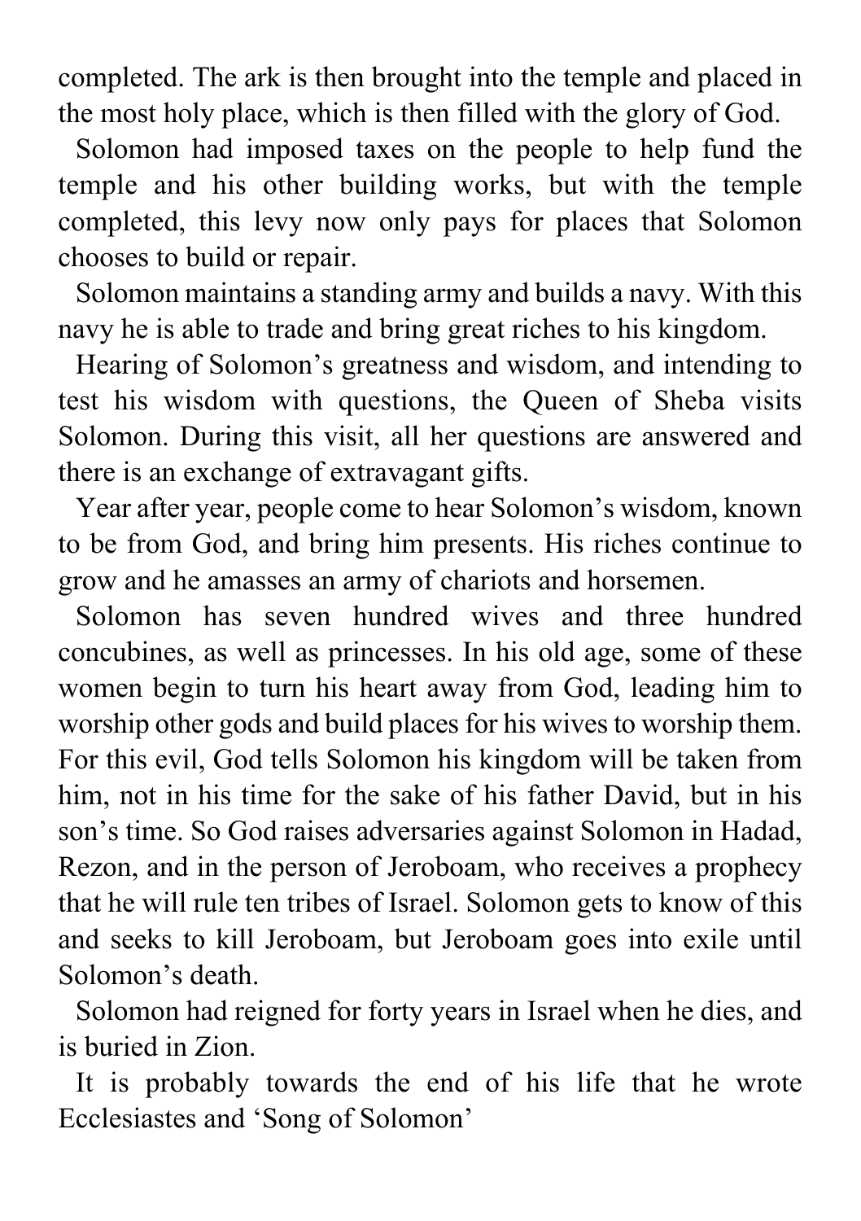completed. The ark is then brought into the temple and placed in the most holy place, which is then filled with the glory of God.

Solomon had imposed taxes on the people to help fund the temple and his other building works, but with the temple completed, this levy now only pays for places that Solomon chooses to build or repair.

Solomon maintains a standing army and builds a navy. With this navy he is able to trade and bring great riches to his kingdom.

Hearing of Solomon's greatness and wisdom, and intending to test his wisdom with questions, the Queen of Sheba visits Solomon. During this visit, all her questions are answered and there is an exchange of extravagant gifts.

Year after year, people come to hear Solomon's wisdom, known to be from God, and bring him presents. His riches continue to grow and he amasses an army of chariots and horsemen.

Solomon has seven hundred wives and three hundred concubines, as well as princesses. In his old age, some of these women begin to turn his heart away from God, leading him to worship other gods and build places for his wives to worship them. For this evil, God tells Solomon his kingdom will be taken from him, not in his time for the sake of his father David, but in his son's time. So God raises adversaries against Solomon in Hadad, Rezon, and in the person of Jeroboam, who receives a prophecy that he will rule ten tribes of Israel. Solomon gets to know of this and seeks to kill Jeroboam, but Jeroboam goes into exile until Solomon's death.

Solomon had reigned for forty years in Israel when he dies, and is buried in Zion.

It is probably towards the end of his life that he wrote Ecclesiastes and 'Song of Solomon'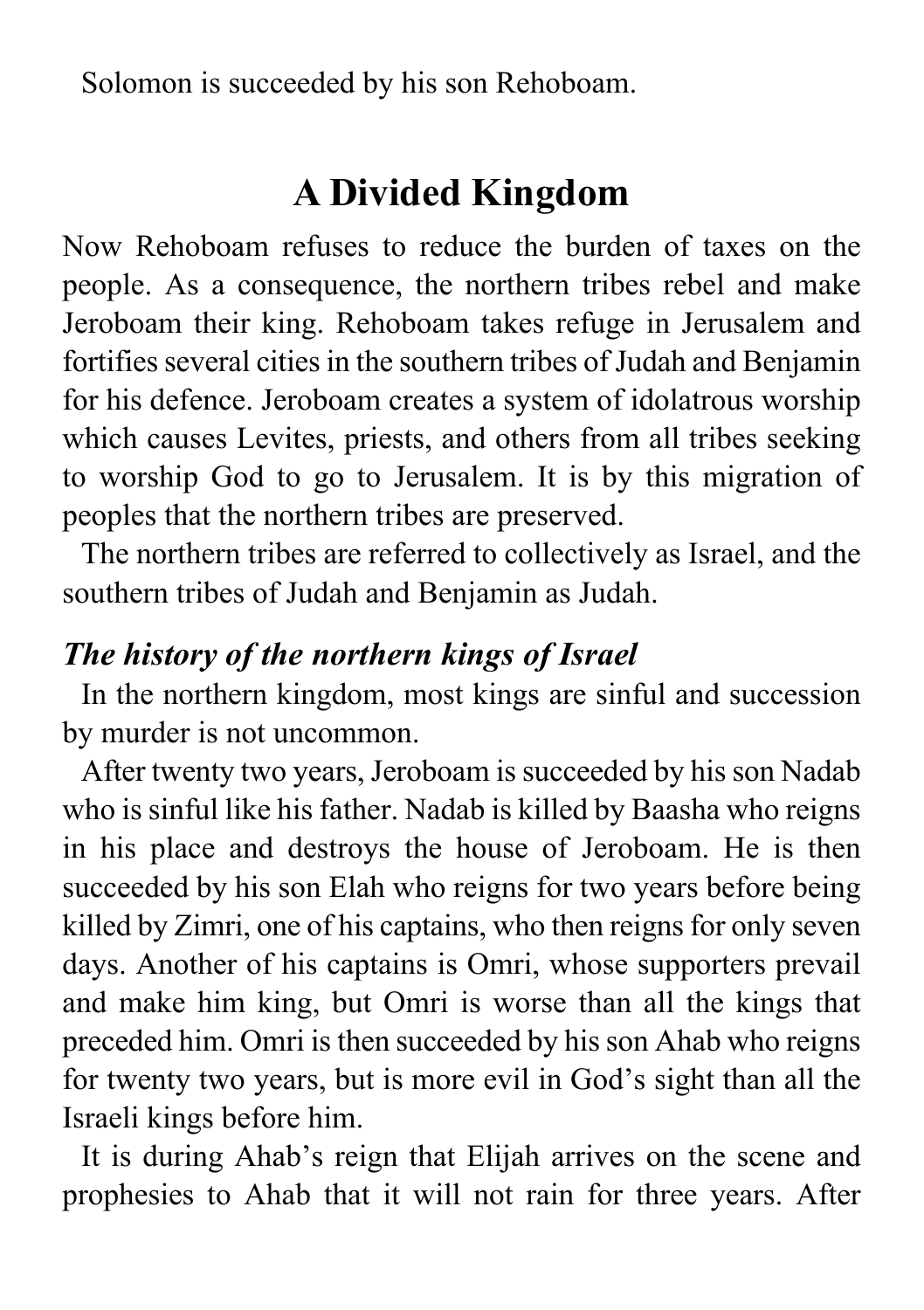Solomon is succeeded by his son Rehoboam.

## A Divided Kingdom

Now Rehoboam refuses to reduce the burden of taxes on the people. As a consequence, the northern tribes rebel and make Jeroboam their king. Rehoboam takes refuge in Jerusalem and fortifies several cities in the southern tribes of Judah and Benjamin for his defence. Jeroboam creates a system of idolatrous worship which causes Levites, priests, and others from all tribes seeking to worship God to go to Jerusalem. It is by this migration of peoples that the northern tribes are preserved.

The northern tribes are referred to collectively as Israel, and the southern tribes of Judah and Benjamin as Judah.

### *The history of the northern kings of Israel*

In the northern kingdom, most kings are sinful and succession by murder is not uncommon.

After twenty two years, Jeroboam is succeeded by his son Nadab who is sinful like his father. Nadab is killed by Baasha who reigns in his place and destroys the house of Jeroboam. He is then succeeded by his son Elah who reigns for two years before being killed by Zimri, one of his captains, who then reigns for only seven days. Another of his captains is Omri, whose supporters prevail and make him king, but Omri is worse than all the kings that preceded him. Omri is then succeeded by his son Ahab who reigns for twenty two years, but is more evil in God's sight than all the Israeli kings before him.

It is during Ahab's reign that Elijah arrives on the scene and prophesies to Ahab that it will not rain for three years. After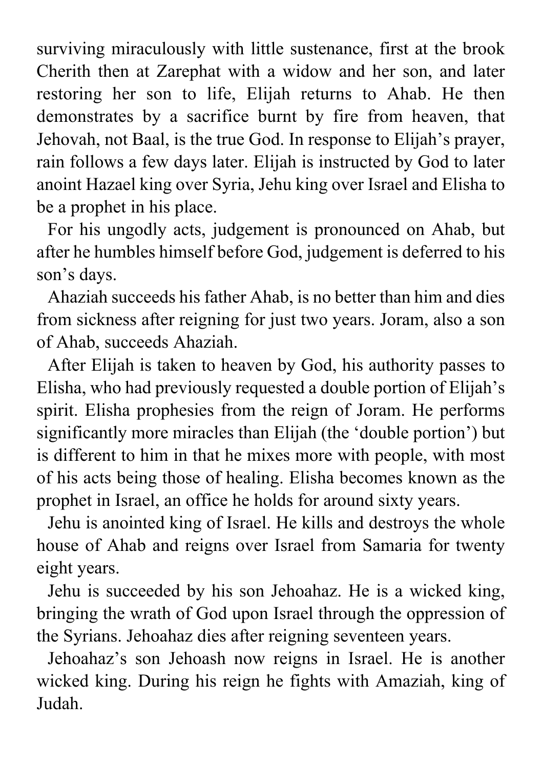surviving miraculously with little sustenance, first at the brook Cherith then at Zarephat with a widow and her son, and later restoring her son to life, Elijah returns to Ahab. He then demonstrates by a sacrifice burnt by fire from heaven, that Jehovah, not Baal, is the true God. In response to Elijah's prayer, rain follows a few days later. Elijah is instructed by God to later anoint Hazael king over Syria, Jehu king over Israel and Elisha to be a prophet in his place.

For his ungodly acts, judgement is pronounced on Ahab, but after he humbles himself before God, judgement is deferred to his son's days.

Ahaziah succeeds his father Ahab, is no better than him and dies from sickness after reigning for just two years. Joram, also a son of Ahab, succeeds Ahaziah.

After Elijah is taken to heaven by God, his authority passes to Elisha, who had previously requested a double portion of Elijah's spirit. Elisha prophesies from the reign of Joram. He performs significantly more miracles than Elijah (the 'double portion') but is different to him in that he mixes more with people, with most of his acts being those of healing. Elisha becomes known as the prophet in Israel, an office he holds for around sixty years.

Jehu is anointed king of Israel. He kills and destroys the whole house of Ahab and reigns over Israel from Samaria for twenty eight years.

Jehu is succeeded by his son Jehoahaz. He is a wicked king, bringing the wrath of God upon Israel through the oppression of the Syrians. Jehoahaz dies after reigning seventeen years.

Jehoahaz's son Jehoash now reigns in Israel. He is another wicked king. During his reign he fights with Amaziah, king of Judah.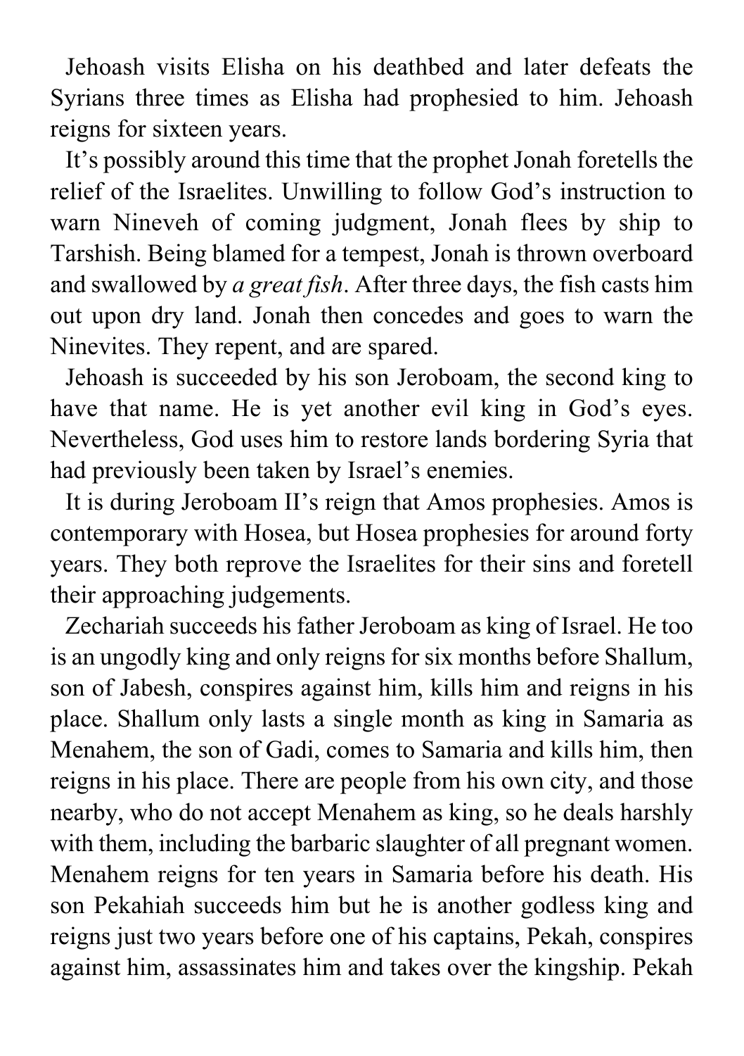Jehoash visits Elisha on his deathbed and later defeats the Syrians three times as Elisha had prophesied to him. Jehoash reigns for sixteen years.

It's possibly around this time that the prophet Jonah foretells the relief of the Israelites. Unwilling to follow God's instruction to warn Nineveh of coming judgment, Jonah flees by ship to Tarshish. Being blamed for a tempest, Jonah is thrown overboard and swallowed by *a great fish*. After three days, the fish casts him out upon dry land. Jonah then concedes and goes to warn the Ninevites. They repent, and are spared.

Jehoash is succeeded by his son Jeroboam, the second king to have that name. He is yet another evil king in God's eyes. Nevertheless, God uses him to restore lands bordering Syria that had previously been taken by Israel's enemies.

It is during Jeroboam II's reign that Amos prophesies. Amos is contemporary with Hosea, but Hosea prophesies for around forty years. They both reprove the Israelites for their sins and foretell their approaching judgements.

Zechariah succeeds his father Jeroboam as king of Israel. He too is an ungodly king and only reigns for six months before Shallum, son of Jabesh, conspires against him, kills him and reigns in his place. Shallum only lasts a single month as king in Samaria as Menahem, the son of Gadi, comes to Samaria and kills him, then reigns in his place. There are people from his own city, and those nearby, who do not accept Menahem as king, so he deals harshly with them, including the barbaric slaughter of all pregnant women. Menahem reigns for ten years in Samaria before his death. His son Pekahiah succeeds him but he is another godless king and reigns just two years before one of his captains, Pekah, conspires against him, assassinates him and takes over the kingship. Pekah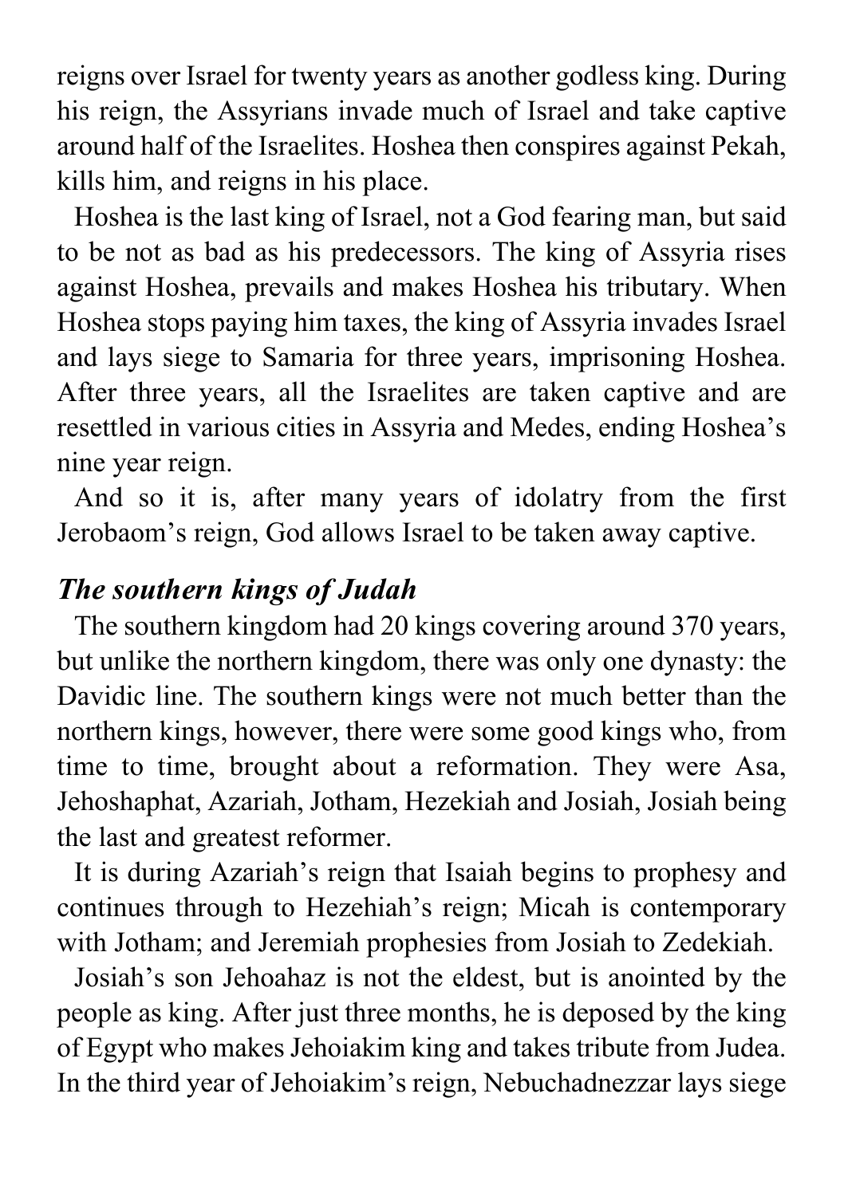reigns over Israel for twenty years as another godless king. During his reign, the Assyrians invade much of Israel and take captive around half of the Israelites. Hoshea then conspires against Pekah, kills him, and reigns in his place.

Hoshea is the last king of Israel, not a God fearing man, but said to be not as bad as his predecessors. The king of Assyria rises against Hoshea, prevails and makes Hoshea his tributary. When Hoshea stops paying him taxes, the king of Assyria invades Israel and lays siege to Samaria for three years, imprisoning Hoshea. After three years, all the Israelites are taken captive and are resettled in various cities in Assyria and Medes, ending Hoshea's nine year reign.

And so it is, after many years of idolatry from the first Jerobaom's reign, God allows Israel to be taken away captive.

### *The southern kings of Judah*

The southern kingdom had 20 kings covering around 370 years, but unlike the northern kingdom, there was only one dynasty: the Davidic line. The southern kings were not much better than the northern kings, however, there were some good kings who, from time to time, brought about a reformation. They were Asa, Jehoshaphat, Azariah, Jotham, Hezekiah and Josiah, Josiah being the last and greatest reformer.

It is during Azariah's reign that Isaiah begins to prophesy and continues through to Hezehiah's reign; Micah is contemporary with Jotham; and Jeremiah prophesies from Josiah to Zedekiah.

Josiah's son Jehoahaz is not the eldest, but is anointed by the people as king. After just three months, he is deposed by the king of Egypt who makes Jehoiakim king and takes tribute from Judea. In the third year of Jehoiakim's reign, Nebuchadnezzar lays siege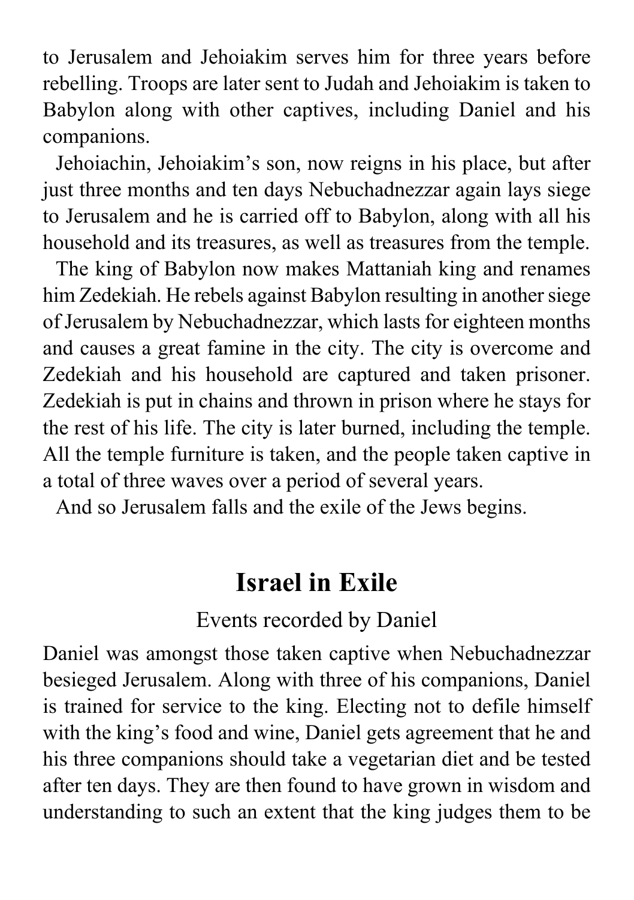to Jerusalem and Jehoiakim serves him for three years before rebelling. Troops are later sent to Judah and Jehoiakim is taken to Babylon along with other captives, including Daniel and his companions.

Jehoiachin, Jehoiakim's son, now reigns in his place, but after just three months and ten days Nebuchadnezzar again lays siege to Jerusalem and he is carried off to Babylon, along with all his household and its treasures, as well as treasures from the temple.

The king of Babylon now makes Mattaniah king and renames him Zedekiah. He rebels against Babylon resulting in another siege of Jerusalem by Nebuchadnezzar, which lasts for eighteen months and causes a great famine in the city. The city is overcome and Zedekiah and his household are captured and taken prisoner. Zedekiah is put in chains and thrown in prison where he stays for the rest of his life. The city is later burned, including the temple. All the temple furniture is taken, and the people taken captive in a total of three waves over a period of several years.

And so Jerusalem falls and the exile of the Jews begins.

## Israel in Exile

Events recorded by Daniel

Daniel was amongst those taken captive when Nebuchadnezzar besieged Jerusalem. Along with three of his companions, Daniel is trained for service to the king. Electing not to defile himself with the king's food and wine, Daniel gets agreement that he and his three companions should take a vegetarian diet and be tested after ten days. They are then found to have grown in wisdom and understanding to such an extent that the king judges them to be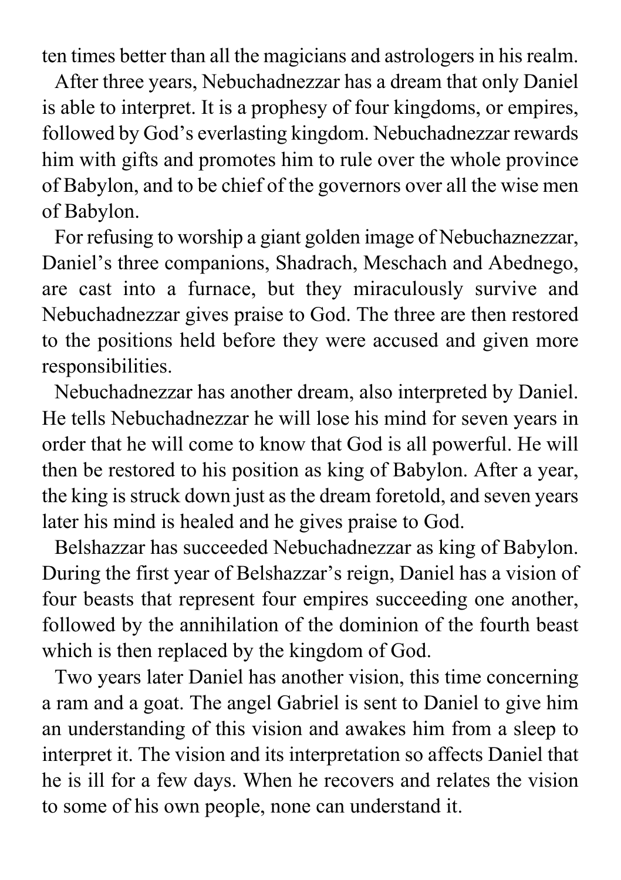ten times better than all the magicians and astrologers in his realm.

After three years, Nebuchadnezzar has a dream that only Daniel is able to interpret. It is a prophesy of four kingdoms, or empires, followed by God's everlasting kingdom. Nebuchadnezzar rewards him with gifts and promotes him to rule over the whole province of Babylon, and to be chief of the governors over all the wise men of Babylon.

For refusing to worship a giant golden image of Nebuchaznezzar, Daniel's three companions, Shadrach, Meschach and Abednego, are cast into a furnace, but they miraculously survive and Nebuchadnezzar gives praise to God. The three are then restored to the positions held before they were accused and given more responsibilities.

Nebuchadnezzar has another dream, also interpreted by Daniel. He tells Nebuchadnezzar he will lose his mind for seven years in order that he will come to know that God is all powerful. He will then be restored to his position as king of Babylon. After a year, the king is struck down just as the dream foretold, and seven years later his mind is healed and he gives praise to God.

Belshazzar has succeeded Nebuchadnezzar as king of Babylon. During the first year of Belshazzar's reign, Daniel has a vision of four beasts that represent four empires succeeding one another, followed by the annihilation of the dominion of the fourth beast which is then replaced by the kingdom of God.

Two years later Daniel has another vision, this time concerning a ram and a goat. The angel Gabriel is sent to Daniel to give him an understanding of this vision and awakes him from a sleep to interpret it. The vision and its interpretation so affects Daniel that he is ill for a few days. When he recovers and relates the vision to some of his own people, none can understand it.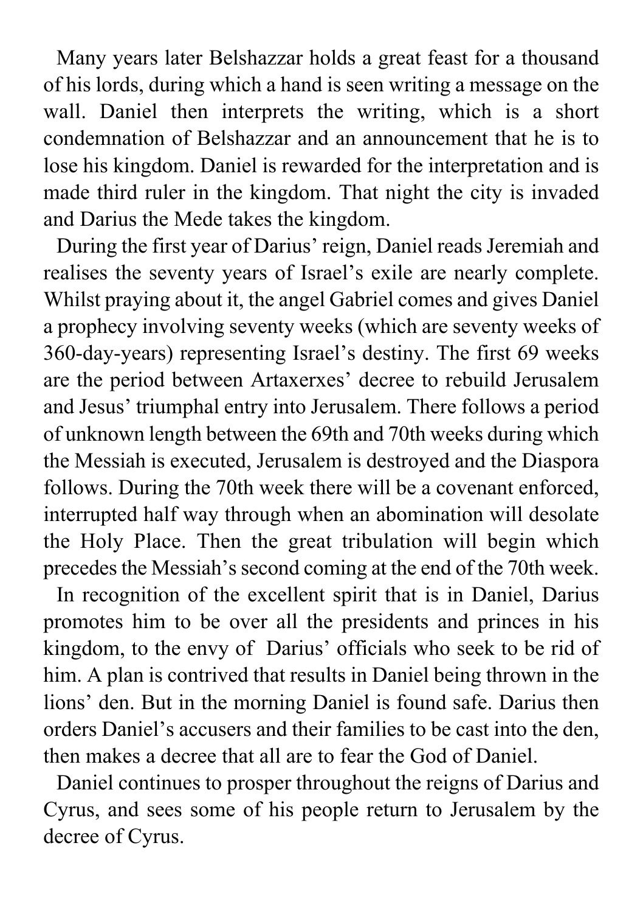Many years later Belshazzar holds a great feast for a thousand of his lords, during which a hand is seen writing a message on the wall. Daniel then interprets the writing, which is a short condemnation of Belshazzar and an announcement that he is to lose his kingdom. Daniel is rewarded for the interpretation and is made third ruler in the kingdom. That night the city is invaded and Darius the Mede takes the kingdom.

During the first year of Darius' reign, Daniel reads Jeremiah and realises the seventy years of Israel's exile are nearly complete. Whilst praying about it, the angel Gabriel comes and gives Daniel a prophecy involving seventy weeks (which are seventy weeks of 360-day-years) representing Israel's destiny. The first 69 weeks are the period between Artaxerxes' decree to rebuild Jerusalem and Jesus' triumphal entry into Jerusalem. There follows a period of unknown length between the 69th and 70th weeks during which the Messiah is executed, Jerusalem is destroyed and the Diaspora follows. During the 70th week there will be a covenant enforced, interrupted half way through when an abomination will desolate the Holy Place. Then the great tribulation will begin which precedes the Messiah's second coming at the end of the 70th week.

In recognition of the excellent spirit that is in Daniel, Darius promotes him to be over all the presidents and princes in his kingdom, to the envy of Darius' officials who seek to be rid of him. A plan is contrived that results in Daniel being thrown in the lions' den. But in the morning Daniel is found safe. Darius then orders Daniel's accusers and their families to be cast into the den, then makes a decree that all are to fear the God of Daniel.

Daniel continues to prosper throughout the reigns of Darius and Cyrus, and sees some of his people return to Jerusalem by the decree of Cyrus.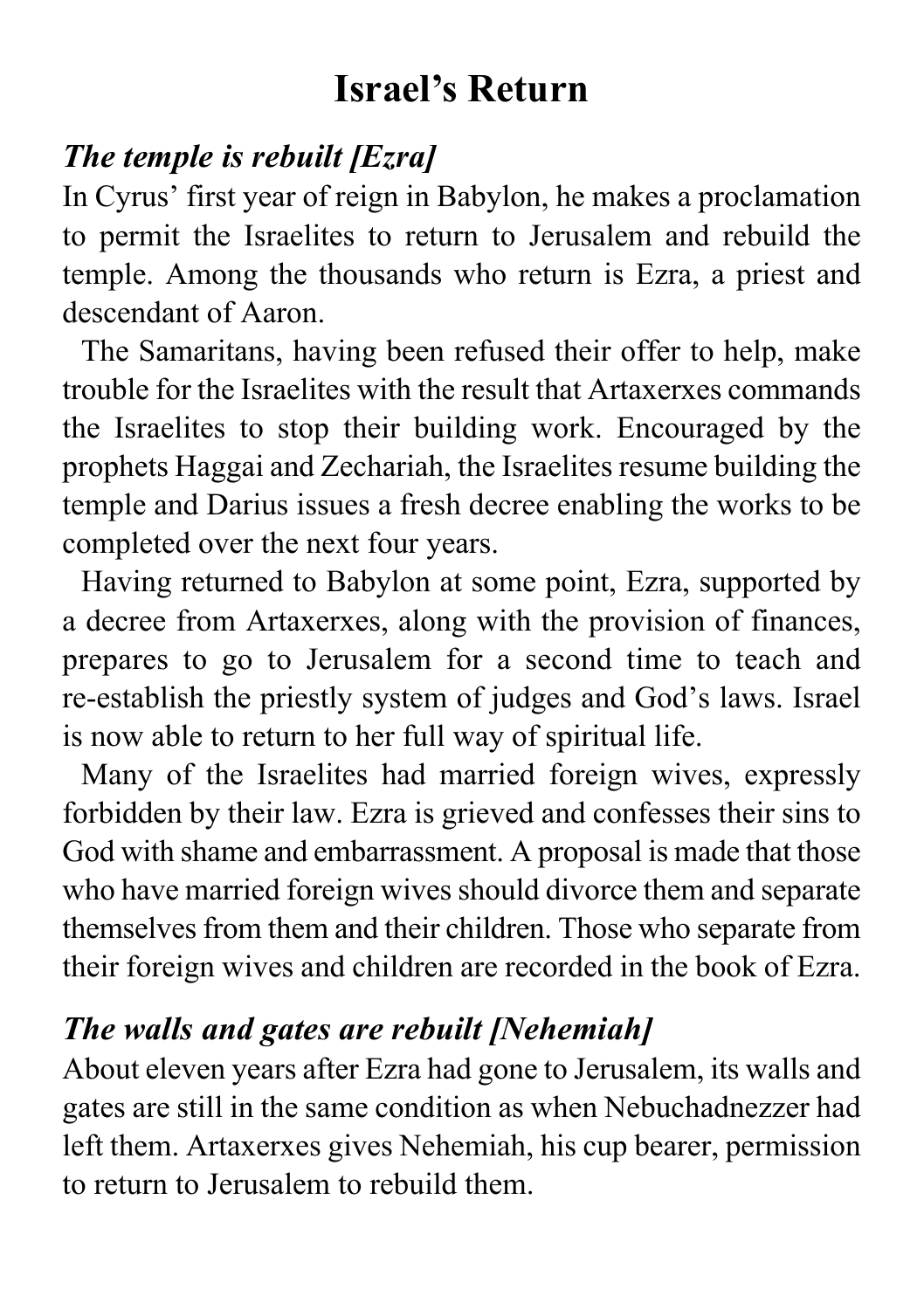# Israel's Return

### *The temple is rebuilt [Ezra]*

In Cyrus' first year of reign in Babylon, he makes a proclamation to permit the Israelites to return to Jerusalem and rebuild the temple. Among the thousands who return is Ezra, a priest and descendant of Aaron.

The Samaritans, having been refused their offer to help, make trouble for the Israelites with the result that Artaxerxes commands the Israelites to stop their building work. Encouraged by the prophets Haggai and Zechariah, the Israelites resume building the temple and Darius issues a fresh decree enabling the works to be completed over the next four years.

Having returned to Babylon at some point, Ezra, supported by a decree from Artaxerxes, along with the provision of finances, prepares to go to Jerusalem for a second time to teach and re-establish the priestly system of judges and God's laws. Israel is now able to return to her full way of spiritual life.

Many of the Israelites had married foreign wives, expressly forbidden by their law. Ezra is grieved and confesses their sins to God with shame and embarrassment. A proposal is made that those who have married foreign wives should divorce them and separate themselves from them and their children. Those who separate from their foreign wives and children are recorded in the book of Ezra.

### *The walls and gates are rebuilt [Nehemiah]*

About eleven years after Ezra had gone to Jerusalem, its walls and gates are still in the same condition as when Nebuchadnezzer had left them. Artaxerxes gives Nehemiah, his cup bearer, permission to return to Jerusalem to rebuild them.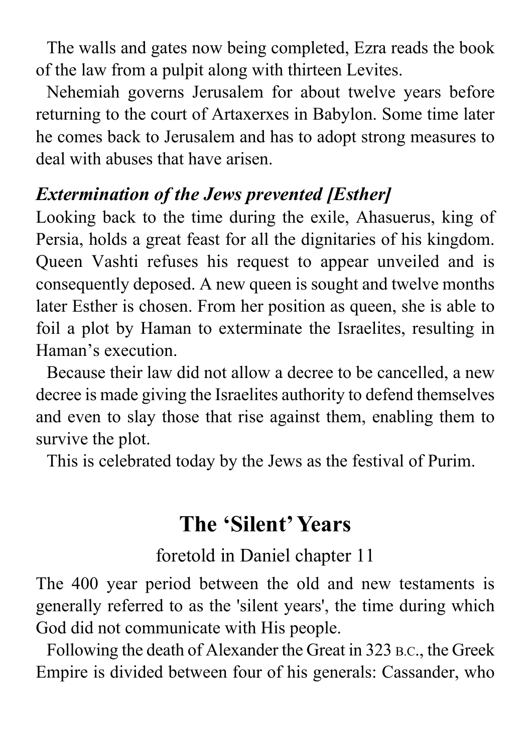The walls and gates now being completed, Ezra reads the book of the law from a pulpit along with thirteen Levites.

Nehemiah governs Jerusalem for about twelve years before returning to the court of Artaxerxes in Babylon. Some time later he comes back to Jerusalem and has to adopt strong measures to deal with abuses that have arisen.

### *Extermination of the Jews prevented [Esther]*

Looking back to the time during the exile, Ahasuerus, king of Persia, holds a great feast for all the dignitaries of his kingdom. Queen Vashti refuses his request to appear unveiled and is consequently deposed. A new queen is sought and twelve months later Esther is chosen. From her position as queen, she is able to foil a plot by Haman to exterminate the Israelites, resulting in Haman's execution.

Because their law did not allow a decree to be cancelled, a new decree is made giving the Israelites authority to defend themselves and even to slay those that rise against them, enabling them to survive the plot.

This is celebrated today by the Jews as the festival of Purim.

## The 'Silent' Years

foretold in Daniel chapter 11

The 400 year period between the old and new testaments is generally referred to as the 'silent years', the time during which God did not communicate with His people.

Following the death of Alexander the Great in 323 B.C., the Greek Empire is divided between four of his generals: Cassander, who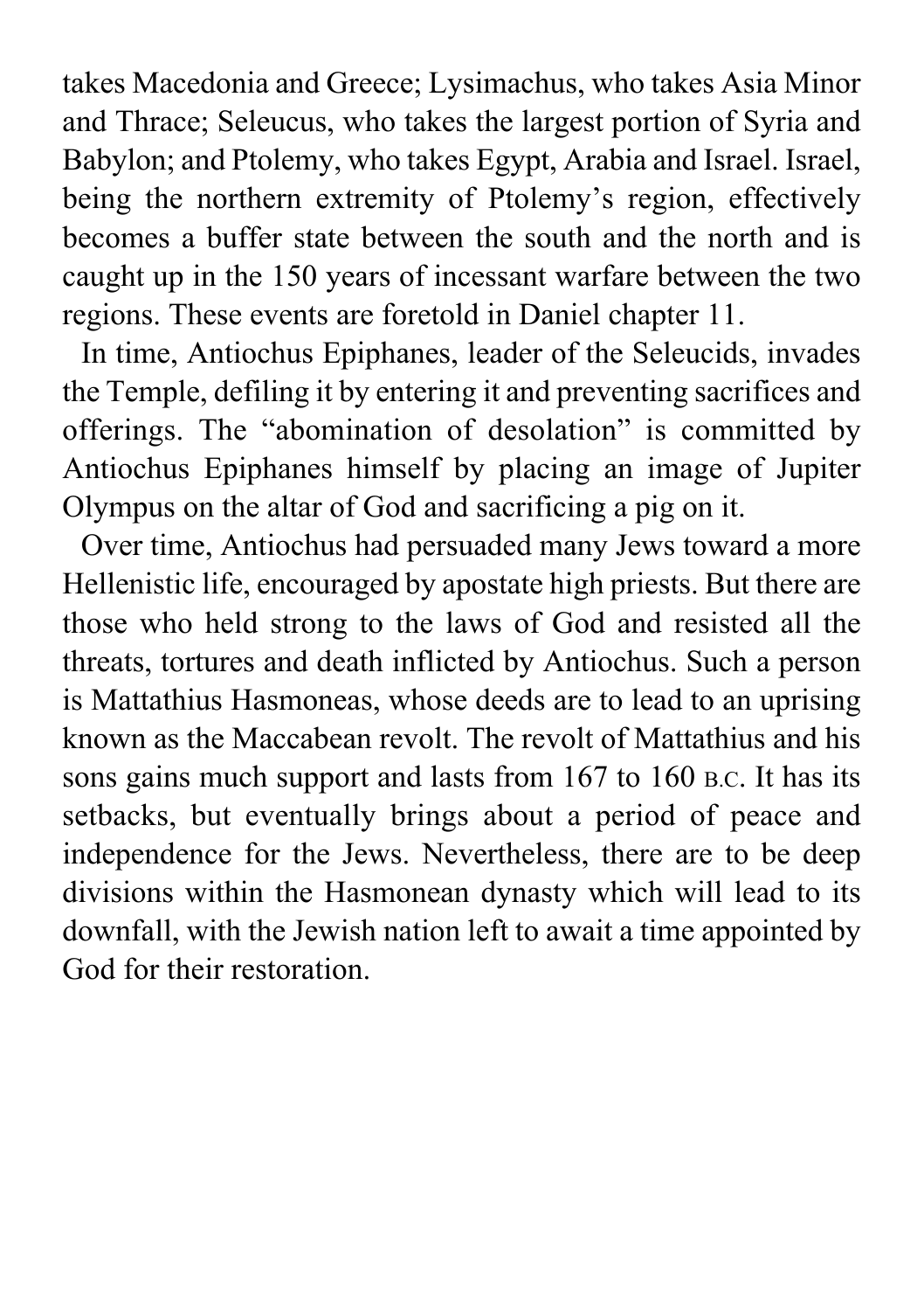takes Macedonia and Greece; Lysimachus, who takes Asia Minor and Thrace; Seleucus, who takes the largest portion of Syria and Babylon; and Ptolemy, who takes Egypt, Arabia and Israel. Israel, being the northern extremity of Ptolemy's region, effectively becomes a buffer state between the south and the north and is caught up in the 150 years of incessant warfare between the two regions. These events are foretold in Daniel chapter 11.

In time, Antiochus Epiphanes, leader of the Seleucids, invades the Temple, defiling it by entering it and preventing sacrifices and offerings. The "abomination of desolation" is committed by Antiochus Epiphanes himself by placing an image of Jupiter Olympus on the altar of God and sacrificing a pig on it.

Over time, Antiochus had persuaded many Jews toward a more Hellenistic life, encouraged by apostate high priests. But there are those who held strong to the laws of God and resisted all the threats, tortures and death inflicted by Antiochus. Such a person is Mattathius Hasmoneas, whose deeds are to lead to an uprising known as the Maccabean revolt. The revolt of Mattathius and his sons gains much support and lasts from 167 to 160 B.C. It has its setbacks, but eventually brings about a period of peace and independence for the Jews. Nevertheless, there are to be deep divisions within the Hasmonean dynasty which will lead to its downfall, with the Jewish nation left to await a time appointed by God for their restoration.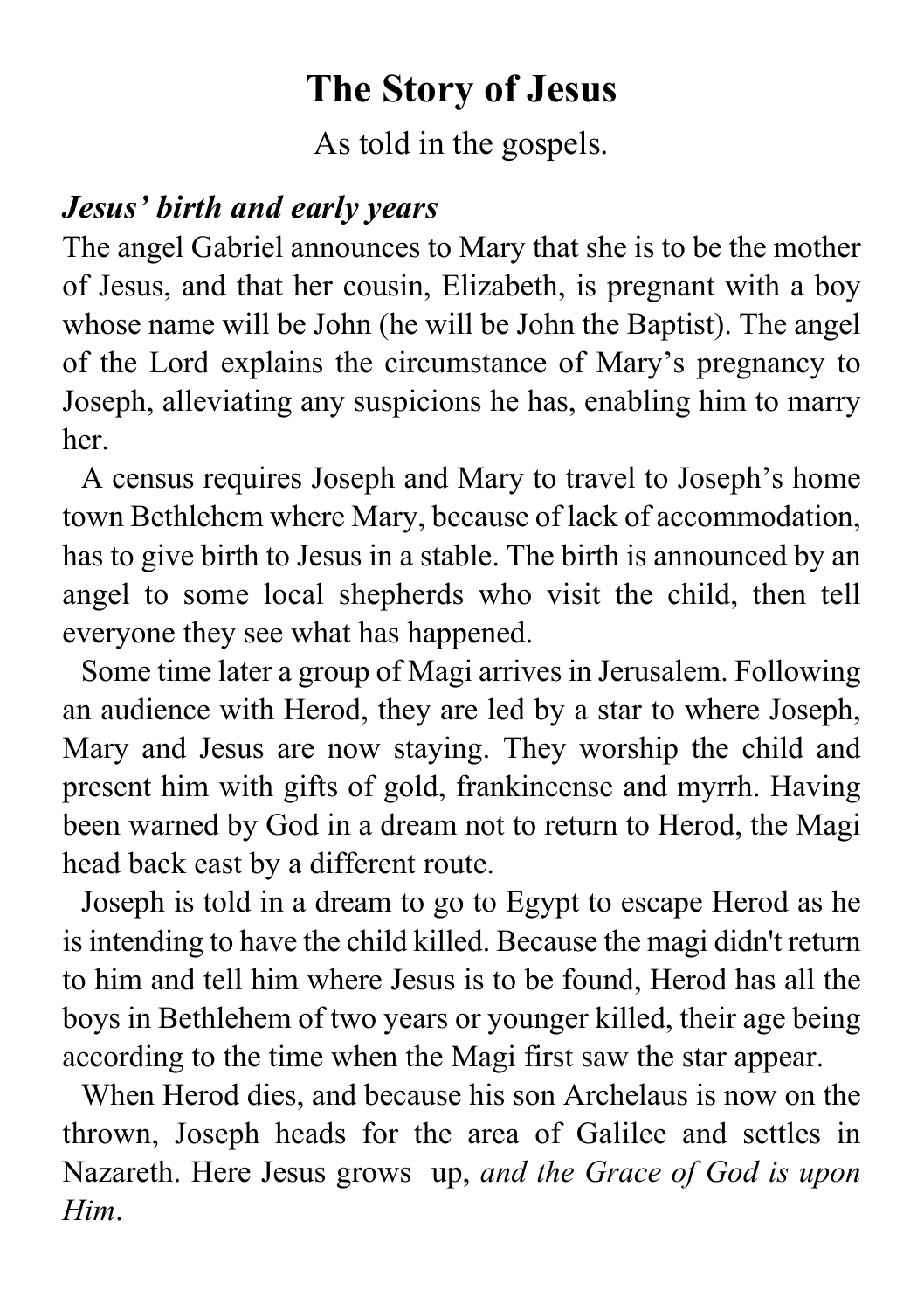# The Story of Jesus

As told in the gospels.

### *Jesus' birth and early years*

The angel Gabriel announces to Mary that she is to be the mother of Jesus, and that her cousin, Elizabeth, is pregnant with a boy whose name will be John (he will be John the Baptist). The angel of the Lord explains the circumstance of Mary's pregnancy to Joseph, alleviating any suspicions he has, enabling him to marry her.

A census requires Joseph and Mary to travel to Joseph's home town Bethlehem where Mary, because of lack of accommodation, has to give birth to Jesus in a stable. The birth is announced by an angel to some local shepherds who visit the child, then tell everyone they see what has happened.

Some time later a group of Magi arrives in Jerusalem. Following an audience with Herod, they are led by a star to where Joseph, Mary and Jesus are now staying. They worship the child and present him with gifts of gold, frankincense and myrrh. Having been warned by God in a dream not to return to Herod, the Magi head back east by a different route.

Joseph is told in a dream to go to Egypt to escape Herod as he is intending to have the child killed. Because the magi didn't return to him and tell him where Jesus is to be found, Herod has all the boys in Bethlehem of two years or younger killed, their age being according to the time when the Magi first saw the star appear.

When Herod dies, and because his son Archelaus is now on the thrown, Joseph heads for the area of Galilee and settles in Nazareth. Here Jesus grows up, *and the Grace of God is upon Him*.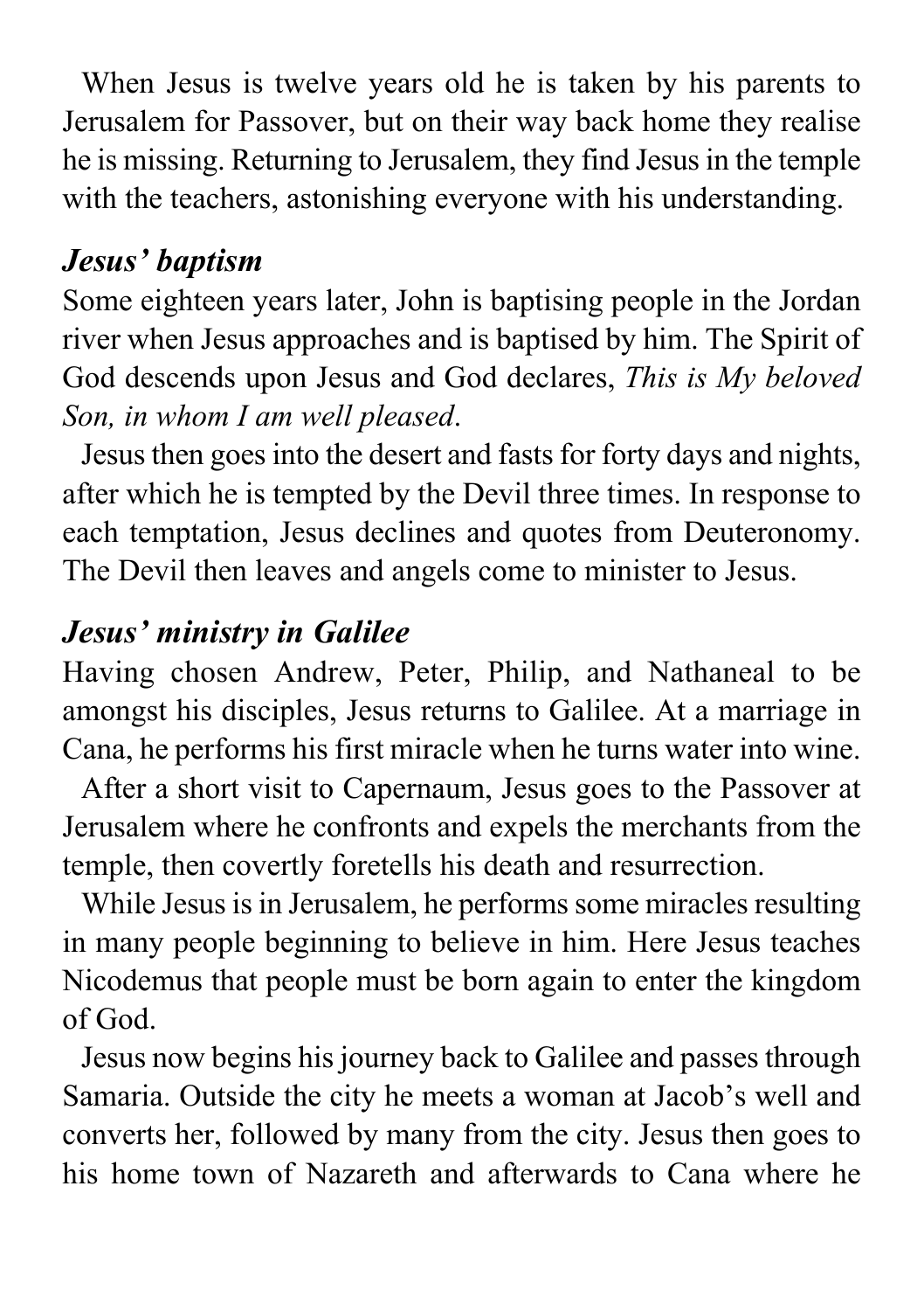When Jesus is twelve years old he is taken by his parents to Jerusalem for Passover, but on their way back home they realise he is missing. Returning to Jerusalem, they find Jesus in the temple with the teachers, astonishing everyone with his understanding.

### *Jesus' baptism*

Some eighteen years later, John is baptising people in the Jordan river when Jesus approaches and is baptised by him. The Spirit of God descends upon Jesus and God declares, *This is My beloved Son, in whom I am well pleased*.

Jesus then goes into the desert and fasts for forty days and nights, after which he is tempted by the Devil three times. In response to each temptation, Jesus declines and quotes from Deuteronomy. The Devil then leaves and angels come to minister to Jesus.

### *Jesus' ministry in Galilee*

Having chosen Andrew, Peter, Philip, and Nathaneal to be amongst his disciples, Jesus returns to Galilee. At a marriage in Cana, he performs his first miracle when he turns water into wine.

After a short visit to Capernaum, Jesus goes to the Passover at Jerusalem where he confronts and expels the merchants from the temple, then covertly foretells his death and resurrection.

While Jesus is in Jerusalem, he performs some miracles resulting in many people beginning to believe in him. Here Jesus teaches Nicodemus that people must be born again to enter the kingdom of God.

Jesus now begins his journey back to Galilee and passes through Samaria. Outside the city he meets a woman at Jacob's well and converts her, followed by many from the city. Jesus then goes to his home town of Nazareth and afterwards to Cana where he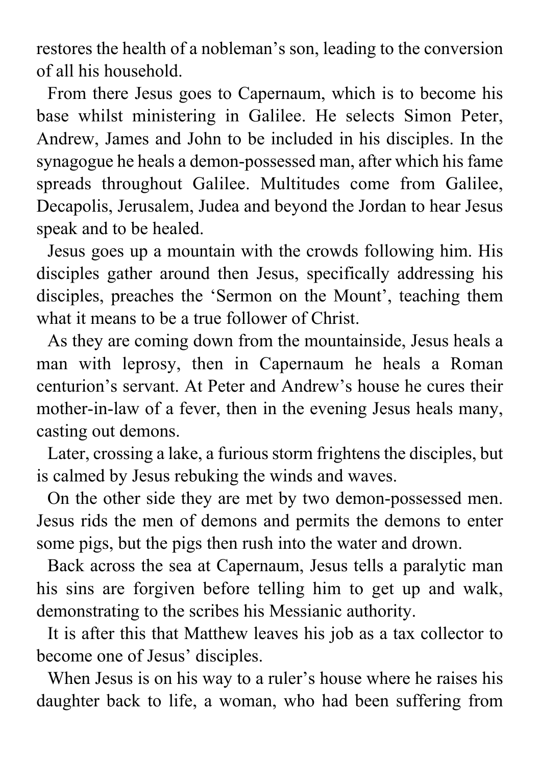restores the health of a nobleman's son, leading to the conversion of all his household.

From there Jesus goes to Capernaum, which is to become his base whilst ministering in Galilee. He selects Simon Peter, Andrew, James and John to be included in his disciples. In the synagogue he heals a demon-possessed man, after which his fame spreads throughout Galilee. Multitudes come from Galilee, Decapolis, Jerusalem, Judea and beyond the Jordan to hear Jesus speak and to be healed.

Jesus goes up a mountain with the crowds following him. His disciples gather around then Jesus, specifically addressing his disciples, preaches the 'Sermon on the Mount', teaching them what it means to be a true follower of Christ.

As they are coming down from the mountainside, Jesus heals a man with leprosy, then in Capernaum he heals a Roman centurion's servant. At Peter and Andrew's house he cures their mother-in-law of a fever, then in the evening Jesus heals many, casting out demons.

Later, crossing a lake, a furious storm frightens the disciples, but is calmed by Jesus rebuking the winds and waves.

On the other side they are met by two demon-possessed men. Jesus rids the men of demons and permits the demons to enter some pigs, but the pigs then rush into the water and drown.

Back across the sea at Capernaum, Jesus tells a paralytic man his sins are forgiven before telling him to get up and walk, demonstrating to the scribes his Messianic authority.

It is after this that Matthew leaves his job as a tax collector to become one of Jesus' disciples.

When Jesus is on his way to a ruler's house where he raises his daughter back to life, a woman, who had been suffering from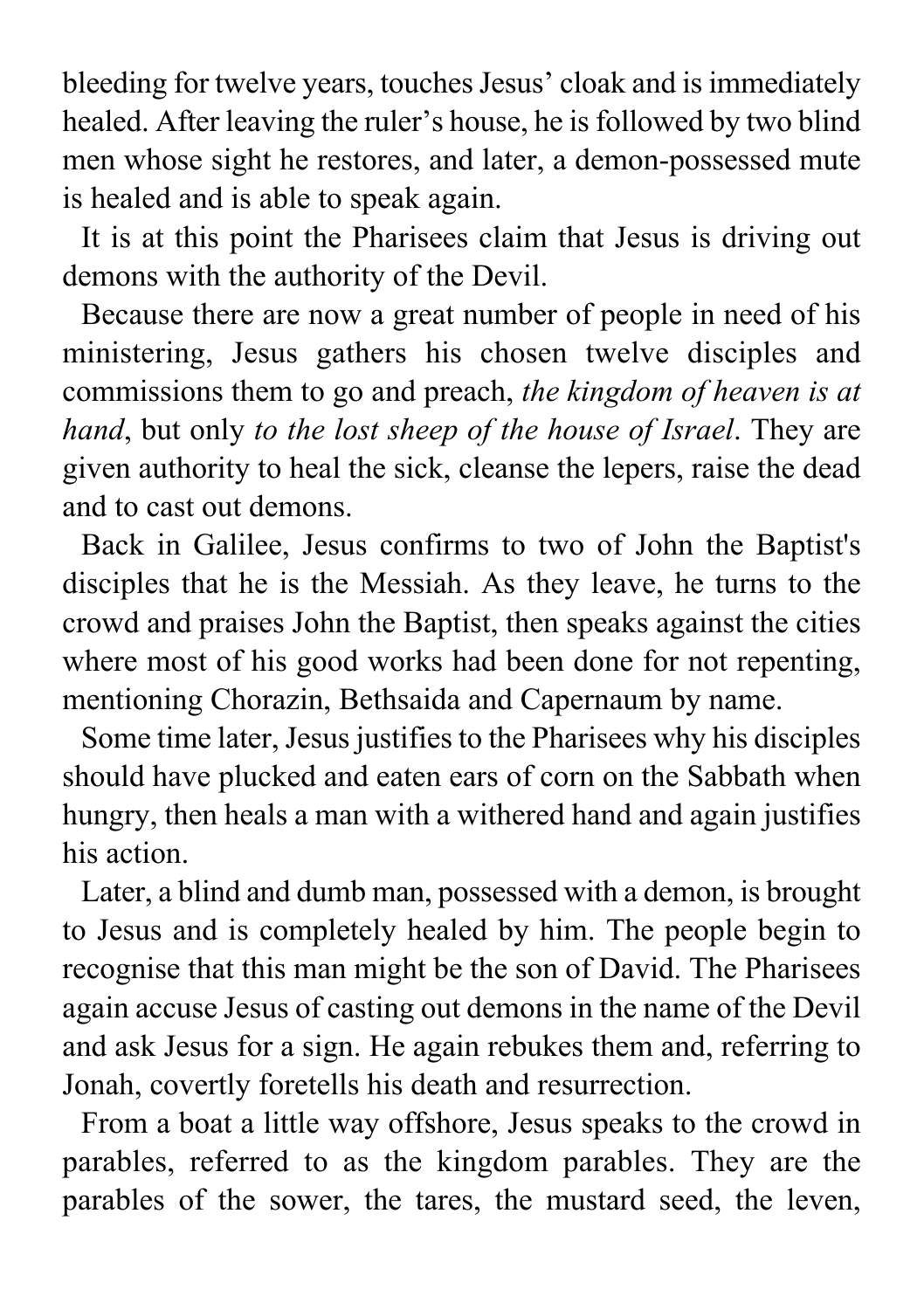bleeding for twelve years, touches Jesus' cloak and is immediately healed. After leaving the ruler's house, he is followed by two blind men whose sight he restores, and later, a demon-possessed mute is healed and is able to speak again.

It is at this point the Pharisees claim that Jesus is driving out demons with the authority of the Devil.

Because there are now a great number of people in need of his ministering, Jesus gathers his chosen twelve disciples and commissions them to go and preach, *the kingdom of heaven is at hand*, but only *to the lost sheep of the house of Israel*. They are given authority to heal the sick, cleanse the lepers, raise the dead and to cast out demons.

Back in Galilee, Jesus confirms to two of John the Baptist's disciples that he is the Messiah. As they leave, he turns to the crowd and praises John the Baptist, then speaks against the cities where most of his good works had been done for not repenting, mentioning Chorazin, Bethsaida and Capernaum by name.

Some time later, Jesus justifies to the Pharisees why his disciples should have plucked and eaten ears of corn on the Sabbath when hungry, then heals a man with a withered hand and again justifies his action.

Later, a blind and dumb man, possessed with a demon, is brought to Jesus and is completely healed by him. The people begin to recognise that this man might be the son of David. The Pharisees again accuse Jesus of casting out demons in the name of the Devil and ask Jesus for a sign. He again rebukes them and, referring to Jonah, covertly foretells his death and resurrection.

From a boat a little way offshore, Jesus speaks to the crowd in parables, referred to as the kingdom parables. They are the parables of the sower, the tares, the mustard seed, the leven,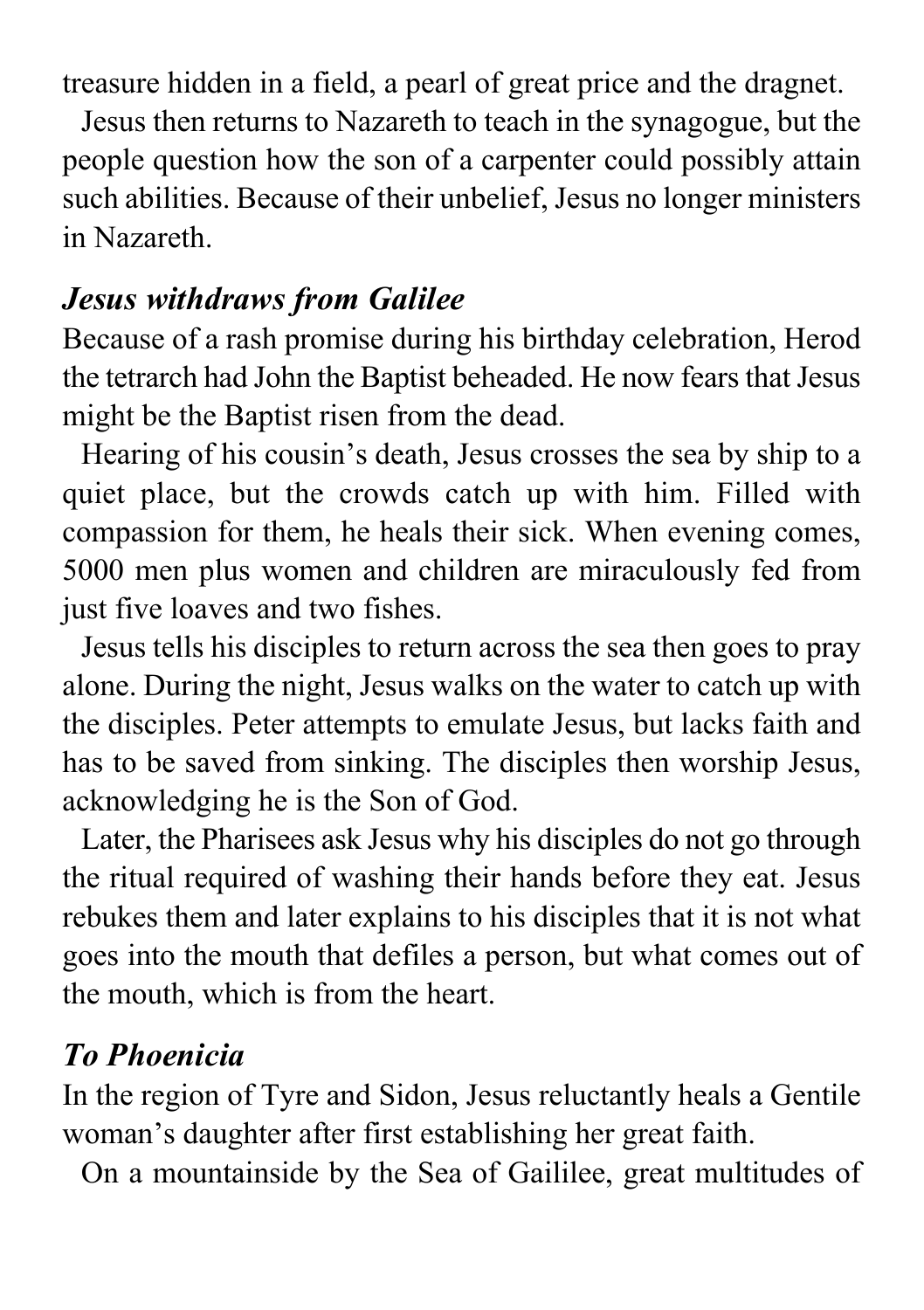treasure hidden in a field, a pearl of great price and the dragnet.

Jesus then returns to Nazareth to teach in the synagogue, but the people question how the son of a carpenter could possibly attain such abilities. Because of their unbelief, Jesus no longer ministers in Nazareth.

### *Jesus withdraws from Galilee*

Because of a rash promise during his birthday celebration, Herod the tetrarch had John the Baptist beheaded. He now fears that Jesus might be the Baptist risen from the dead.

Hearing of his cousin's death, Jesus crosses the sea by ship to a quiet place, but the crowds catch up with him. Filled with compassion for them, he heals their sick. When evening comes, 5000 men plus women and children are miraculously fed from just five loaves and two fishes.

Jesus tells his disciples to return across the sea then goes to pray alone. During the night, Jesus walks on the water to catch up with the disciples. Peter attempts to emulate Jesus, but lacks faith and has to be saved from sinking. The disciples then worship Jesus, acknowledging he is the Son of God.

Later, the Pharisees ask Jesus why his disciples do not go through the ritual required of washing their hands before they eat. Jesus rebukes them and later explains to his disciples that it is not what goes into the mouth that defiles a person, but what comes out of the mouth, which is from the heart.

### *To Phoenicia*

In the region of Tyre and Sidon, Jesus reluctantly heals a Gentile woman's daughter after first establishing her great faith.

On a mountainside by the Sea of Gaililee, great multitudes of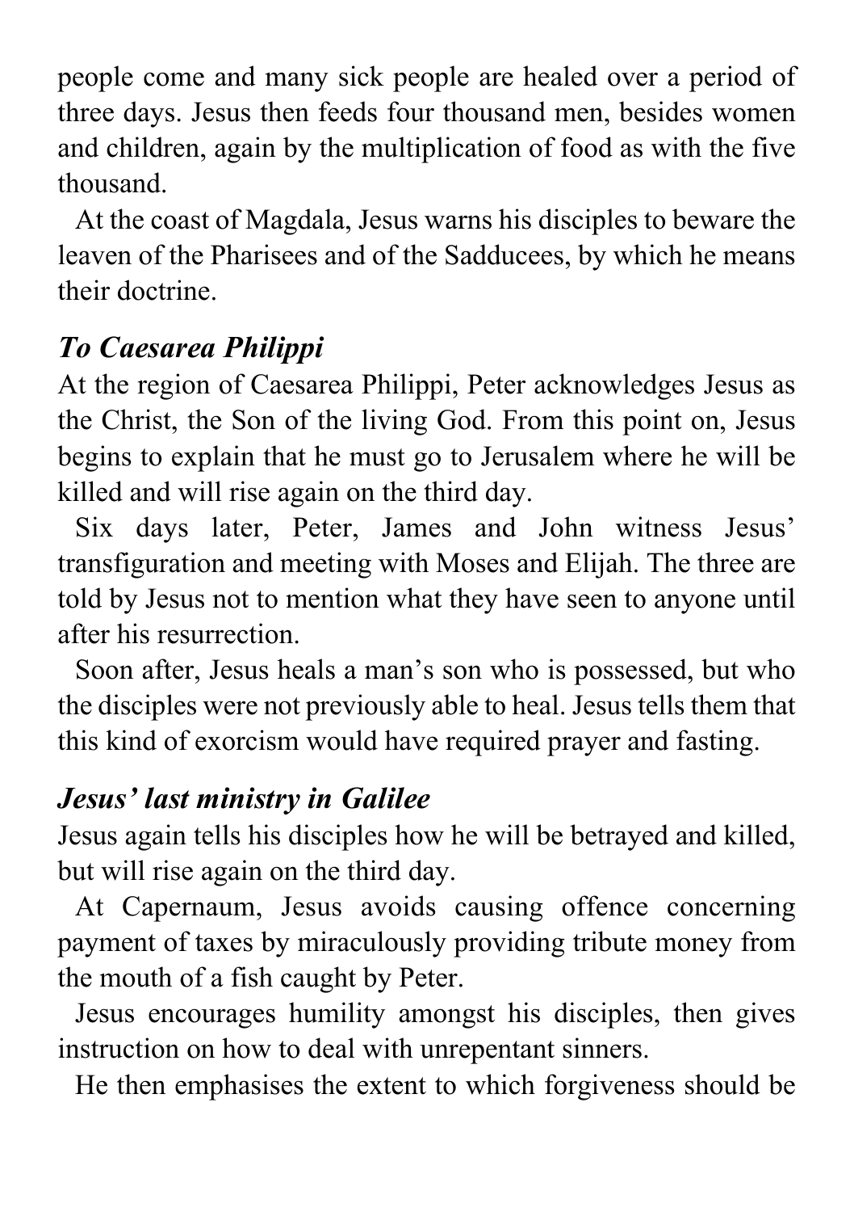people come and many sick people are healed over a period of three days. Jesus then feeds four thousand men, besides women and children, again by the multiplication of food as with the five thousand.

At the coast of Magdala, Jesus warns his disciples to beware the leaven of the Pharisees and of the Sadducees, by which he means their doctrine.

### *To Caesarea Philippi*

At the region of Caesarea Philippi, Peter acknowledges Jesus as the Christ, the Son of the living God. From this point on, Jesus begins to explain that he must go to Jerusalem where he will be killed and will rise again on the third day.

Six days later, Peter, James and John witness Jesus' transfiguration and meeting with Moses and Elijah. The three are told by Jesus not to mention what they have seen to anyone until after his resurrection.

Soon after, Jesus heals a man's son who is possessed, but who the disciples were not previously able to heal. Jesus tells them that this kind of exorcism would have required prayer and fasting.

### *Jesus' last ministry in Galilee*

Jesus again tells his disciples how he will be betrayed and killed, but will rise again on the third day.

At Capernaum, Jesus avoids causing offence concerning payment of taxes by miraculously providing tribute money from the mouth of a fish caught by Peter.

Jesus encourages humility amongst his disciples, then gives instruction on how to deal with unrepentant sinners.

He then emphasises the extent to which forgiveness should be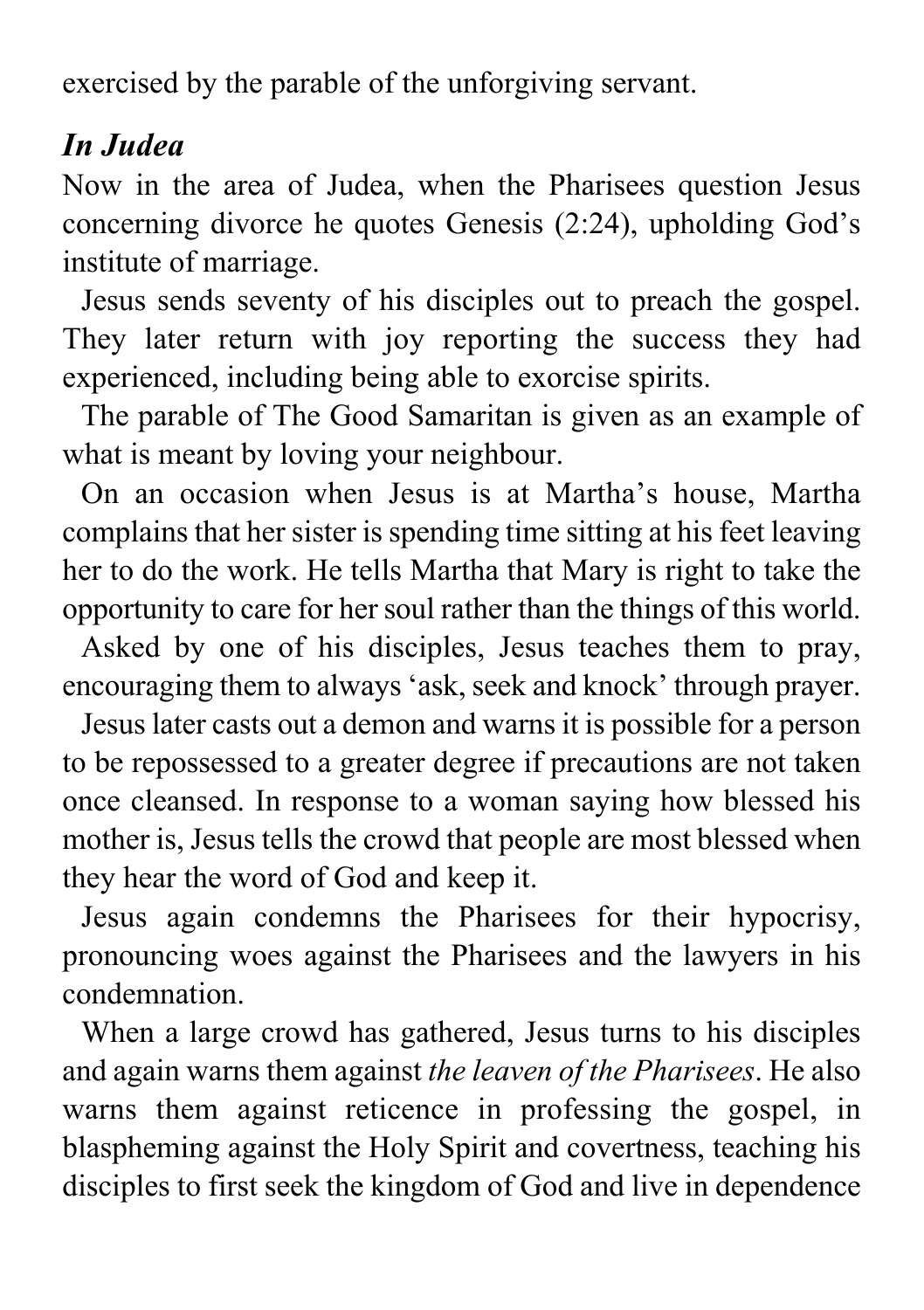exercised by the parable of the unforgiving servant.

### *In Judea*

Now in the area of Judea, when the Pharisees question Jesus concerning divorce he quotes Genesis (2:24), upholding God's institute of marriage.

Jesus sends seventy of his disciples out to preach the gospel. They later return with joy reporting the success they had experienced, including being able to exorcise spirits.

The parable of The Good Samaritan is given as an example of what is meant by loving your neighbour.

On an occasion when Jesus is at Martha's house, Martha complains that her sister is spending time sitting at his feet leaving her to do the work. He tells Martha that Mary is right to take the opportunity to care for her soul rather than the things of this world.

Asked by one of his disciples, Jesus teaches them to pray, encouraging them to always 'ask, seek and knock' through prayer.

Jesus later casts out a demon and warns it is possible for a person to be repossessed to a greater degree if precautions are not taken once cleansed. In response to a woman saying how blessed his mother is, Jesus tells the crowd that people are most blessed when they hear the word of God and keep it.

Jesus again condemns the Pharisees for their hypocrisy, pronouncing woes against the Pharisees and the lawyers in his condemnation.

When a large crowd has gathered, Jesus turns to his disciples and again warns them against *the leaven of the Pharisees*. He also warns them against reticence in professing the gospel, in blaspheming against the Holy Spirit and covertness, teaching his disciples to first seek the kingdom of God and live in dependence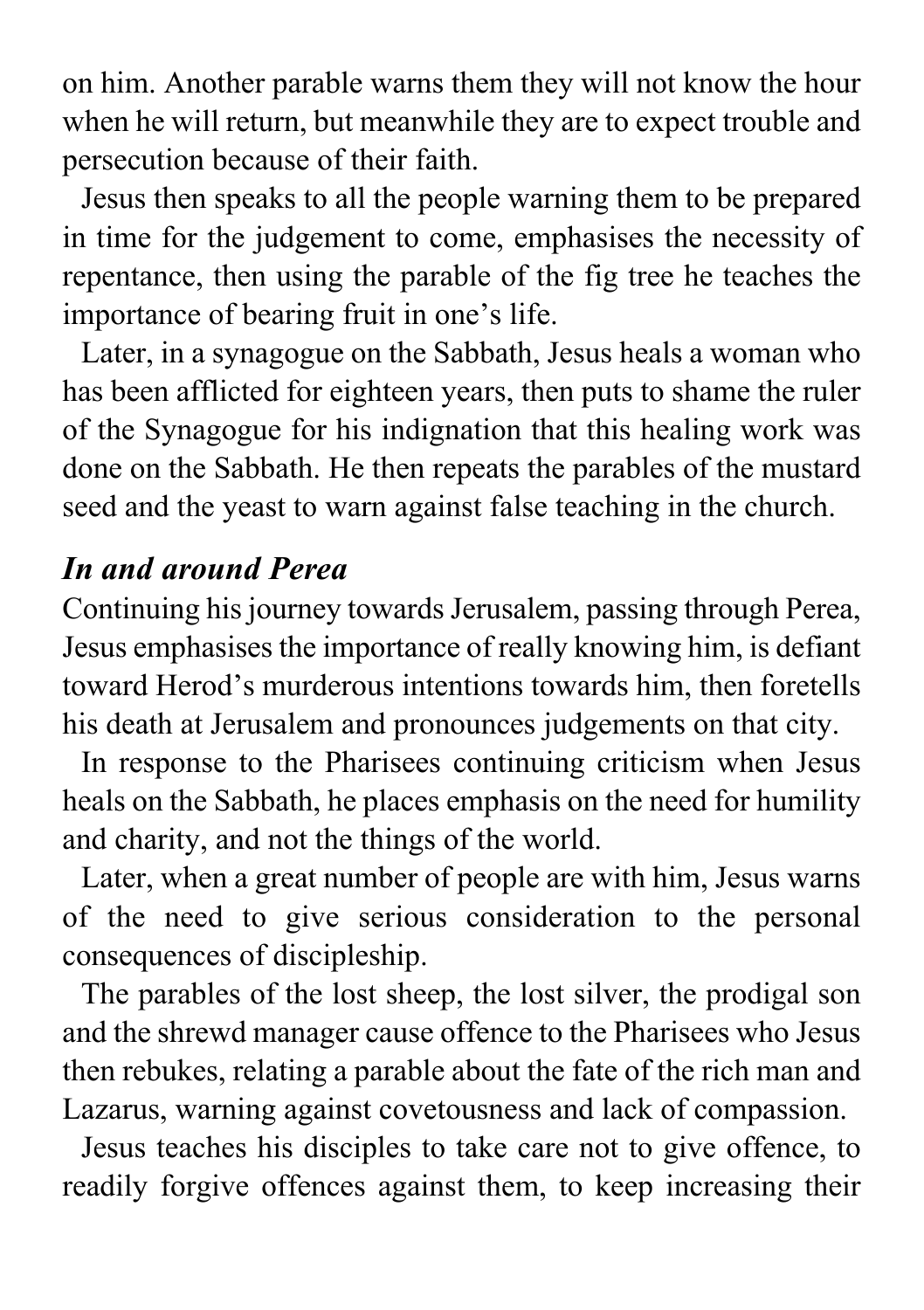on him. Another parable warns them they will not know the hour when he will return, but meanwhile they are to expect trouble and persecution because of their faith.

Jesus then speaks to all the people warning them to be prepared in time for the judgement to come, emphasises the necessity of repentance, then using the parable of the fig tree he teaches the importance of bearing fruit in one's life.

Later, in a synagogue on the Sabbath, Jesus heals a woman who has been afflicted for eighteen years, then puts to shame the ruler of the Synagogue for his indignation that this healing work was done on the Sabbath. He then repeats the parables of the mustard seed and the yeast to warn against false teaching in the church.

### *In and around Perea*

Continuing his journey towards Jerusalem, passing through Perea, Jesus emphasises the importance of really knowing him, is defiant toward Herod's murderous intentions towards him, then foretells his death at Jerusalem and pronounces judgements on that city.

In response to the Pharisees continuing criticism when Jesus heals on the Sabbath, he places emphasis on the need for humility and charity, and not the things of the world.

Later, when a great number of people are with him, Jesus warns of the need to give serious consideration to the personal consequences of discipleship.

The parables of the lost sheep, the lost silver, the prodigal son and the shrewd manager cause offence to the Pharisees who Jesus then rebukes, relating a parable about the fate of the rich man and Lazarus, warning against covetousness and lack of compassion.

Jesus teaches his disciples to take care not to give offence, to readily forgive offences against them, to keep increasing their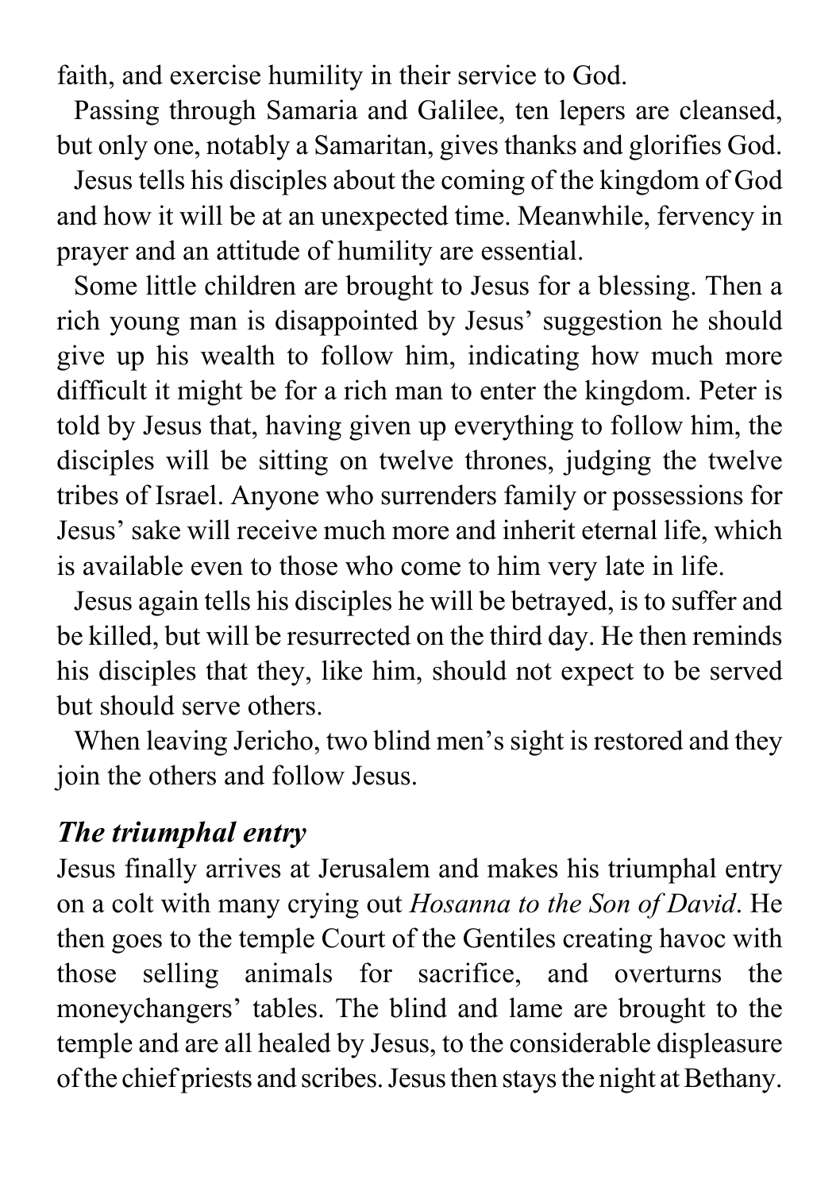faith, and exercise humility in their service to God.

Passing through Samaria and Galilee, ten lepers are cleansed, but only one, notably a Samaritan, gives thanks and glorifies God.

Jesus tells his disciples about the coming of the kingdom of God and how it will be at an unexpected time. Meanwhile, fervency in prayer and an attitude of humility are essential.

Some little children are brought to Jesus for a blessing. Then a rich young man is disappointed by Jesus' suggestion he should give up his wealth to follow him, indicating how much more difficult it might be for a rich man to enter the kingdom. Peter is told by Jesus that, having given up everything to follow him, the disciples will be sitting on twelve thrones, judging the twelve tribes of Israel. Anyone who surrenders family or possessions for Jesus' sake will receive much more and inherit eternal life, which is available even to those who come to him very late in life.

Jesus again tells his disciples he will be betrayed, is to suffer and be killed, but will be resurrected on the third day. He then reminds his disciples that they, like him, should not expect to be served but should serve others.

When leaving Jericho, two blind men's sight is restored and they join the others and follow Jesus.

### *The triumphal entry*

Jesus finally arrives at Jerusalem and makes his triumphal entry on a colt with many crying out *Hosanna to the Son of David*. He then goes to the temple Court of the Gentiles creating havoc with those selling animals for sacrifice, and overturns the moneychangers' tables. The blind and lame are brought to the temple and are all healed by Jesus, to the considerable displeasure of the chief priests and scribes. Jesus then stays the night at Bethany.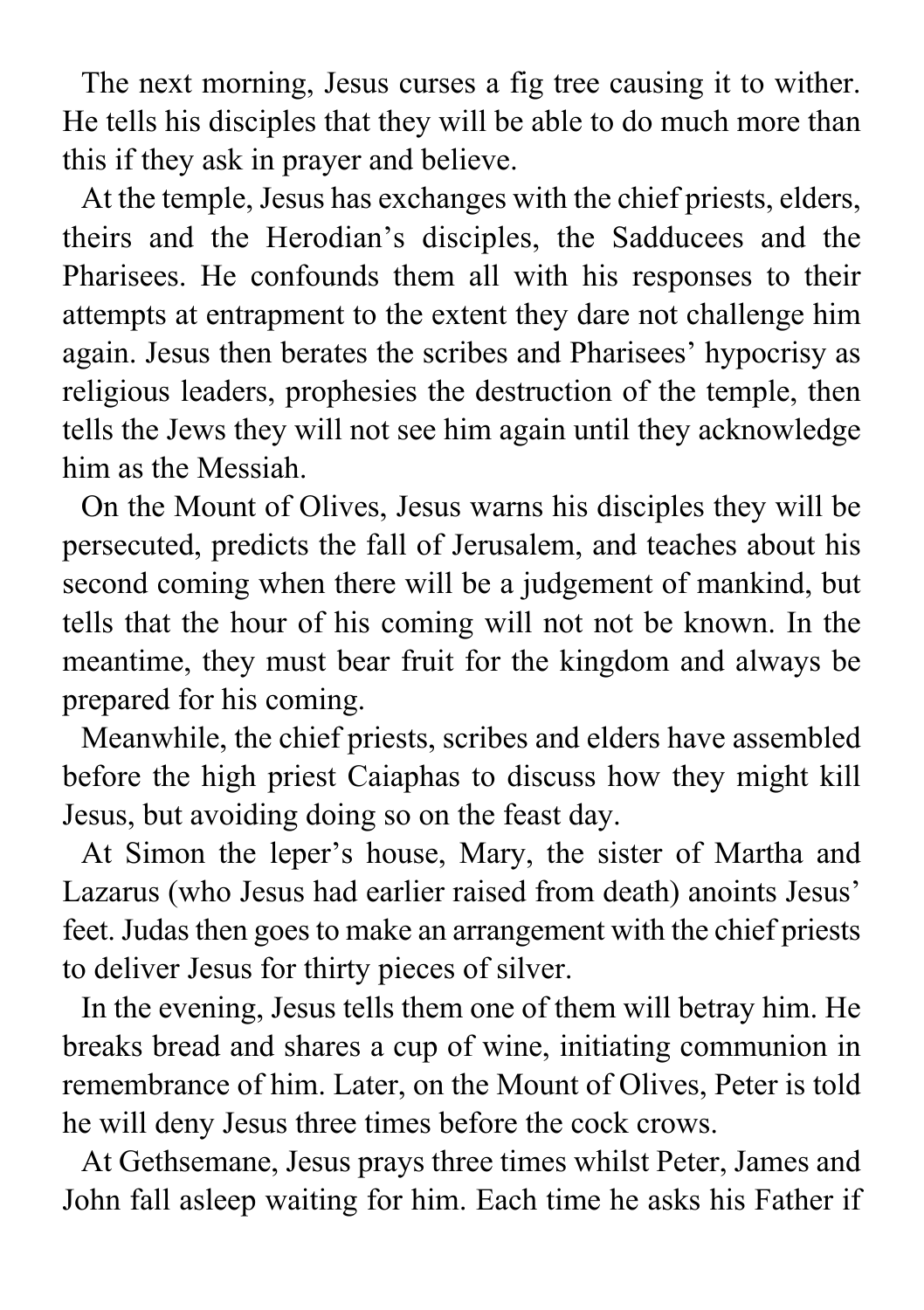The next morning, Jesus curses a fig tree causing it to wither. He tells his disciples that they will be able to do much more than this if they ask in prayer and believe.

At the temple, Jesus has exchanges with the chief priests, elders, theirs and the Herodian's disciples, the Sadducees and the Pharisees. He confounds them all with his responses to their attempts at entrapment to the extent they dare not challenge him again. Jesus then berates the scribes and Pharisees' hypocrisy as religious leaders, prophesies the destruction of the temple, then tells the Jews they will not see him again until they acknowledge him as the Messiah.

On the Mount of Olives, Jesus warns his disciples they will be persecuted, predicts the fall of Jerusalem, and teaches about his second coming when there will be a judgement of mankind, but tells that the hour of his coming will not not be known. In the meantime, they must bear fruit for the kingdom and always be prepared for his coming.

Meanwhile, the chief priests, scribes and elders have assembled before the high priest Caiaphas to discuss how they might kill Jesus, but avoiding doing so on the feast day.

At Simon the leper's house, Mary, the sister of Martha and Lazarus (who Jesus had earlier raised from death) anoints Jesus' feet. Judas then goes to make an arrangement with the chief priests to deliver Jesus for thirty pieces of silver.

In the evening, Jesus tells them one of them will betray him. He breaks bread and shares a cup of wine, initiating communion in remembrance of him. Later, on the Mount of Olives, Peter is told he will deny Jesus three times before the cock crows.

At Gethsemane, Jesus prays three times whilst Peter, James and John fall asleep waiting for him. Each time he asks his Father if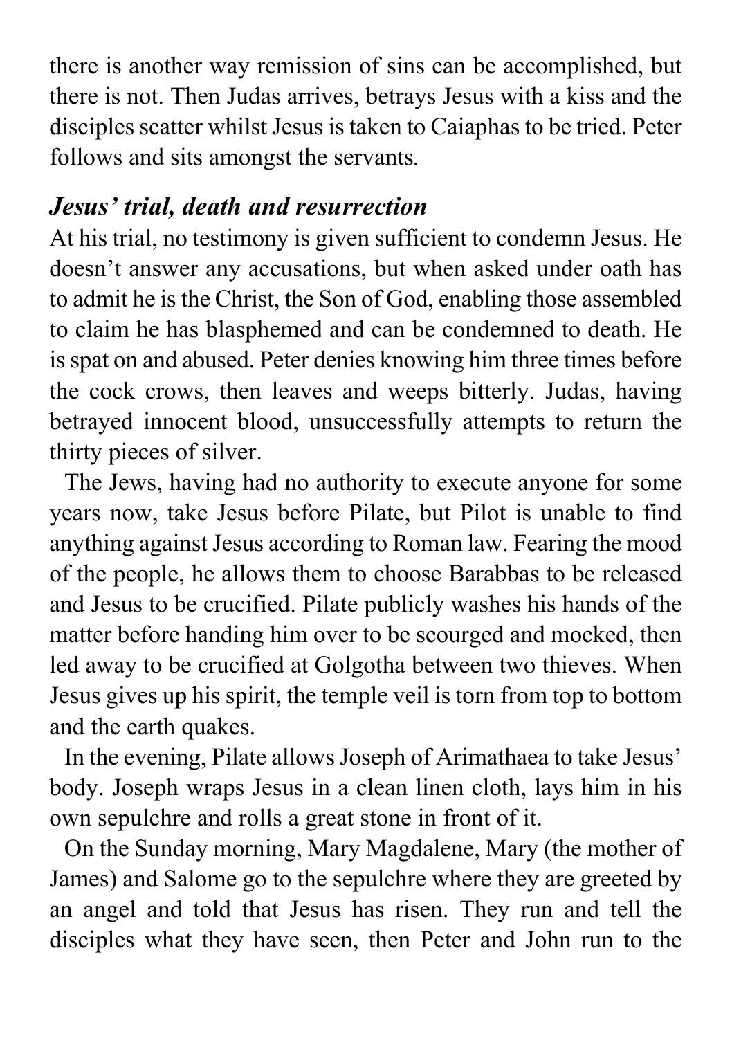there is another way remission of sins can be accomplished, but there is not. Then Judas arrives, betrays Jesus with a kiss and the disciples scatter whilst Jesus is taken to Caiaphas to be tried. Peter follows and sits amongst the servants.

### *Jesus' trial, death and resurrection*

At his trial, no testimony is given sufficient to condemn Jesus. He doesn't answer any accusations, but when asked under oath has to admit he is the Christ, the Son of God, enabling those assembled to claim he has blasphemed and can be condemned to death. He is spat on and abused. Peter denies knowing him three times before the cock crows, then leaves and weeps bitterly. Judas, having betrayed innocent blood, unsuccessfully attempts to return the thirty pieces of silver.

The Jews, having had no authority to execute anyone for some years now, take Jesus before Pilate, but Pilot is unable to find anything against Jesus according to Roman law. Fearing the mood of the people, he allows them to choose Barabbas to be released and Jesus to be crucified. Pilate publicly washes his hands of the matter before handing him over to be scourged and mocked, then led away to be crucified at Golgotha between two thieves. When Jesus gives up his spirit, the temple veil is torn from top to bottom and the earth quakes.

In the evening, Pilate allows Joseph of Arimathaea to take Jesus' body. Joseph wraps Jesus in a clean linen cloth, lays him in his own sepulchre and rolls a great stone in front of it.

On the Sunday morning, Mary Magdalene, Mary (the mother of James) and Salome go to the sepulchre where they are greeted by an angel and told that Jesus has risen. They run and tell the disciples what they have seen, then Peter and John run to the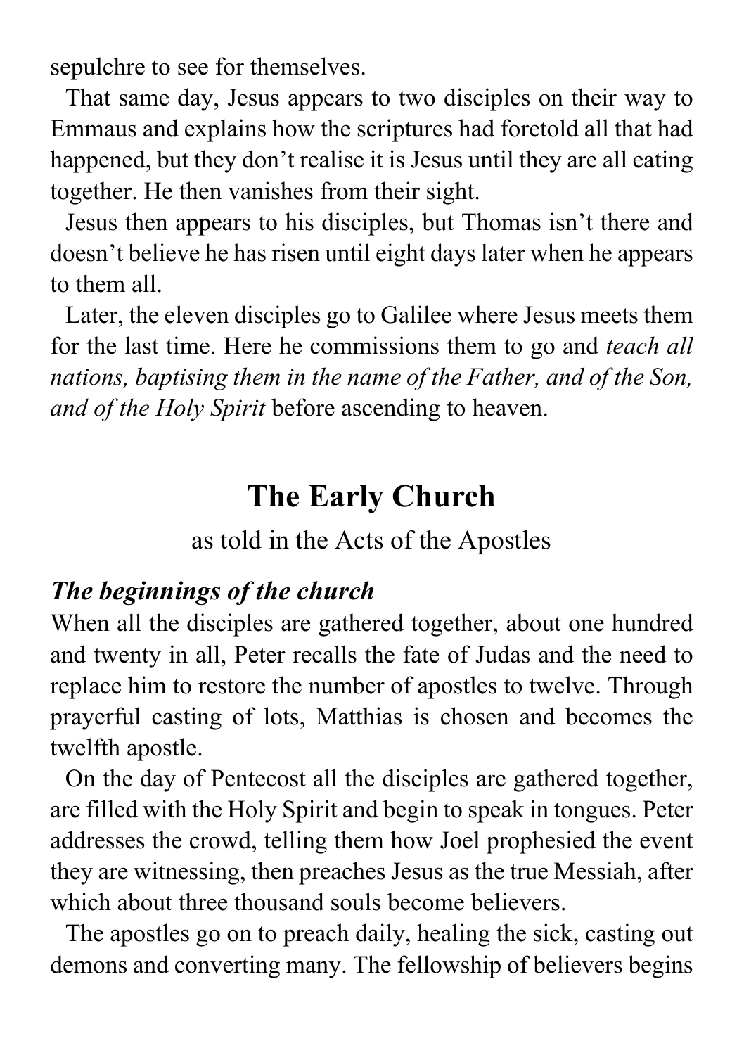sepulchre to see for themselves.

That same day, Jesus appears to two disciples on their way to Emmaus and explains how the scriptures had foretold all that had happened, but they don't realise it is Jesus until they are all eating together. He then vanishes from their sight.

Jesus then appears to his disciples, but Thomas isn't there and doesn't believe he has risen until eight days later when he appears to them all.

Later, the eleven disciples go to Galilee where Jesus meets them for the last time. Here he commissions them to go and *teach all nations, baptising them in the name of the Father, and of the Son, and of the Holy Spirit* before ascending to heaven.

## The Early Church

as told in the Acts of the Apostles

### *The beginnings of the church*

When all the disciples are gathered together, about one hundred and twenty in all, Peter recalls the fate of Judas and the need to replace him to restore the number of apostles to twelve. Through prayerful casting of lots, Matthias is chosen and becomes the twelfth apostle.

On the day of Pentecost all the disciples are gathered together, are filled with the Holy Spirit and begin to speak in tongues. Peter addresses the crowd, telling them how Joel prophesied the event they are witnessing, then preaches Jesus as the true Messiah, after which about three thousand souls become believers.

The apostles go on to preach daily, healing the sick, casting out demons and converting many. The fellowship of believers begins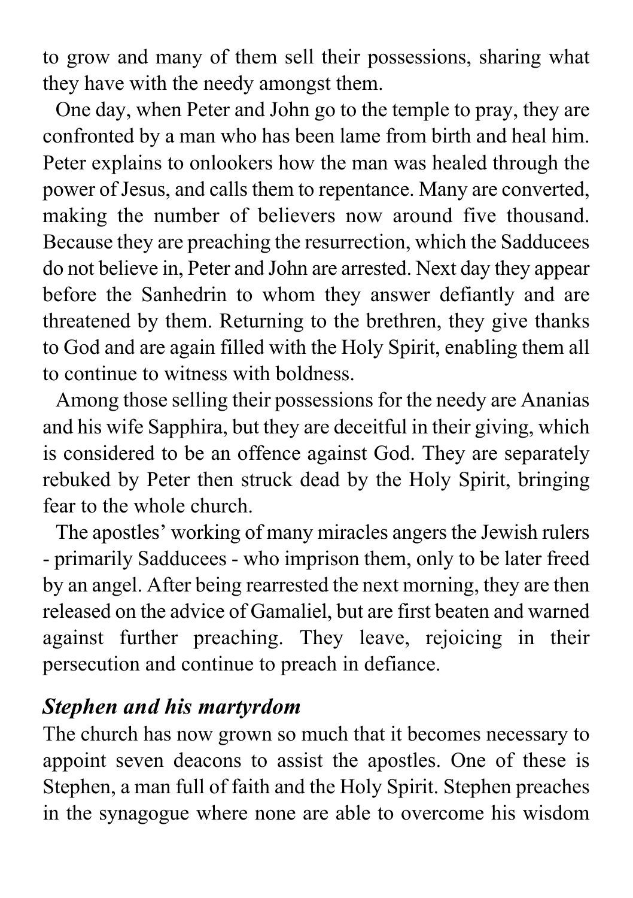to grow and many of them sell their possessions, sharing what they have with the needy amongst them.

One day, when Peter and John go to the temple to pray, they are confronted by a man who has been lame from birth and heal him. Peter explains to onlookers how the man was healed through the power of Jesus, and calls them to repentance. Many are converted, making the number of believers now around five thousand. Because they are preaching the resurrection, which the Sadducees do not believe in, Peter and John are arrested. Next day they appear before the Sanhedrin to whom they answer defiantly and are threatened by them. Returning to the brethren, they give thanks to God and are again filled with the Holy Spirit, enabling them all to continue to witness with boldness.

Among those selling their possessions for the needy are Ananias and his wife Sapphira, but they are deceitful in their giving, which is considered to be an offence against God. They are separately rebuked by Peter then struck dead by the Holy Spirit, bringing fear to the whole church.

The apostles' working of many miracles angers the Jewish rulers - primarily Sadducees - who imprison them, only to be later freed by an angel. After being rearrested the next morning, they are then released on the advice of Gamaliel, but are first beaten and warned against further preaching. They leave, rejoicing in their persecution and continue to preach in defiance.

### *Stephen and his martyrdom*

The church has now grown so much that it becomes necessary to appoint seven deacons to assist the apostles. One of these is Stephen, a man full of faith and the Holy Spirit. Stephen preaches in the synagogue where none are able to overcome his wisdom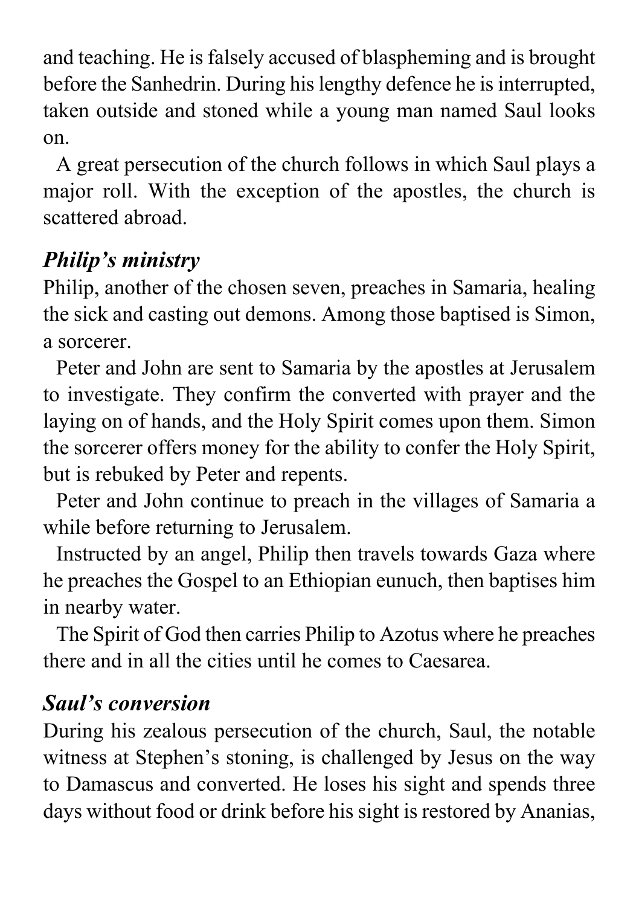and teaching. He is falsely accused of blaspheming and is brought before the Sanhedrin. During his lengthy defence he is interrupted, taken outside and stoned while a young man named Saul looks on.

A great persecution of the church follows in which Saul plays a major roll. With the exception of the apostles, the church is scattered abroad.

### *Philip's ministry*

Philip, another of the chosen seven, preaches in Samaria, healing the sick and casting out demons. Among those baptised is Simon, a sorcerer.

Peter and John are sent to Samaria by the apostles at Jerusalem to investigate. They confirm the converted with prayer and the laying on of hands, and the Holy Spirit comes upon them. Simon the sorcerer offers money for the ability to confer the Holy Spirit, but is rebuked by Peter and repents.

Peter and John continue to preach in the villages of Samaria a while before returning to Jerusalem.

Instructed by an angel, Philip then travels towards Gaza where he preaches the Gospel to an Ethiopian eunuch, then baptises him in nearby water.

The Spirit of God then carries Philip to Azotus where he preaches there and in all the cities until he comes to Caesarea.

### *Saul's conversion*

During his zealous persecution of the church, Saul, the notable witness at Stephen's stoning, is challenged by Jesus on the way to Damascus and converted. He loses his sight and spends three days without food or drink before his sight is restored by Ananias,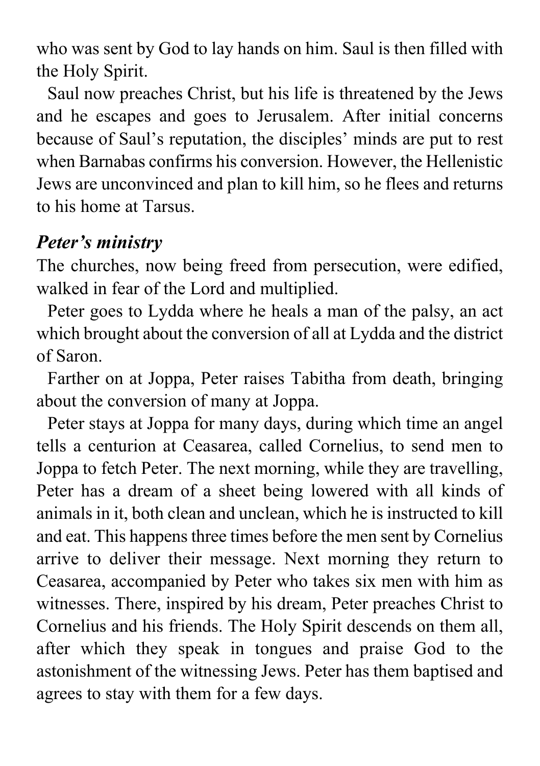who was sent by God to lay hands on him. Saul is then filled with the Holy Spirit.

Saul now preaches Christ, but his life is threatened by the Jews and he escapes and goes to Jerusalem. After initial concerns because of Saul's reputation, the disciples' minds are put to rest when Barnabas confirms his conversion. However, the Hellenistic Jews are unconvinced and plan to kill him, so he flees and returns to his home at Tarsus.

### *Peter's ministry*

The churches, now being freed from persecution, were edified, walked in fear of the Lord and multiplied.

Peter goes to Lydda where he heals a man of the palsy, an act which brought about the conversion of all at Lydda and the district of Saron.

Farther on at Joppa, Peter raises Tabitha from death, bringing about the conversion of many at Joppa.

Peter stays at Joppa for many days, during which time an angel tells a centurion at Ceasarea, called Cornelius, to send men to Joppa to fetch Peter. The next morning, while they are travelling, Peter has a dream of a sheet being lowered with all kinds of animals in it, both clean and unclean, which he is instructed to kill and eat. This happens three times before the men sent by Cornelius arrive to deliver their message. Next morning they return to Ceasarea, accompanied by Peter who takes six men with him as witnesses. There, inspired by his dream, Peter preaches Christ to Cornelius and his friends. The Holy Spirit descends on them all, after which they speak in tongues and praise God to the astonishment of the witnessing Jews. Peter has them baptised and agrees to stay with them for a few days.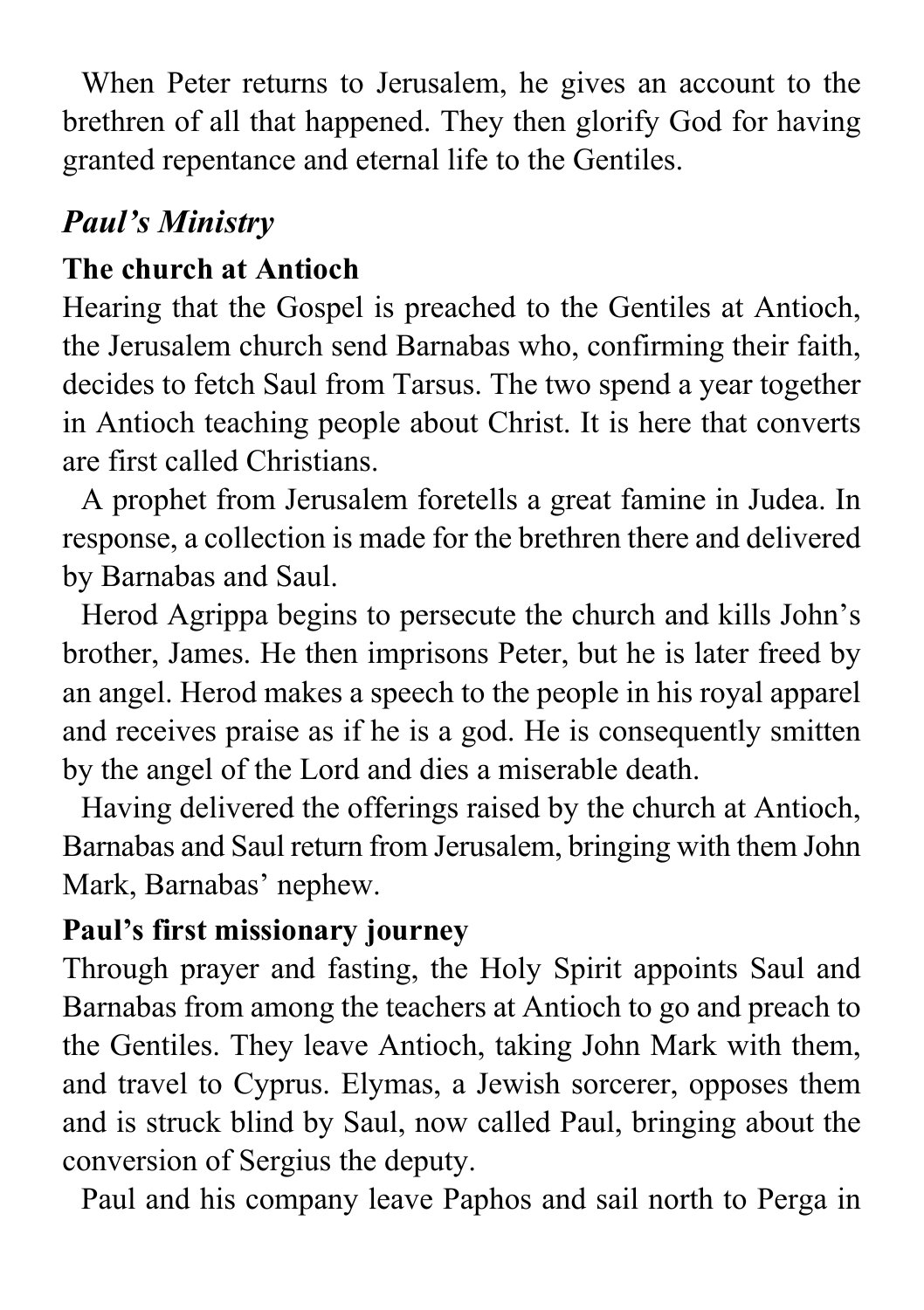When Peter returns to Jerusalem, he gives an account to the brethren of all that happened. They then glorify God for having granted repentance and eternal life to the Gentiles.

## *Paul's Ministry*

### The church at Antioch

Hearing that the Gospel is preached to the Gentiles at Antioch, the Jerusalem church send Barnabas who, confirming their faith, decides to fetch Saul from Tarsus. The two spend a year together in Antioch teaching people about Christ. It is here that converts are first called Christians.

A prophet from Jerusalem foretells a great famine in Judea. In response, a collection is made for the brethren there and delivered by Barnabas and Saul.

Herod Agrippa begins to persecute the church and kills John's brother, James. He then imprisons Peter, but he is later freed by an angel. Herod makes a speech to the people in his royal apparel and receives praise as if he is a god. He is consequently smitten by the angel of the Lord and dies a miserable death.

Having delivered the offerings raised by the church at Antioch, Barnabas and Saul return from Jerusalem, bringing with them John Mark, Barnabas' nephew.

### Paul's first missionary journey

Through prayer and fasting, the Holy Spirit appoints Saul and Barnabas from among the teachers at Antioch to go and preach to the Gentiles. They leave Antioch, taking John Mark with them, and travel to Cyprus. Elymas, a Jewish sorcerer, opposes them and is struck blind by Saul, now called Paul, bringing about the conversion of Sergius the deputy.

Paul and his company leave Paphos and sail north to Perga in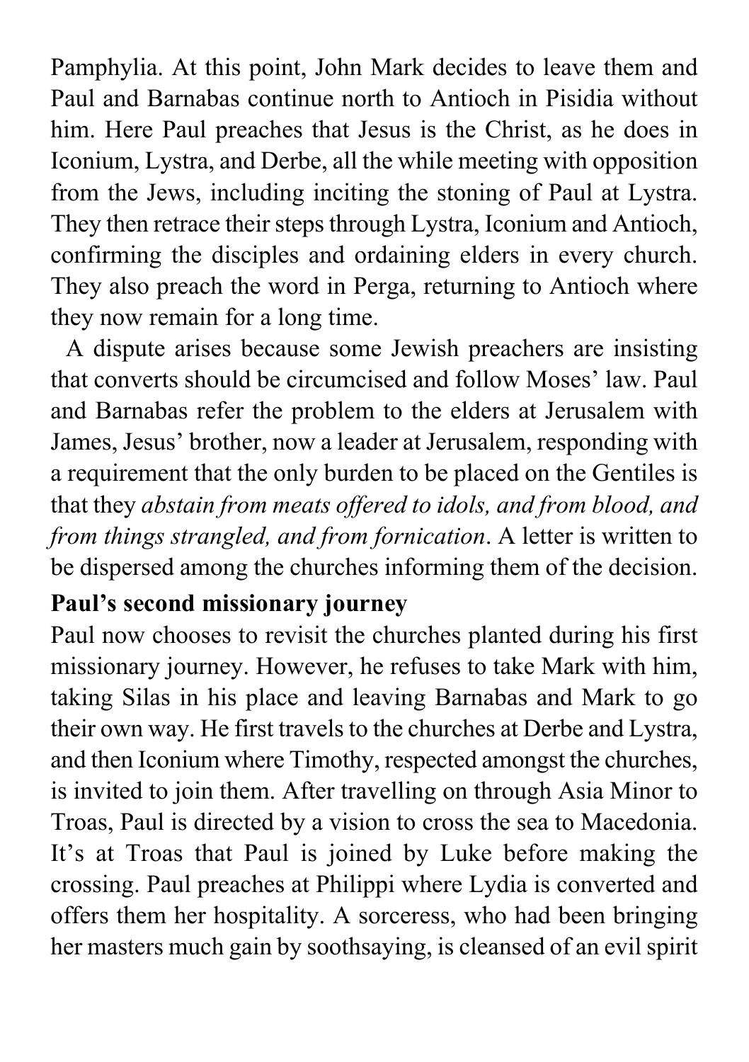Pamphylia. At this point, John Mark decides to leave them and Paul and Barnabas continue north to Antioch in Pisidia without him. Here Paul preaches that Jesus is the Christ, as he does in Iconium, Lystra, and Derbe, all the while meeting with opposition from the Jews, including inciting the stoning of Paul at Lystra. They then retrace their steps through Lystra, Iconium and Antioch, confirming the disciples and ordaining elders in every church. They also preach the word in Perga, returning to Antioch where they now remain for a long time.

A dispute arises because some Jewish preachers are insisting that converts should be circumcised and follow Moses' law. Paul and Barnabas refer the problem to the elders at Jerusalem with James, Jesus' brother, now a leader at Jerusalem, responding with a requirement that the only burden to be placed on the Gentiles is that they *abstain from meats offered to idols, and from blood, and from things strangled, and from fornication*. A letter is written to be dispersed among the churches informing them of the decision.

**Paul's second missionary journey**

Paul now chooses to revisit the churches planted during his first missionary journey. However, he refuses to take Mark with him, taking Silas in his place and leaving Barnabas and Mark to go their own way. He first travels to the churches at Derbe and Lystra, and then Iconium where Timothy, respected amongst the churches, is invited to join them. After travelling on through Asia Minor to Troas, Paul is directed by a vision to cross the sea to Macedonia. It's at Troas that Paul is joined by Luke before making the crossing. Paul preaches at Philippi where Lydia is converted and offers them her hospitality. A sorceress, who had been bringing her masters much gain by soothsaying, is cleansed of an evil spirit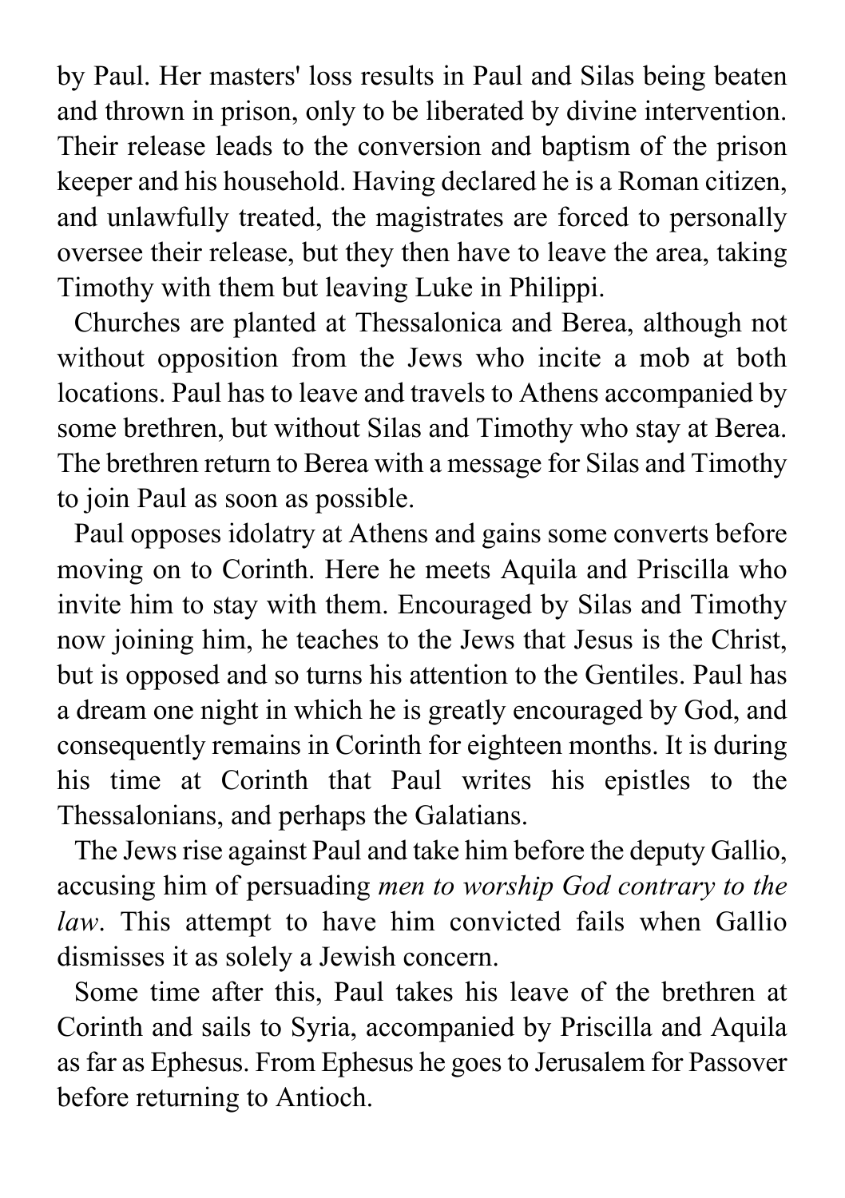by Paul. Her masters' loss results in Paul and Silas being beaten and thrown in prison, only to be liberated by divine intervention. Their release leads to the conversion and baptism of the prison keeper and his household. Having declared he is a Roman citizen, and unlawfully treated, the magistrates are forced to personally oversee their release, but they then have to leave the area, taking Timothy with them but leaving Luke in Philippi.

Churches are planted at Thessalonica and Berea, although not without opposition from the Jews who incite a mob at both locations. Paul has to leave and travels to Athens accompanied by some brethren, but without Silas and Timothy who stay at Berea. The brethren return to Berea with a message for Silas and Timothy to join Paul as soon as possible.

Paul opposes idolatry at Athens and gains some converts before moving on to Corinth. Here he meets Aquila and Priscilla who invite him to stay with them. Encouraged by Silas and Timothy now joining him, he teaches to the Jews that Jesus is the Christ, but is opposed and so turns his attention to the Gentiles. Paul has a dream one night in which he is greatly encouraged by God, and consequently remains in Corinth for eighteen months. It is during his time at Corinth that Paul writes his epistles to the Thessalonians, and perhaps the Galatians.

The Jews rise against Paul and take him before the deputy Gallio, accusing him of persuading *men to worship God contrary to the law*. This attempt to have him convicted fails when Gallio dismisses it as solely a Jewish concern.

Some time after this, Paul takes his leave of the brethren at Corinth and sails to Syria, accompanied by Priscilla and Aquila as far as Ephesus. From Ephesus he goes to Jerusalem for Passover before returning to Antioch.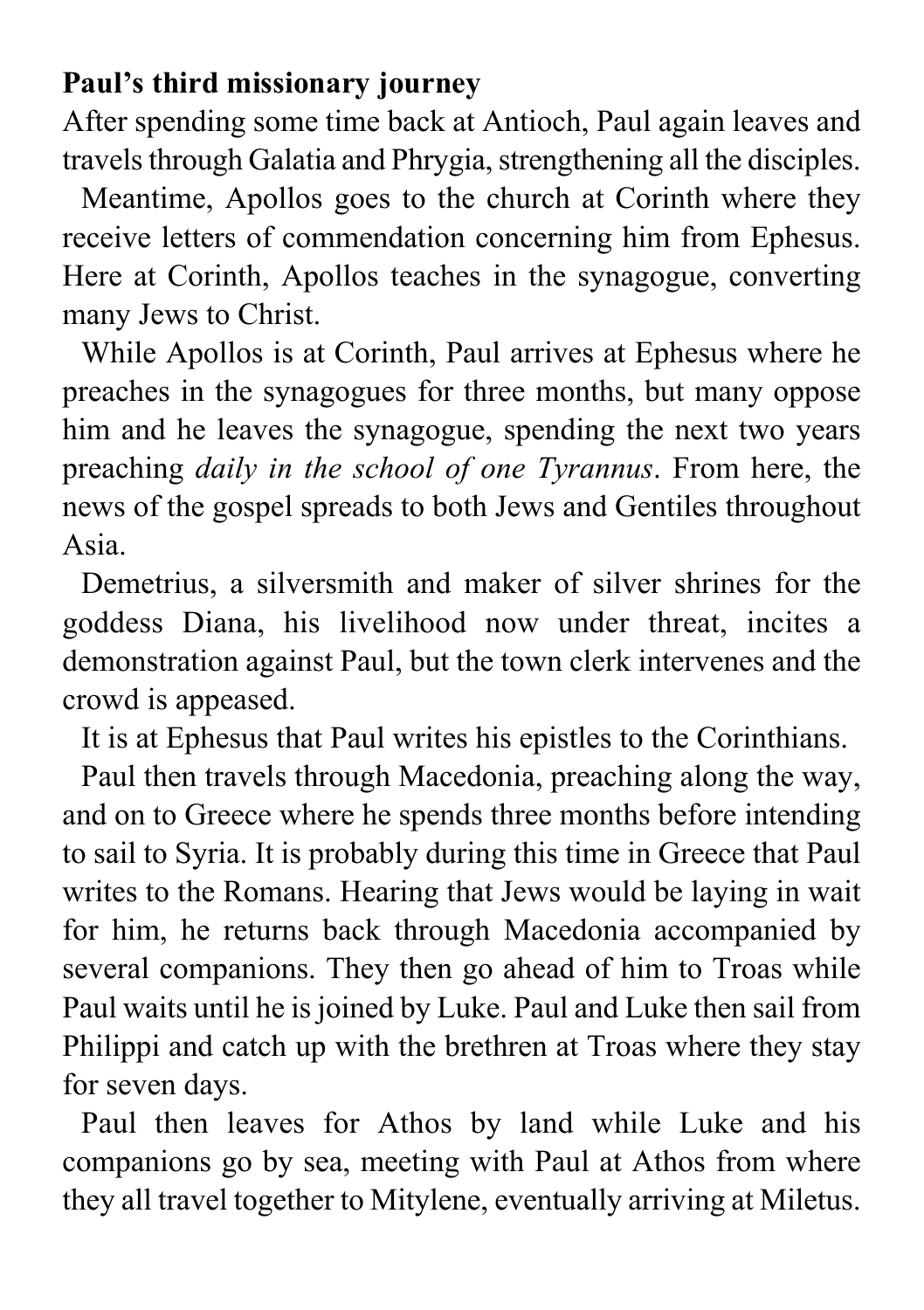**Paul's third missionary journey**

After spending some time back at Antioch, Paul again leaves and travels through Galatia and Phrygia, strengthening all the disciples.

Meantime, Apollos goes to the church at Corinth where they receive letters of commendation concerning him from Ephesus. Here at Corinth, Apollos teaches in the synagogue, converting many Jews to Christ.

While Apollos is at Corinth, Paul arrives at Ephesus where he preaches in the synagogues for three months, but many oppose him and he leaves the synagogue, spending the next two years preaching *daily in the school of one Tyrannus*. From here, the news of the gospel spreads to both Jews and Gentiles throughout Asia.

Demetrius, a silversmith and maker of silver shrines for the goddess Diana, his livelihood now under threat, incites a demonstration against Paul, but the town clerk intervenes and the crowd is appeased.

It is at Ephesus that Paul writes his epistles to the Corinthians.

Paul then travels through Macedonia, preaching along the way, and on to Greece where he spends three months before intending to sail to Syria. It is probably during this time in Greece that Paul writes to the Romans. Hearing that Jews would be laying in wait for him, he returns back through Macedonia accompanied by several companions. They then go ahead of him to Troas while Paul waits until he is joined by Luke. Paul and Luke then sail from Philippi and catch up with the brethren at Troas where they stay for seven days.

Paul then leaves for Athos by land while Luke and his companions go by sea, meeting with Paul at Athos from where they all travel together to Mitylene, eventually arriving at Miletus.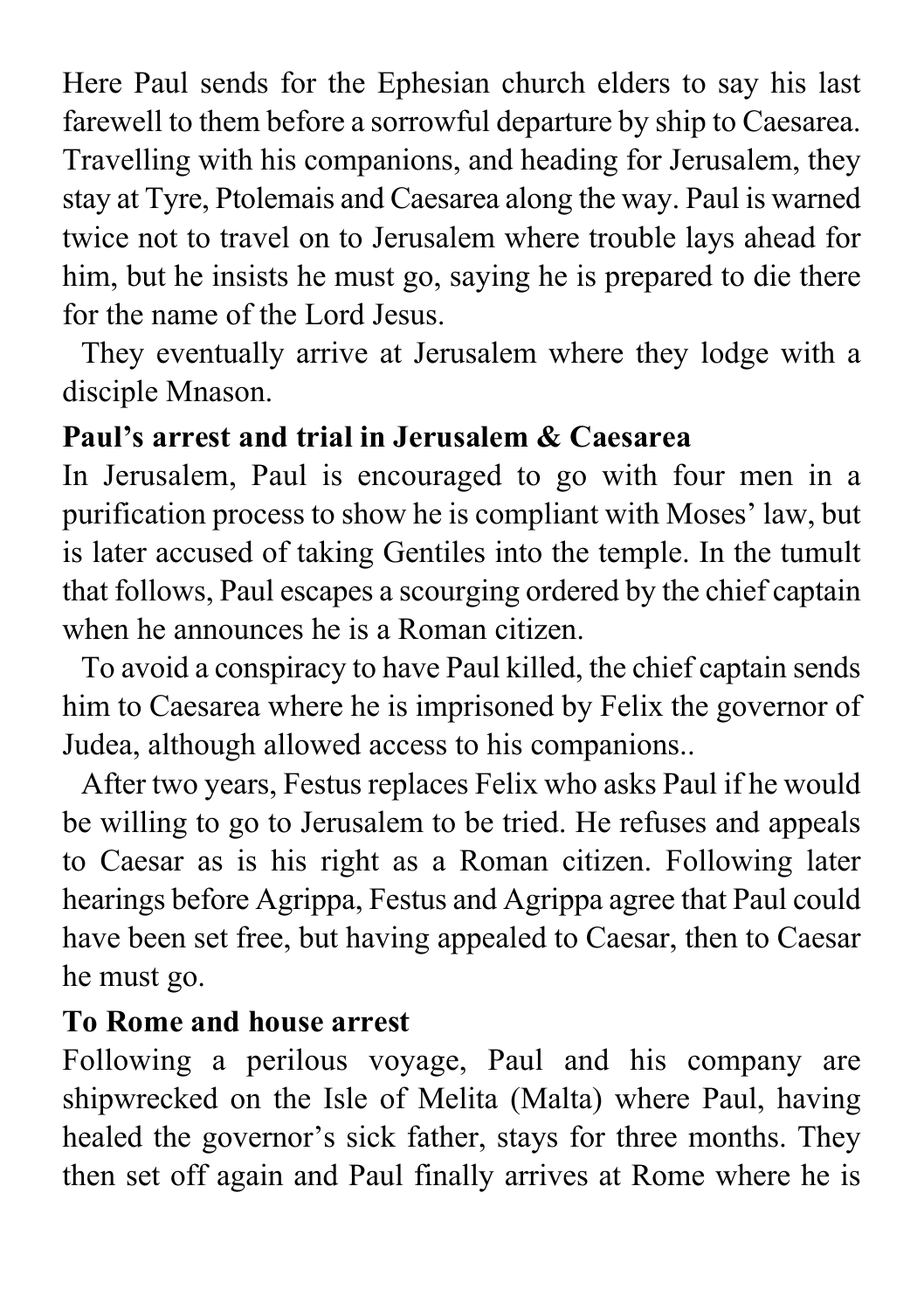Here Paul sends for the Ephesian church elders to say his last farewell to them before a sorrowful departure by ship to Caesarea. Travelling with his companions, and heading for Jerusalem, they stay at Tyre, Ptolemais and Caesarea along the way. Paul is warned twice not to travel on to Jerusalem where trouble lays ahead for him, but he insists he must go, saying he is prepared to die there for the name of the Lord Jesus.

They eventually arrive at Jerusalem where they lodge with a disciple Mnason.

**Paul's arrest and trial in Jerusalem & Caesarea**

In Jerusalem, Paul is encouraged to go with four men in a purification process to show he is compliant with Moses' law, but is later accused of taking Gentiles into the temple. In the tumult that follows, Paul escapes a scourging ordered by the chief captain when he announces he is a Roman citizen.

To avoid a conspiracy to have Paul killed, the chief captain sends him to Caesarea where he is imprisoned by Felix the governor of Judea, although allowed access to his companions..

After two years, Festus replaces Felix who asks Paul if he would be willing to go to Jerusalem to be tried. He refuses and appeals to Caesar as is his right as a Roman citizen. Following later hearings before Agrippa, Festus and Agrippa agree that Paul could have been set free, but having appealed to Caesar, then to Caesar he must go.

**To Rome and house arrest**

Following a perilous voyage, Paul and his company are shipwrecked on the Isle of Melita (Malta) where Paul, having healed the governor's sick father, stays for three months. They then set off again and Paul finally arrives at Rome where he is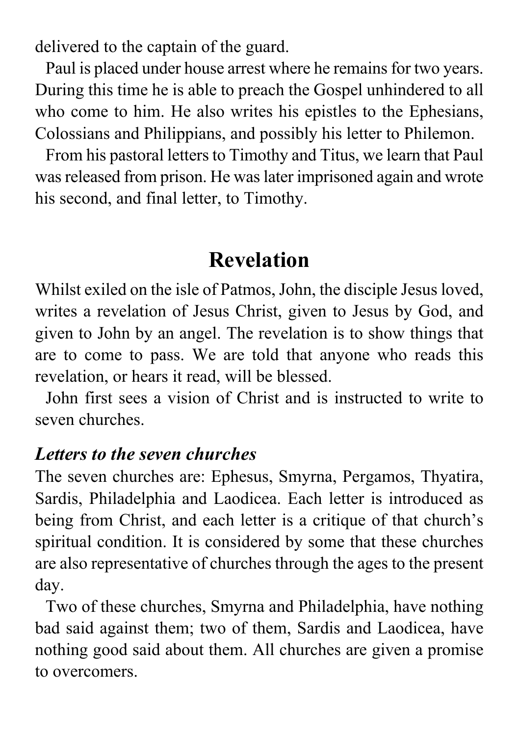delivered to the captain of the guard.

Paul is placed under house arrest where he remains for two years. During this time he is able to preach the Gospel unhindered to all who come to him. He also writes his epistles to the Ephesians, Colossians and Philippians, and possibly his letter to Philemon.

From his pastoral letters to Timothy and Titus, we learn that Paul was released from prison. He was later imprisoned again and wrote his second, and final letter, to Timothy.

## Revelation

Whilst exiled on the isle of Patmos, John, the disciple Jesus loved, writes a revelation of Jesus Christ, given to Jesus by God, and given to John by an angel. The revelation is to show things that are to come to pass. We are told that anyone who reads this revelation, or hears it read, will be blessed.

John first sees a vision of Christ and is instructed to write to seven churches.

### *Letters to the seven churches*

The seven churches are: Ephesus, Smyrna, Pergamos, Thyatira, Sardis, Philadelphia and Laodicea. Each letter is introduced as being from Christ, and each letter is a critique of that church's spiritual condition. It is considered by some that these churches are also representative of churches through the ages to the present day.

Two of these churches, Smyrna and Philadelphia, have nothing bad said against them; two of them, Sardis and Laodicea, have nothing good said about them. All churches are given a promise to overcomers.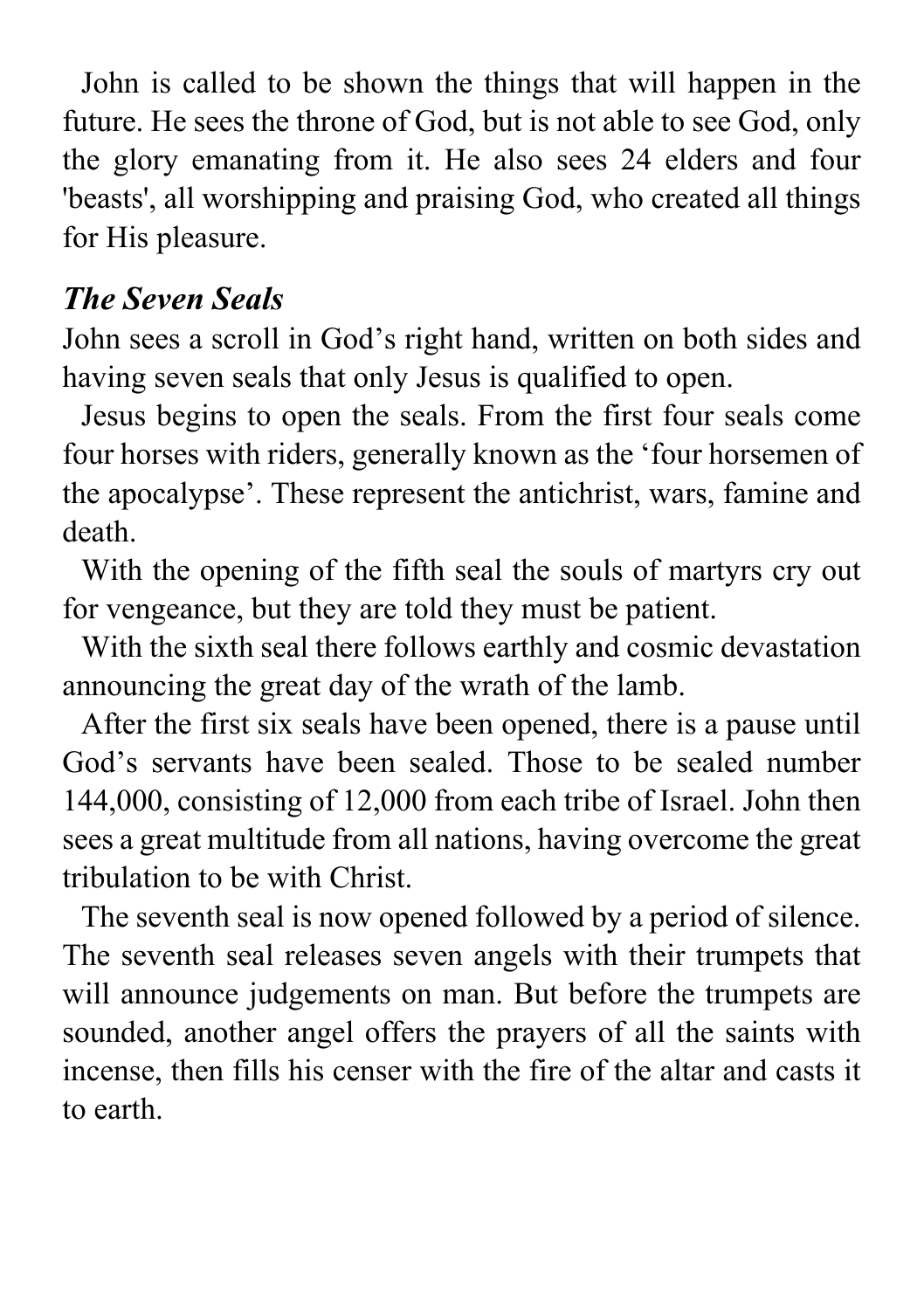John is called to be shown the things that will happen in the future. He sees the throne of God, but is not able to see God, only the glory emanating from it. He also sees 24 elders and four 'beasts', all worshipping and praising God, who created all things for His pleasure.

### *The Seven Seals*

John sees a scroll in God's right hand, written on both sides and having seven seals that only Jesus is qualified to open.

Jesus begins to open the seals. From the first four seals come four horses with riders, generally known as the 'four horsemen of the apocalypse'. These represent the antichrist, wars, famine and death.

With the opening of the fifth seal the souls of martyrs cry out for vengeance, but they are told they must be patient.

With the sixth seal there follows earthly and cosmic devastation announcing the great day of the wrath of the lamb.

After the first six seals have been opened, there is a pause until God's servants have been sealed. Those to be sealed number 144,000, consisting of 12,000 from each tribe of Israel. John then sees a great multitude from all nations, having overcome the great tribulation to be with Christ.

The seventh seal is now opened followed by a period of silence. The seventh seal releases seven angels with their trumpets that will announce judgements on man. But before the trumpets are sounded, another angel offers the prayers of all the saints with incense, then fills his censer with the fire of the altar and casts it to earth.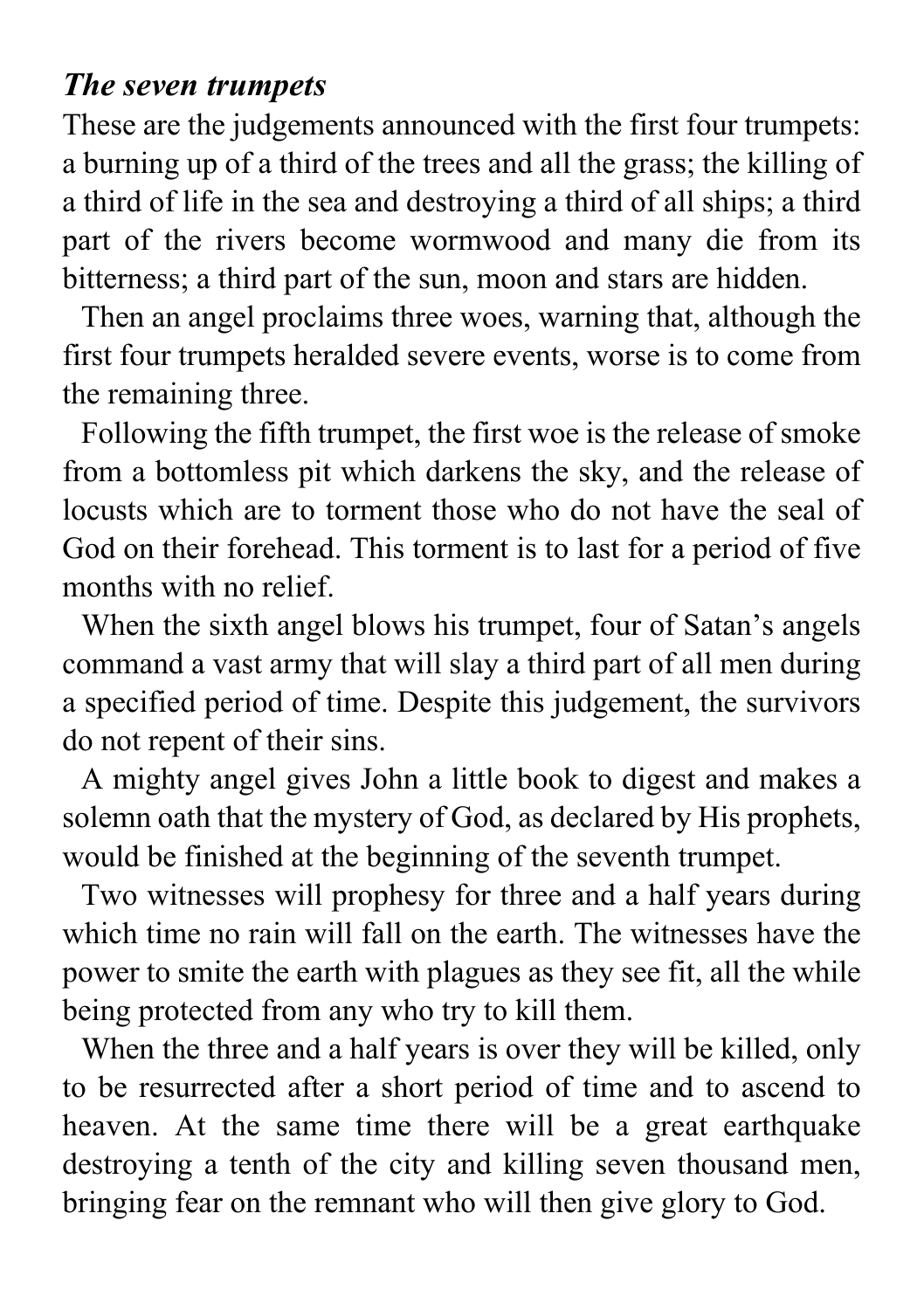***The seven trumpets***

These are the judgements announced with the first four trumpets: a burning up of a third of the trees and all the grass; the killing of a third of life in the sea and destroying a third of all ships; a third part of the rivers become wormwood and many die from its bitterness; a third part of the sun, moon and stars are hidden.

Then an angel proclaims three woes, warning that, although the first four trumpets heralded severe events, worse is to come from the remaining three.

Following the fifth trumpet, the first woe is the release of smoke from a bottomless pit which darkens the sky, and the release of locusts which are to torment those who do not have the seal of God on their forehead. This torment is to last for a period of five months with no relief.

When the sixth angel blows his trumpet, four of Satan's angels command a vast army that will slay a third part of all men during a specified period of time. Despite this judgement, the survivors do not repent of their sins.

A mighty angel gives John a little book to digest and makes a solemn oath that the mystery of God, as declared by His prophets, would be finished at the beginning of the seventh trumpet.

Two witnesses will prophesy for three and a half years during which time no rain will fall on the earth. The witnesses have the power to smite the earth with plagues as they see fit, all the while being protected from any who try to kill them.

When the three and a half years is over they will be killed, only to be resurrected after a short period of time and to ascend to heaven. At the same time there will be a great earthquake destroying a tenth of the city and killing seven thousand men, bringing fear on the remnant who will then give glory to God.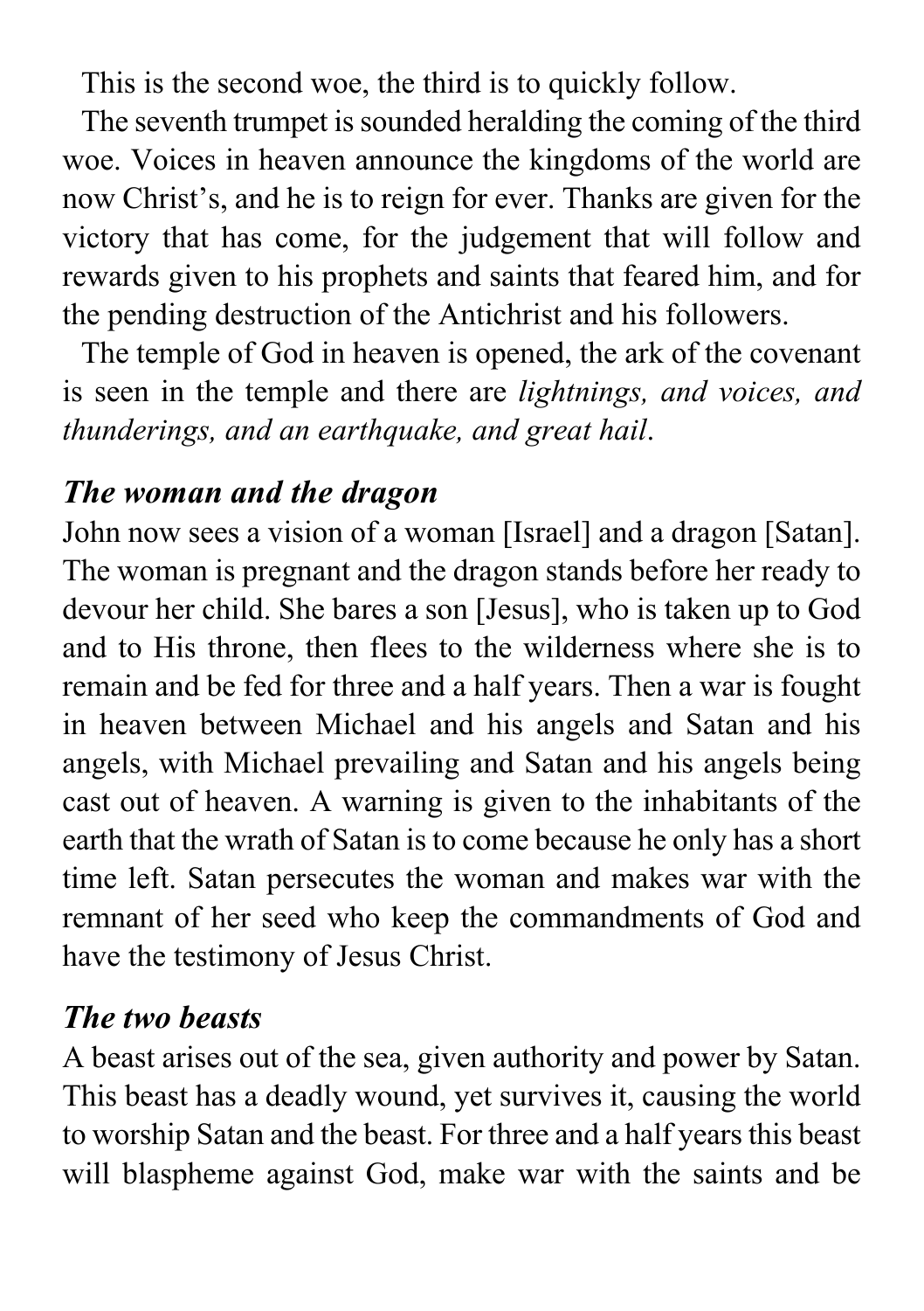This is the second woe, the third is to quickly follow.

The seventh trumpet is sounded heralding the coming of the third woe. Voices in heaven announce the kingdoms of the world are now Christ's, and he is to reign for ever. Thanks are given for the victory that has come, for the judgement that will follow and rewards given to his prophets and saints that feared him, and for the pending destruction of the Antichrist and his followers.

The temple of God in heaven is opened, the ark of the covenant is seen in the temple and there are *lightnings, and voices, and thunderings, and an earthquake, and great hail*.

### *The woman and the dragon*

John now sees a vision of a woman [Israel] and a dragon [Satan]. The woman is pregnant and the dragon stands before her ready to devour her child. She bares a son [Jesus], who is taken up to God and to His throne, then flees to the wilderness where she is to remain and be fed for three and a half years. Then a war is fought in heaven between Michael and his angels and Satan and his angels, with Michael prevailing and Satan and his angels being cast out of heaven. A warning is given to the inhabitants of the earth that the wrath of Satan is to come because he only has a short time left. Satan persecutes the woman and makes war with the remnant of her seed who keep the commandments of God and have the testimony of Jesus Christ.

### *The two beasts*

A beast arises out of the sea, given authority and power by Satan. This beast has a deadly wound, yet survives it, causing the world to worship Satan and the beast. For three and a half years this beast will blaspheme against God, make war with the saints and be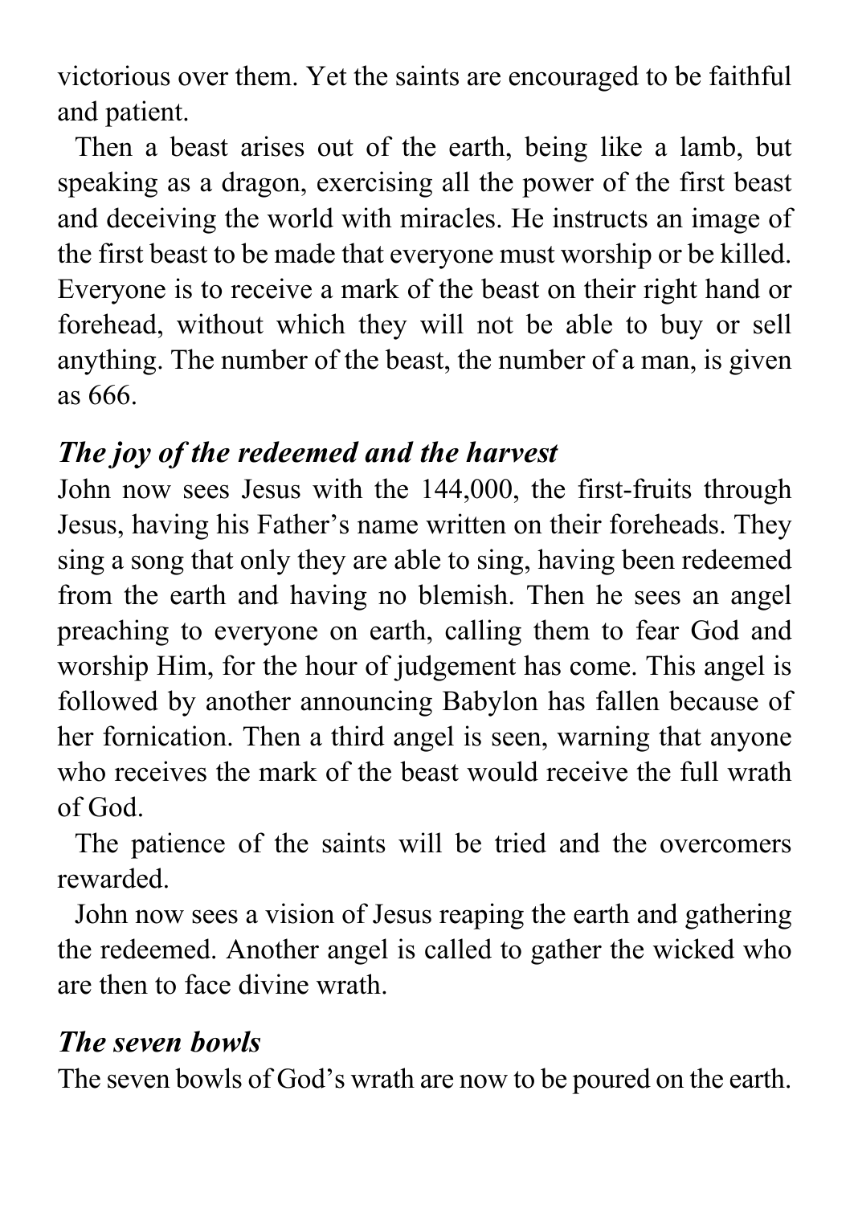victorious over them. Yet the saints are encouraged to be faithful and patient.

Then a beast arises out of the earth, being like a lamb, but speaking as a dragon, exercising all the power of the first beast and deceiving the world with miracles. He instructs an image of the first beast to be made that everyone must worship or be killed. Everyone is to receive a mark of the beast on their right hand or forehead, without which they will not be able to buy or sell anything. The number of the beast, the number of a man, is given as 666.

### *The joy of the redeemed and the harvest*

John now sees Jesus with the 144,000, the first-fruits through Jesus, having his Father's name written on their foreheads. They sing a song that only they are able to sing, having been redeemed from the earth and having no blemish. Then he sees an angel preaching to everyone on earth, calling them to fear God and worship Him, for the hour of judgement has come. This angel is followed by another announcing Babylon has fallen because of her fornication. Then a third angel is seen, warning that anyone who receives the mark of the beast would receive the full wrath of God.

The patience of the saints will be tried and the overcomers rewarded.

John now sees a vision of Jesus reaping the earth and gathering the redeemed. Another angel is called to gather the wicked who are then to face divine wrath.

### *The seven bowls*

The seven bowls of God's wrath are now to be poured on the earth.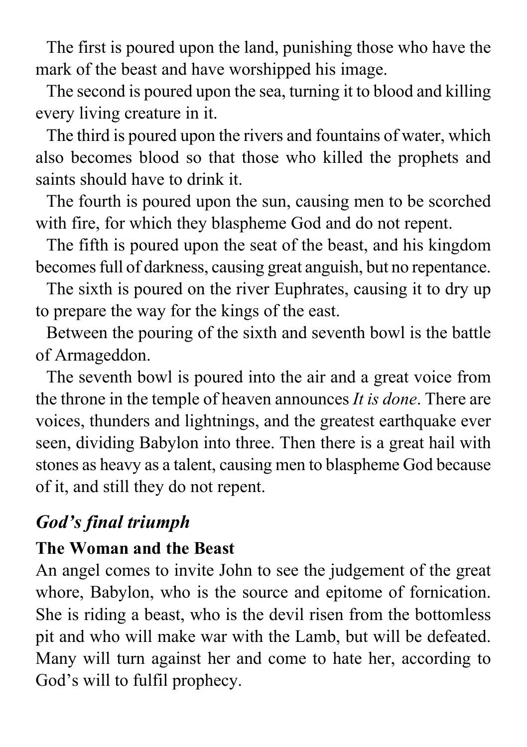The first is poured upon the land, punishing those who have the mark of the beast and have worshipped his image.

The second is poured upon the sea, turning it to blood and killing every living creature in it.

The third is poured upon the rivers and fountains of water, which also becomes blood so that those who killed the prophets and saints should have to drink it.

The fourth is poured upon the sun, causing men to be scorched with fire, for which they blaspheme God and do not repent.

The fifth is poured upon the seat of the beast, and his kingdom becomes full of darkness, causing great anguish, but no repentance.

The sixth is poured on the river Euphrates, causing it to dry up to prepare the way for the kings of the east.

Between the pouring of the sixth and seventh bowl is the battle of Armageddon.

The seventh bowl is poured into the air and a great voice from the throne in the temple of heaven announces *It is done*. There are voices, thunders and lightnings, and the greatest earthquake ever seen, dividing Babylon into three. Then there is a great hail with stones as heavy as a talent, causing men to blaspheme God because of it, and still they do not repent.

## *God's final triumph*

### The Woman and the Beast

An angel comes to invite John to see the judgement of the great whore, Babylon, who is the source and epitome of fornication. She is riding a beast, who is the devil risen from the bottomless pit and who will make war with the Lamb, but will be defeated. Many will turn against her and come to hate her, according to God's will to fulfil prophecy.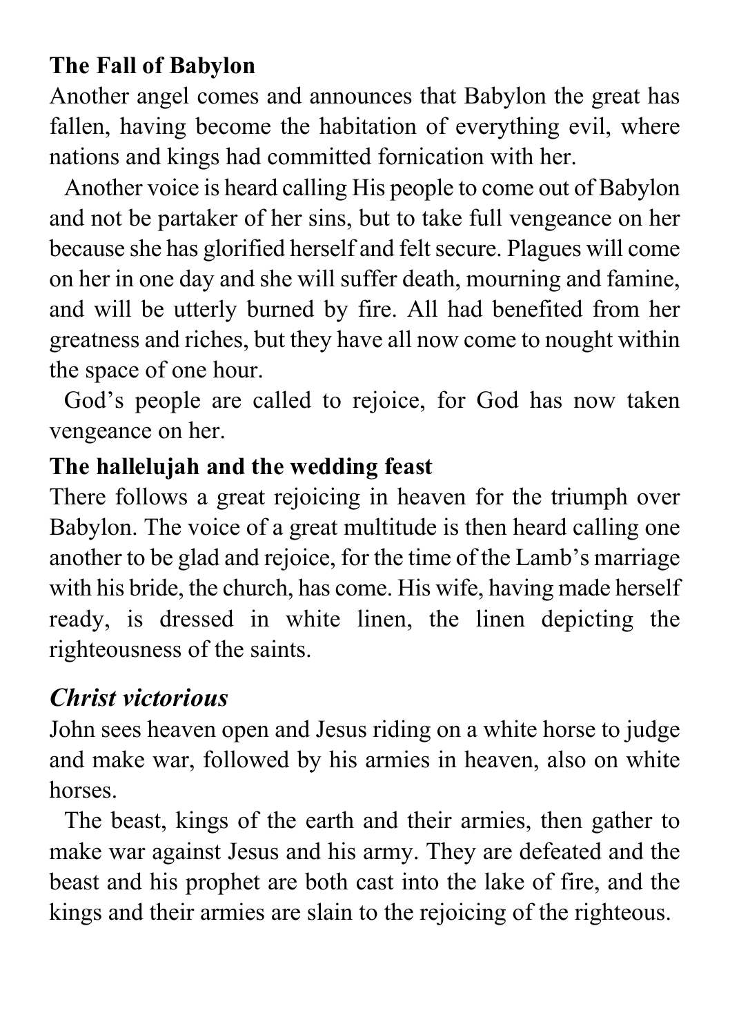**The Fall of Babylon**

Another angel comes and announces that Babylon the great has fallen, having become the habitation of everything evil, where nations and kings had committed fornication with her.

Another voice is heard calling His people to come out of Babylon and not be partaker of her sins, but to take full vengeance on her because she has glorified herself and felt secure. Plagues will come on her in one day and she will suffer death, mourning and famine, and will be utterly burned by fire. All had benefited from her greatness and riches, but they have all now come to nought within the space of one hour.

God's people are called to rejoice, for God has now taken vengeance on her.

**The hallelujah and the wedding feast**

There follows a great rejoicing in heaven for the triumph over Babylon. The voice of a great multitude is then heard calling one another to be glad and rejoice, for the time of the Lamb's marriage with his bride, the church, has come. His wife, having made herself ready, is dressed in white linen, the linen depicting the righteousness of the saints.

### *Christ victorious*

John sees heaven open and Jesus riding on a white horse to judge and make war, followed by his armies in heaven, also on white horses.

The beast, kings of the earth and their armies, then gather to make war against Jesus and his army. They are defeated and the beast and his prophet are both cast into the lake of fire, and the kings and their armies are slain to the rejoicing of the righteous.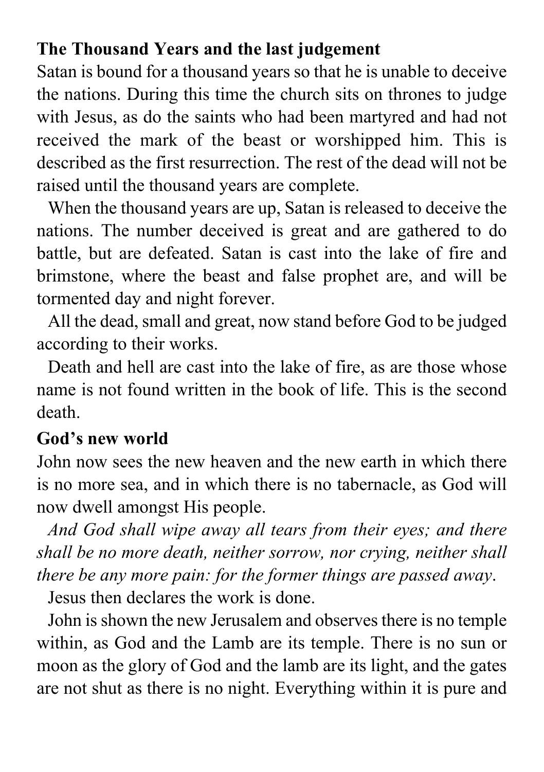**The Thousand Years and the last judgement**

Satan is bound for a thousand years so that he is unable to deceive the nations. During this time the church sits on thrones to judge with Jesus, as do the saints who had been martyred and had not received the mark of the beast or worshipped him. This is described as the first resurrection. The rest of the dead will not be raised until the thousand years are complete.

When the thousand years are up, Satan is released to deceive the nations. The number deceived is great and are gathered to do battle, but are defeated. Satan is cast into the lake of fire and brimstone, where the beast and false prophet are, and will be tormented day and night forever.

All the dead, small and great, now stand before God to be judged according to their works.

Death and hell are cast into the lake of fire, as are those whose name is not found written in the book of life. This is the second death.

**God's new world**

John now sees the new heaven and the new earth in which there is no more sea, and in which there is no tabernacle, as God will now dwell amongst His people.

*And God shall wipe away all tears from their eyes; and there shall be no more death, neither sorrow, nor crying, neither shall there be any more pain: for the former things are passed away.*

Jesus then declares the work is done.

John is shown the new Jerusalem and observes there is no temple within, as God and the Lamb are its temple. There is no sun or moon as the glory of God and the lamb are its light, and the gates are not shut as there is no night. Everything within it is pure and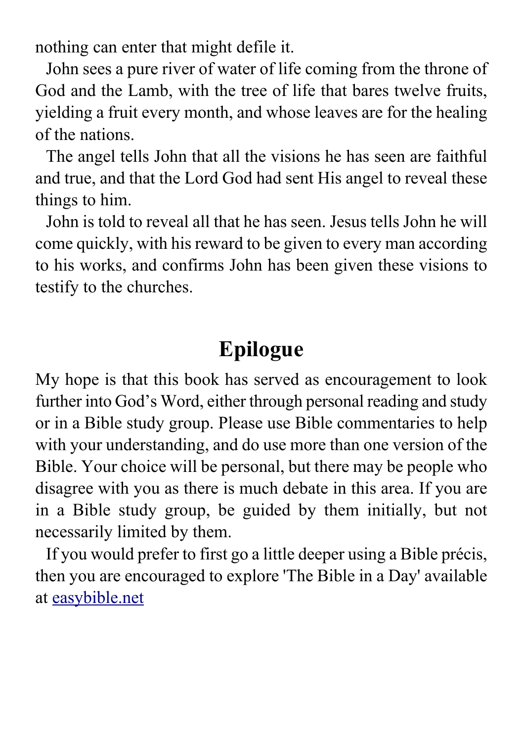nothing can enter that might defile it.

John sees a pure river of water of life coming from the throne of God and the Lamb, with the tree of life that bares twelve fruits, yielding a fruit every month, and whose leaves are for the healing of the nations.

The angel tells John that all the visions he has seen are faithful and true, and that the Lord God had sent His angel to reveal these things to him.

John is told to reveal all that he has seen. Jesus tells John he will come quickly, with his reward to be given to every man according to his works, and confirms John has been given these visions to testify to the churches.

## Epilogue

My hope is that this book has served as encouragement to look further into God's Word, either through personal reading and study or in a Bible study group. Please use Bible commentaries to help with your understanding, and do use more than one version of the Bible. Your choice will be personal, but there may be people who disagree with you as there is much debate in this area. If you are in a Bible study group, be guided by them initially, but not necessarily limited by them.

If you would prefer to first go a little deeper using a Bible précis, then you are encouraged to explore 'The Bible in a Day' available at [easybible.net](easybible.net)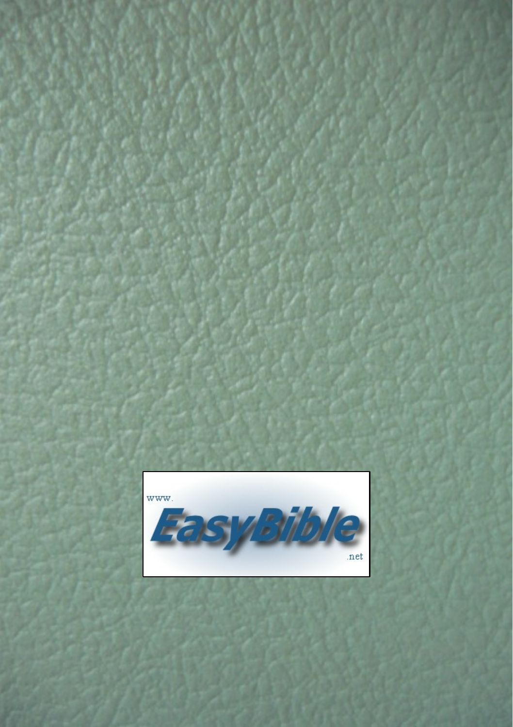www.

EasyBible

.net